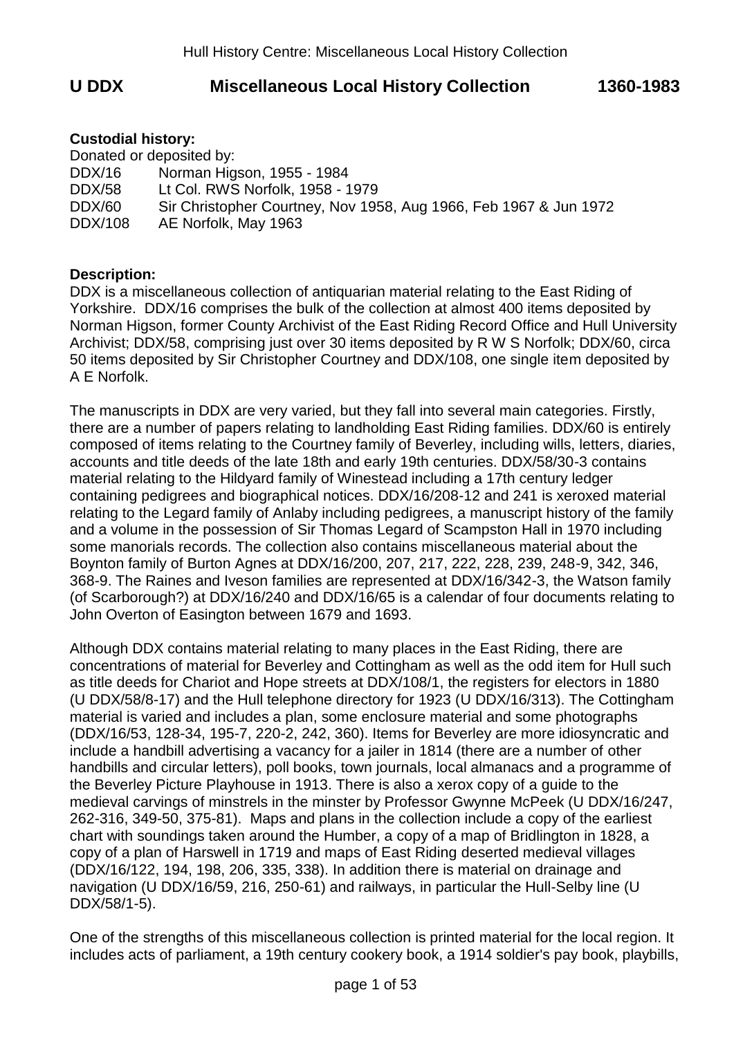# U DDX Miscellaneous Local History Collection 1360-1983

**Custodial history:**

Donated or deposited by:

| | |
|---|---|
| DDX/16 | Norman Higson, 1955 - 1984 |
| DDX/58 | Lt Col. RWS Norfolk, 1958 - 1979 |
| DDX/60 | Sir Christopher Courtney, Nov 1958, Aug 1966, Feb 1967 & Jun 1972 |
| DDX/108 | AE Norfolk, May 1963 |

**Description:**

DDX is a miscellaneous collection of antiquarian material relating to the East Riding of Yorkshire. DDX/16 comprises the bulk of the collection at almost 400 items deposited by Norman Higson, former County Archivist of the East Riding Record Office and Hull University Archivist; DDX/58, comprising just over 30 items deposited by R W S Norfolk; DDX/60, circa 50 items deposited by Sir Christopher Courtney and DDX/108, one single item deposited by A E Norfolk.

The manuscripts in DDX are very varied, but they fall into several main categories. Firstly, there are a number of papers relating to landholding East Riding families. DDX/60 is entirely composed of items relating to the Courtney family of Beverley, including wills, letters, diaries, accounts and title deeds of the late 18th and early 19th centuries. DDX/58/30-3 contains material relating to the Hildyard family of Winestead including a 17th century ledger containing pedigrees and biographical notices. DDX/16/208-12 and 241 is xeroxed material relating to the Legard family of Anlaby including pedigrees, a manuscript history of the family and a volume in the possession of Sir Thomas Legard of Scampston Hall in 1970 including some manorials records. The collection also contains miscellaneous material about the Boynton family of Burton Agnes at DDX/16/200, 207, 217, 222, 228, 239, 248-9, 342, 346, 368-9. The Raines and Iveson families are represented at DDX/16/342-3, the Watson family (of Scarborough?) at DDX/16/240 and DDX/16/65 is a calendar of four documents relating to John Overton of Easington between 1679 and 1693.

Although DDX contains material relating to many places in the East Riding, there are concentrations of material for Beverley and Cottingham as well as the odd item for Hull such as title deeds for Chariot and Hope streets at DDX/108/1, the registers for electors in 1880 (U DDX/58/8-17) and the Hull telephone directory for 1923 (U DDX/16/313). The Cottingham material is varied and includes a plan, some enclosure material and some photographs (DDX/16/53, 128-34, 195-7, 220-2, 242, 360). Items for Beverley are more idiosyncratic and include a handbill advertising a vacancy for a jailer in 1814 (there are a number of other handbills and circular letters), poll books, town journals, local almanacs and a programme of the Beverley Picture Playhouse in 1913. There is also a xerox copy of a guide to the medieval carvings of minstrels in the minster by Professor Gwynne McPeek (U DDX/16/247, 262-316, 349-50, 375-81). Maps and plans in the collection include a copy of the earliest chart with soundings taken around the Humber, a copy of a map of Bridlington in 1828, a copy of a plan of Harswell in 1719 and maps of East Riding deserted medieval villages (DDX/16/122, 194, 198, 206, 335, 338). In addition there is material on drainage and navigation (U DDX/16/59, 216, 250-61) and railways, in particular the Hull-Selby line (U DDX/58/1-5).

One of the strengths of this miscellaneous collection is printed material for the local region. It includes acts of parliament, a 19th century cookery book, a 1914 soldier's pay book, playbills,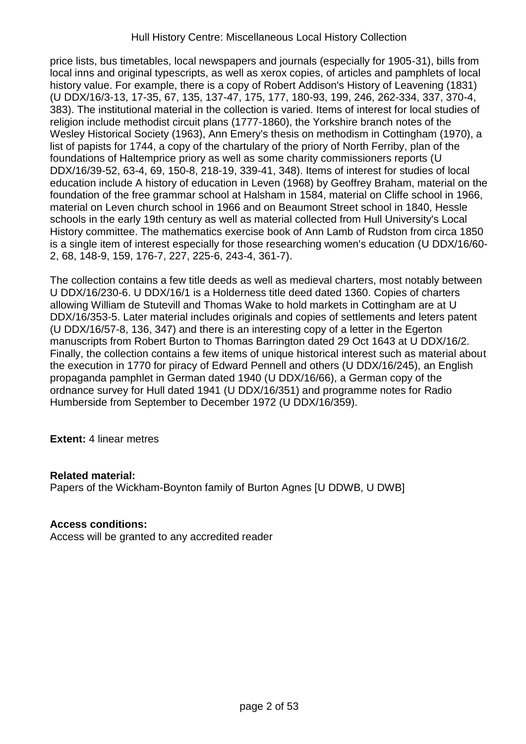price lists, bus timetables, local newspapers and journals (especially for 1905-31), bills from local inns and original typescripts, as well as xerox copies, of articles and pamphlets of local history value. For example, there is a copy of Robert Addison's History of Leavening (1831) (U DDX/16/3-13, 17-35, 67, 135, 137-47, 175, 177, 180-93, 199, 246, 262-334, 337, 370-4, 383). The institutional material in the collection is varied. Items of interest for local studies of religion include methodist circuit plans (1777-1860), the Yorkshire branch notes of the Wesley Historical Society (1963), Ann Emery's thesis on methodism in Cottingham (1970), a list of papists for 1744, a copy of the chartulary of the priory of North Ferriby, plan of the foundations of Haltemprice priory as well as some charity commissioners reports (U DDX/16/39-52, 63-4, 69, 150-8, 218-19, 339-41, 348). Items of interest for studies of local education include A history of education in Leven (1968) by Geoffrey Braham, material on the foundation of the free grammar school at Halsham in 1584, material on Cliffe school in 1966, material on Leven church school in 1966 and on Beaumont Street school in 1840, Hessle schools in the early 19th century as well as material collected from Hull University's Local History committee. The mathematics exercise book of Ann Lamb of Rudston from circa 1850 is a single item of interest especially for those researching women's education (U DDX/16/60-2, 68, 148-9, 159, 176-7, 227, 225-6, 243-4, 361-7).

The collection contains a few title deeds as well as medieval charters, most notably between U DDX/16/230-6. U DDX/16/1 is a Holderness title deed dated 1360. Copies of charters allowing William de Stutevill and Thomas Wake to hold markets in Cottingham are at U DDX/16/353-5. Later material includes originals and copies of settlements and leters patent (U DDX/16/57-8, 136, 347) and there is an interesting copy of a letter in the Egerton manuscripts from Robert Burton to Thomas Barrington dated 29 Oct 1643 at U DDX/16/2. Finally, the collection contains a few items of unique historical interest such as material about the execution in 1770 for piracy of Edward Pennell and others (U DDX/16/245), an English propaganda pamphlet in German dated 1940 (U DDX/16/66), a German copy of the ordnance survey for Hull dated 1941 (U DDX/16/351) and programme notes for Radio Humberside from September to December 1972 (U DDX/16/359).

**Extent:** 4 linear metres

**Related material:**
Papers of the Wickham-Boynton family of Burton Agnes [U DDWB, U DWB]

**Access conditions:**
Access will be granted to any accredited reader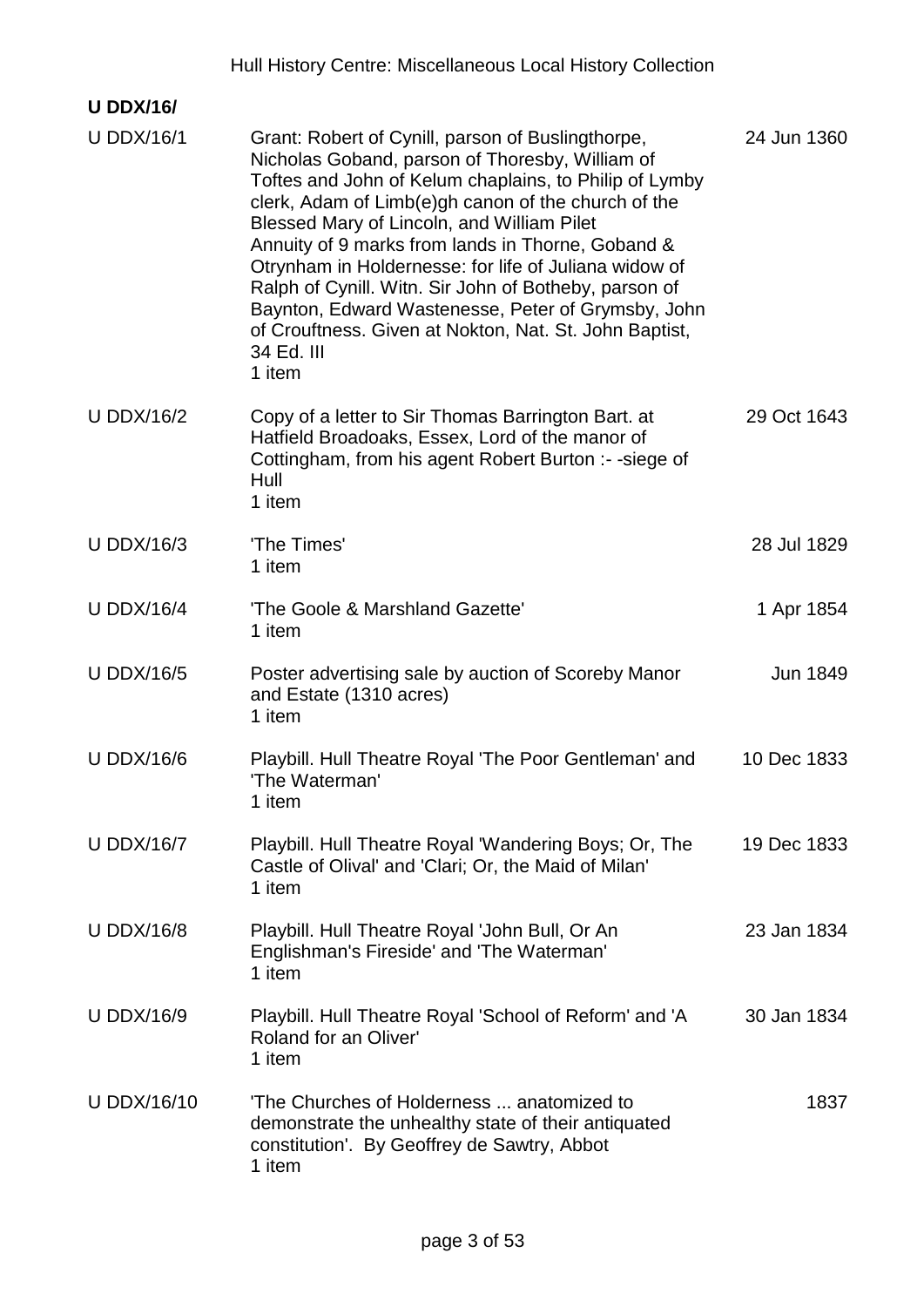**U DDX/16/**

| | | |
|---|---|---|
| U DDX/16/1 | Grant: Robert of Cynill, parson of Buslingthorpe, Nicholas Goband, parson of Thoresby, William of Toftes and John of Kelum chaplains, to Philip of Lymby clerk, Adam of Limb(e)gh canon of the church of the Blessed Mary of Lincoln, and William Pilet<br>Annuity of 9 marks from lands in Thorne, Goband & Otrynham in Holdernesse: for life of Juliana widow of Ralph of Cynill. Witn. Sir John of Botheby, parson of Baynton, Edward Wastenesse, Peter of Grymsby, John of Crouftness. Given at Nokton, Nat. St. John Baptist, 34 Ed. III<br>1 item | 24 Jun 1360 |
| U DDX/16/2 | Copy of a letter to Sir Thomas Barrington Bart. at Hatfield Broadoaks, Essex, Lord of the manor of Cottingham, from his agent Robert Burton :- -siege of Hull<br>1 item | 29 Oct 1643 |
| U DDX/16/3 | 'The Times'<br>1 item | 28 Jul 1829 |
| U DDX/16/4 | 'The Goole & Marshland Gazette'<br>1 item | 1 Apr 1854 |
| U DDX/16/5 | Poster advertising sale by auction of Scoreby Manor and Estate (1310 acres)<br>1 item | Jun 1849 |
| U DDX/16/6 | Playbill. Hull Theatre Royal 'The Poor Gentleman' and 'The Waterman'<br>1 item | 10 Dec 1833 |
| U DDX/16/7 | Playbill. Hull Theatre Royal 'Wandering Boys; Or, The Castle of Olival' and 'Clari; Or, the Maid of Milan'<br>1 item | 19 Dec 1833 |
| U DDX/16/8 | Playbill. Hull Theatre Royal 'John Bull, Or An Englishman's Fireside' and 'The Waterman'<br>1 item | 23 Jan 1834 |
| U DDX/16/9 | Playbill. Hull Theatre Royal 'School of Reform' and 'A Roland for an Oliver'<br>1 item | 30 Jan 1834 |
| U DDX/16/10 | 'The Churches of Holderness ... anatomized to demonstrate the unhealthy state of their antiquated constitution'. By Geoffrey de Sawtry, Abbot<br>1 item | 1837 |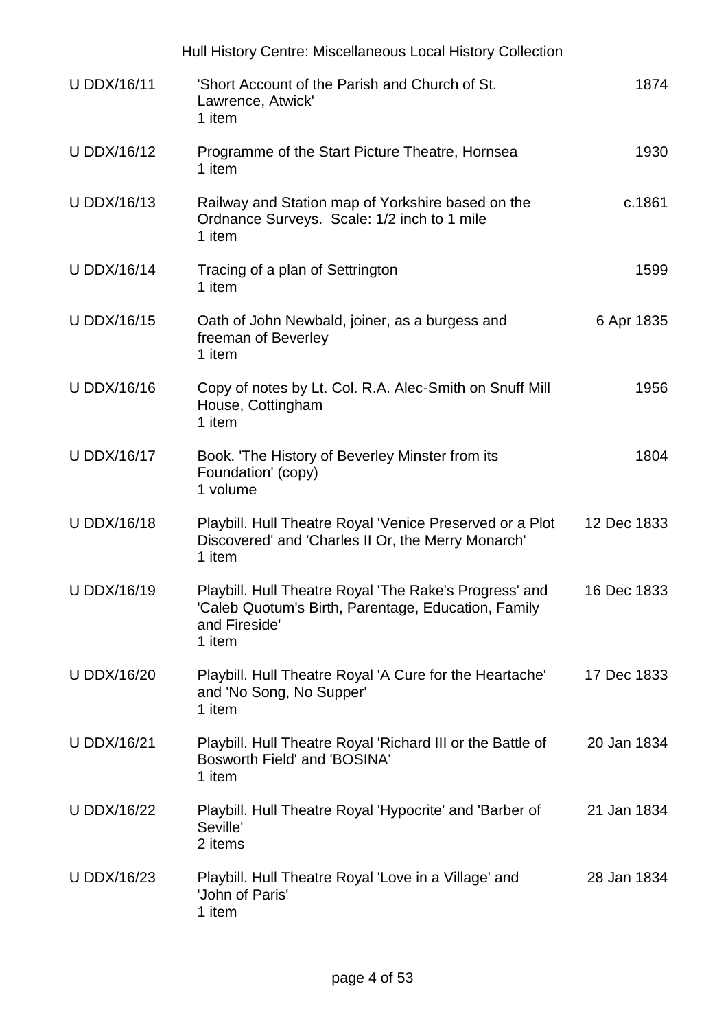| Reference | Description | Date |
|---|---|---|
| U DDX/16/11 | 'Short Account of the Parish and Church of St. Lawrence, Atwick'<br>1 item | 1874 |
| U DDX/16/12 | Programme of the Start Picture Theatre, Hornsea<br>1 item | 1930 |
| U DDX/16/13 | Railway and Station map of Yorkshire based on the Ordnance Surveys. Scale: 1/2 inch to 1 mile<br>1 item | c.1861 |
| U DDX/16/14 | Tracing of a plan of Settrington<br>1 item | 1599 |
| U DDX/16/15 | Oath of John Newbald, joiner, as a burgess and freeman of Beverley<br>1 item | 6 Apr 1835 |
| U DDX/16/16 | Copy of notes by Lt. Col. R.A. Alec-Smith on Snuff Mill House, Cottingham<br>1 item | 1956 |
| U DDX/16/17 | Book. 'The History of Beverley Minster from its Foundation' (copy)<br>1 volume | 1804 |
| U DDX/16/18 | Playbill. Hull Theatre Royal 'Venice Preserved or a Plot Discovered' and 'Charles II Or, the Merry Monarch'<br>1 item | 12 Dec 1833 |
| U DDX/16/19 | Playbill. Hull Theatre Royal 'The Rake's Progress' and 'Caleb Quotum's Birth, Parentage, Education, Family and Fireside'<br>1 item | 16 Dec 1833 |
| U DDX/16/20 | Playbill. Hull Theatre Royal 'A Cure for the Heartache' and 'No Song, No Supper'<br>1 item | 17 Dec 1833 |
| U DDX/16/21 | Playbill. Hull Theatre Royal 'Richard III or the Battle of Bosworth Field' and 'BOSINA'<br>1 item | 20 Jan 1834 |
| U DDX/16/22 | Playbill. Hull Theatre Royal 'Hypocrite' and 'Barber of Seville'<br>2 items | 21 Jan 1834 |
| U DDX/16/23 | Playbill. Hull Theatre Royal 'Love in a Village' and 'John of Paris'<br>1 item | 28 Jan 1834 |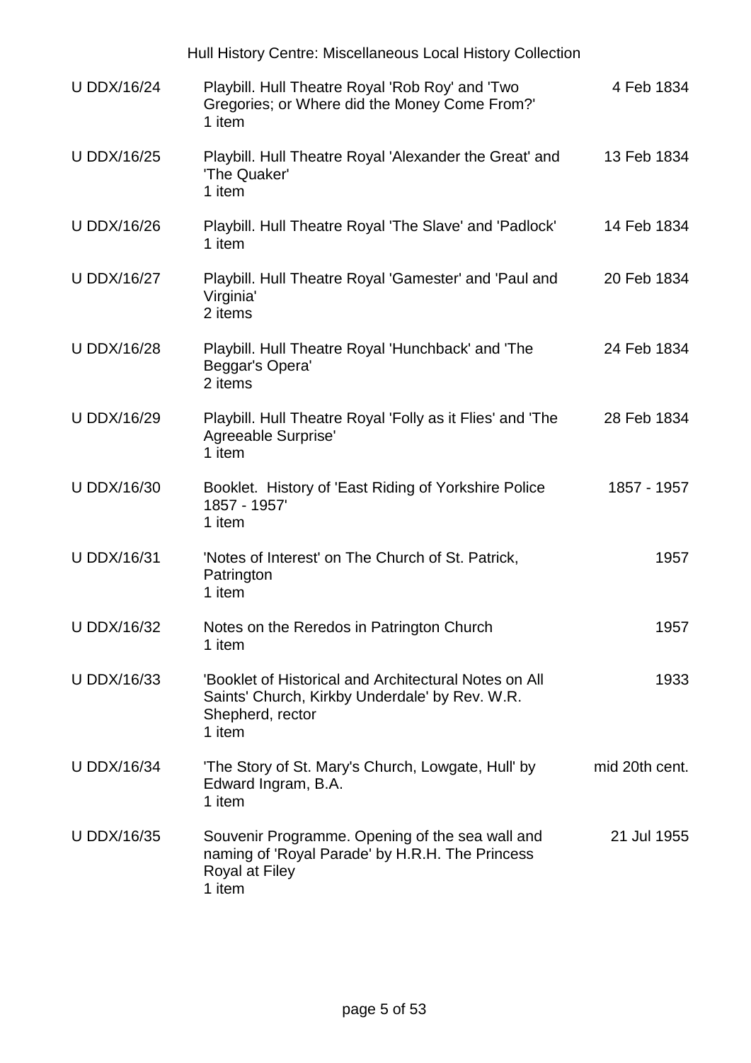| Reference | Description | Date |
|---|---|---|
| U DDX/16/24 | Playbill. Hull Theatre Royal 'Rob Roy' and 'Two Gregories; or Where did the Money Come From?'<br>1 item | 4 Feb 1834 |
| U DDX/16/25 | Playbill. Hull Theatre Royal 'Alexander the Great' and 'The Quaker'<br>1 item | 13 Feb 1834 |
| U DDX/16/26 | Playbill. Hull Theatre Royal 'The Slave' and 'Padlock'<br>1 item | 14 Feb 1834 |
| U DDX/16/27 | Playbill. Hull Theatre Royal 'Gamester' and 'Paul and Virginia'<br>2 items | 20 Feb 1834 |
| U DDX/16/28 | Playbill. Hull Theatre Royal 'Hunchback' and 'The Beggar's Opera'<br>2 items | 24 Feb 1834 |
| U DDX/16/29 | Playbill. Hull Theatre Royal 'Folly as it Flies' and 'The Agreeable Surprise'<br>1 item | 28 Feb 1834 |
| U DDX/16/30 | Booklet. History of 'East Riding of Yorkshire Police 1857 - 1957'<br>1 item | 1857 - 1957 |
| U DDX/16/31 | 'Notes of Interest' on The Church of St. Patrick, Patrington<br>1 item | 1957 |
| U DDX/16/32 | Notes on the Reredos in Patrington Church<br>1 item | 1957 |
| U DDX/16/33 | 'Booklet of Historical and Architectural Notes on All Saints' Church, Kirkby Underdale' by Rev. W.R. Shepherd, rector<br>1 item | 1933 |
| U DDX/16/34 | 'The Story of St. Mary's Church, Lowgate, Hull' by Edward Ingram, B.A.<br>1 item | mid 20th cent. |
| U DDX/16/35 | Souvenir Programme. Opening of the sea wall and naming of 'Royal Parade' by H.R.H. The Princess Royal at Filey<br>1 item | 21 Jul 1955 |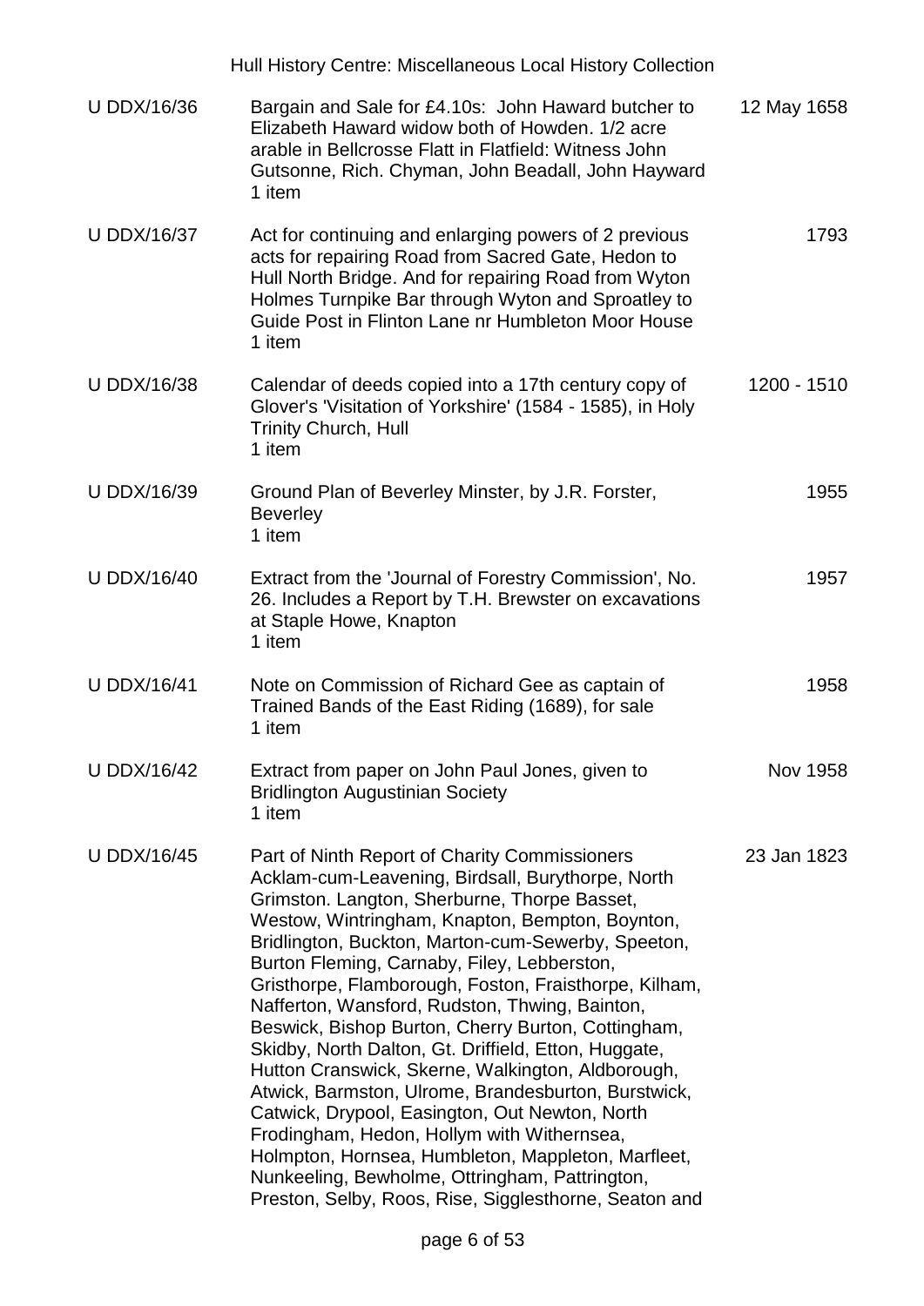| Reference | Description | Date |
|---|---|---|
| U DDX/16/36 | Bargain and Sale for £4.10s: John Haward butcher to Elizabeth Haward widow both of Howden. 1/2 acre arable in Bellcrosse Flatt in Flatfield: Witness John Gutsonne, Rich. Chyman, John Beadall, John Hayward<br>1 item | 12 May 1658 |
| U DDX/16/37 | Act for continuing and enlarging powers of 2 previous acts for repairing Road from Sacred Gate, Hedon to Hull North Bridge. And for repairing Road from Wyton Holmes Turnpike Bar through Wyton and Sproatley to Guide Post in Flinton Lane nr Humbleton Moor House<br>1 item | 1793 |
| U DDX/16/38 | Calendar of deeds copied into a 17th century copy of Glover's 'Visitation of Yorkshire' (1584 - 1585), in Holy Trinity Church, Hull<br>1 item | 1200 - 1510 |
| U DDX/16/39 | Ground Plan of Beverley Minster, by J.R. Forster, Beverley<br>1 item | 1955 |
| U DDX/16/40 | Extract from the 'Journal of Forestry Commission', No. 26. Includes a Report by T.H. Brewster on excavations at Staple Howe, Knapton<br>1 item | 1957 |
| U DDX/16/41 | Note on Commission of Richard Gee as captain of Trained Bands of the East Riding (1689), for sale<br>1 item | 1958 |
| U DDX/16/42 | Extract from paper on John Paul Jones, given to Bridlington Augustinian Society<br>1 item | Nov 1958 |
| U DDX/16/45 | Part of Ninth Report of Charity Commissioners Acklam-cum-Leavening, Birdsall, Burythorpe, North Grimston. Langton, Sherburne, Thorpe Basset, Westow, Wintringham, Knapton, Bempton, Boynton, Bridlington, Buckton, Marton-cum-Sewerby, Speeton, Burton Fleming, Carnaby, Filey, Lebberston, Gristhorpe, Flamborough, Foston, Fraisthorpe, Kilham, Nafferton, Wansford, Rudston, Thwing, Bainton, Beswick, Bishop Burton, Cherry Burton, Cottingham, Skidby, North Dalton, Gt. Driffield, Etton, Huggate, Hutton Cranswick, Skerne, Walkington, Aldborough, Atwick, Barmston, Ulrome, Brandesburton, Burstwick, Catwick, Drypool, Easington, Out Newton, North Frodingham, Hedon, Hollym with Withernsea, Holmpton, Hornsea, Humbleton, Mappleton, Marfleet, Nunkeeling, Bewholme, Ottringham, Pattrington, Preston, Selby, Roos, Rise, Sigglesthorne, Seaton and | 23 Jan 1823 |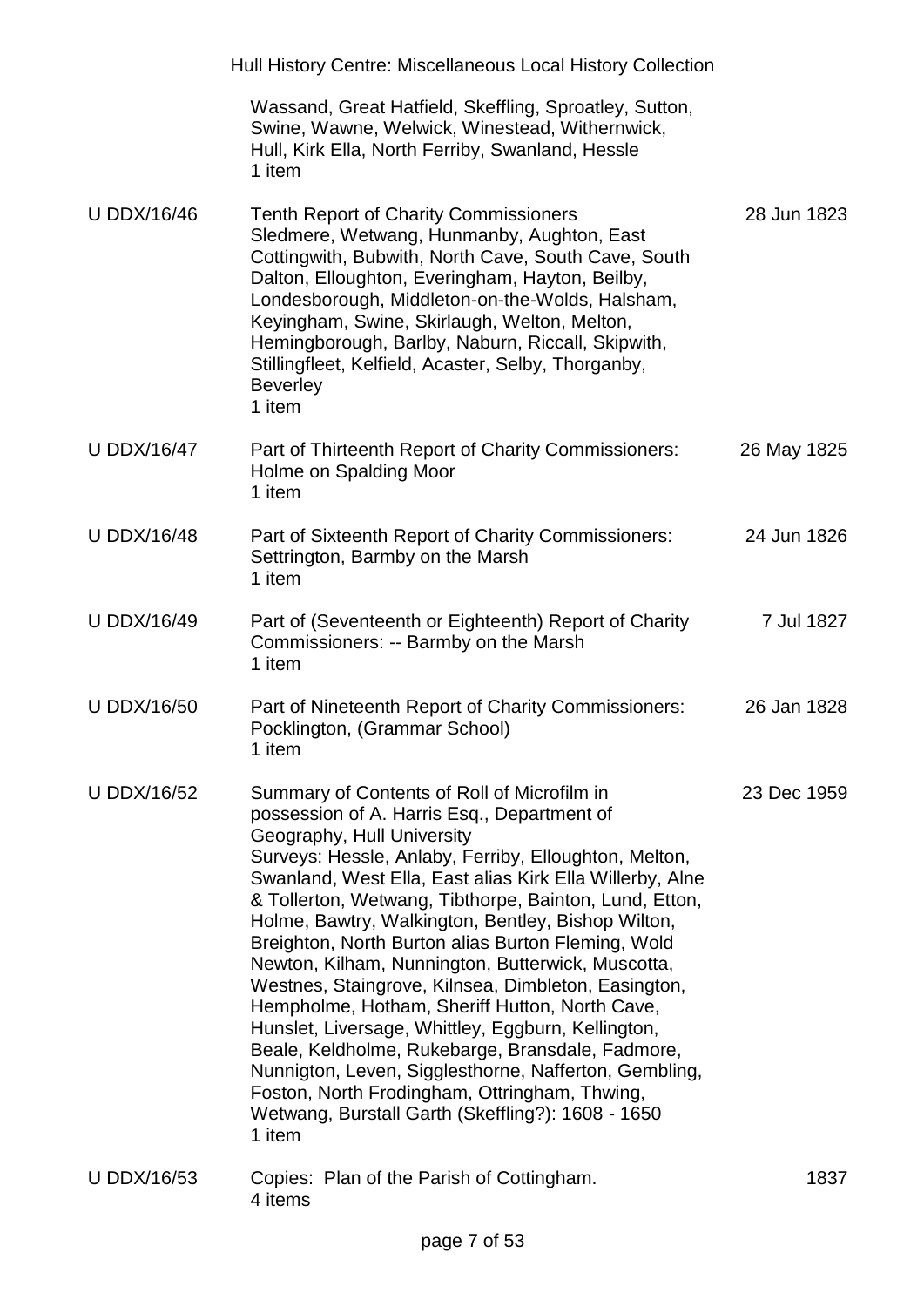| | | |
|---|---|---|
| | Wassand, Great Hatfield, Skeffling, Sproatley, Sutton, Swine, Wawne, Welwick, Winestead, Withernwick, Hull, Kirk Ella, North Ferriby, Swanland, Hessle<br>1 item | |
| U DDX/16/46 | Tenth Report of Charity Commissioners<br>Sledmere, Wetwang, Hunmanby, Aughton, East Cottingwith, Bubwith, North Cave, South Cave, South Dalton, Elloughton, Everingham, Hayton, Beilby, Londesborough, Middleton-on-the-Wolds, Halsham, Keyingham, Swine, Skirlaugh, Welton, Melton, Hemingborough, Barlby, Naburn, Riccall, Skipwith, Stillingfleet, Kelfield, Acaster, Selby, Thorganby, Beverley<br>1 item | 28 Jun 1823 |
| U DDX/16/47 | Part of Thirteenth Report of Charity Commissioners: Holme on Spalding Moor<br>1 item | 26 May 1825 |
| U DDX/16/48 | Part of Sixteenth Report of Charity Commissioners: Settrington, Barmby on the Marsh<br>1 item | 24 Jun 1826 |
| U DDX/16/49 | Part of (Seventeenth or Eighteenth) Report of Charity Commissioners: -- Barmby on the Marsh<br>1 item | 7 Jul 1827 |
| U DDX/16/50 | Part of Nineteenth Report of Charity Commissioners: Pocklington, (Grammar School)<br>1 item | 26 Jan 1828 |
| U DDX/16/52 | Summary of Contents of Roll of Microfilm in possession of A. Harris Esq., Department of Geography, Hull University<br>Surveys: Hessle, Anlaby, Ferriby, Elloughton, Melton, Swanland, West Ella, East alias Kirk Ella Willerby, Alne & Tollerton, Wetwang, Tibthorpe, Bainton, Lund, Etton, Holme, Bawtry, Walkington, Bentley, Bishop Wilton, Breighton, North Burton alias Burton Fleming, Wold Newton, Kilham, Nunnington, Butterwick, Muscotta, Westnes, Staingrove, Kilnsea, Dimbleton, Easington, Hempholme, Hotham, Sheriff Hutton, North Cave, Hunslet, Liversage, Whittley, Eggburn, Kellington, Beale, Keldholme, Rukebarge, Bransdale, Fadmore, Nunnigton, Leven, Sigglesthorne, Nafferton, Gembling, Foston, North Frodingham, Ottringham, Thwing, Wetwang, Burstall Garth (Skeffling?): 1608 - 1650<br>1 item | 23 Dec 1959 |
| U DDX/16/53 | Copies: Plan of the Parish of Cottingham.<br>4 items | 1837 |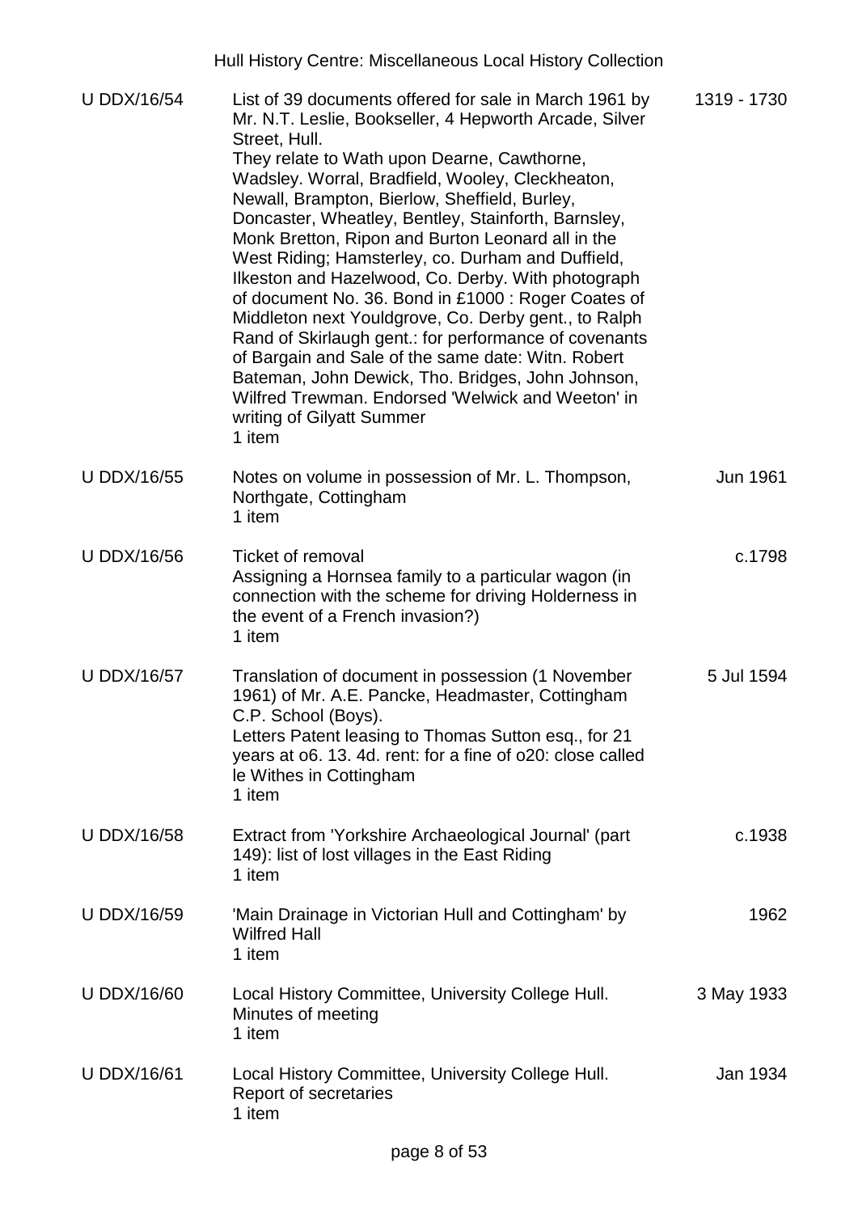| | | |
|---|---|---|
| U DDX/16/54 | List of 39 documents offered for sale in March 1961 by Mr. N.T. Leslie, Bookseller, 4 Hepworth Arcade, Silver Street, Hull.<br>They relate to Wath upon Dearne, Cawthorne, Wadsley. Worral, Bradfield, Wooley, Cleckheaton, Newall, Brampton, Bierlow, Sheffield, Burley, Doncaster, Wheatley, Bentley, Stainforth, Barnsley, Monk Bretton, Ripon and Burton Leonard all in the West Riding; Hamsterley, co. Durham and Duffield, Ilkeston and Hazelwood, Co. Derby. With photograph of document No. 36. Bond in £1000 : Roger Coates of Middleton next Youldgrove, Co. Derby gent., to Ralph Rand of Skirlaugh gent.: for performance of covenants of Bargain and Sale of the same date: Witn. Robert Bateman, John Dewick, Tho. Bridges, John Johnson, Wilfred Trewman. Endorsed 'Welwick and Weeton' in writing of Gilyatt Summer<br>1 item | 1319 - 1730 |
| U DDX/16/55 | Notes on volume in possession of Mr. L. Thompson, Northgate, Cottingham<br>1 item | Jun 1961 |
| U DDX/16/56 | Ticket of removal<br>Assigning a Hornsea family to a particular wagon (in connection with the scheme for driving Holderness in the event of a French invasion?)<br>1 item | c.1798 |
| U DDX/16/57 | Translation of document in possession (1 November 1961) of Mr. A.E. Pancke, Headmaster, Cottingham C.P. School (Boys).<br>Letters Patent leasing to Thomas Sutton esq., for 21 years at o6. 13. 4d. rent: for a fine of o20: close called le Withes in Cottingham<br>1 item | 5 Jul 1594 |
| U DDX/16/58 | Extract from 'Yorkshire Archaeological Journal' (part 149): list of lost villages in the East Riding<br>1 item | c.1938 |
| U DDX/16/59 | 'Main Drainage in Victorian Hull and Cottingham' by Wilfred Hall<br>1 item | 1962 |
| U DDX/16/60 | Local History Committee, University College Hull.<br>Minutes of meeting<br>1 item | 3 May 1933 |
| U DDX/16/61 | Local History Committee, University College Hull.<br>Report of secretaries<br>1 item | Jan 1934 |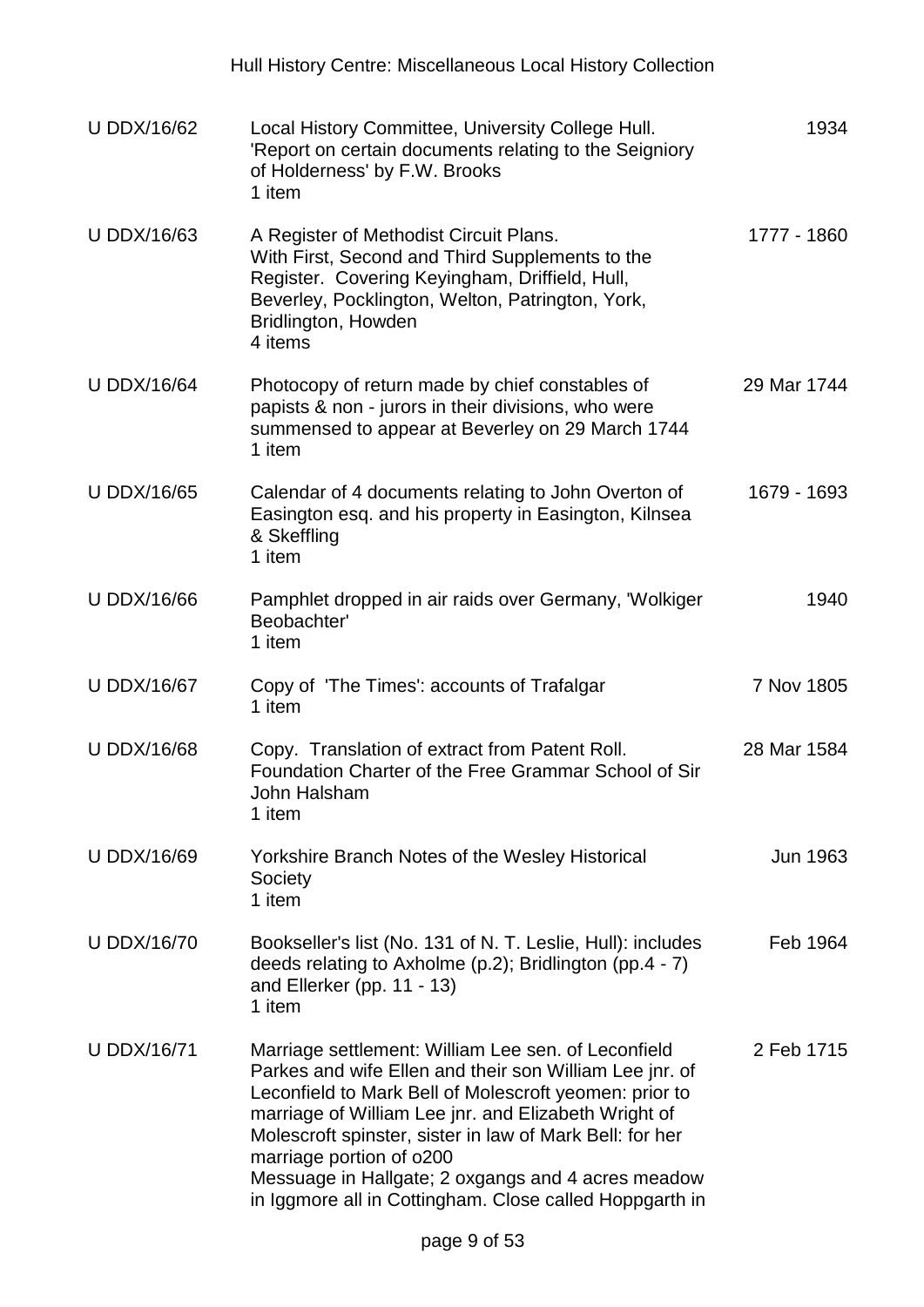| | | |
|---|---|---|
| U DDX/16/62 | Local History Committee, University College Hull. 'Report on certain documents relating to the Seigniory of Holderness' by F.W. Brooks<br>1 item | 1934 |
| U DDX/16/63 | A Register of Methodist Circuit Plans. With First, Second and Third Supplements to the Register. Covering Keyingham, Driffield, Hull, Beverley, Pocklington, Welton, Patrington, York, Bridlington, Howden<br>4 items | 1777 - 1860 |
| U DDX/16/64 | Photocopy of return made by chief constables of papists & non - jurors in their divisions, who were summensed to appear at Beverley on 29 March 1744<br>1 item | 29 Mar 1744 |
| U DDX/16/65 | Calendar of 4 documents relating to John Overton of Easington esq. and his property in Easington, Kilnsea & Skeffling<br>1 item | 1679 - 1693 |
| U DDX/16/66 | Pamphlet dropped in air raids over Germany, 'Wolkiger Beobachter'<br>1 item | 1940 |
| U DDX/16/67 | Copy of 'The Times': accounts of Trafalgar<br>1 item | 7 Nov 1805 |
| U DDX/16/68 | Copy. Translation of extract from Patent Roll. Foundation Charter of the Free Grammar School of Sir John Halsham<br>1 item | 28 Mar 1584 |
| U DDX/16/69 | Yorkshire Branch Notes of the Wesley Historical Society<br>1 item | Jun 1963 |
| U DDX/16/70 | Bookseller's list (No. 131 of N. T. Leslie, Hull): includes deeds relating to Axholme (p.2); Bridlington (pp.4 - 7) and Ellerker (pp. 11 - 13)<br>1 item | Feb 1964 |
| U DDX/16/71 | Marriage settlement: William Lee sen. of Leconfield Parkes and wife Ellen and their son William Lee jnr. of Leconfield to Mark Bell of Molescroft yeomen: prior to marriage of William Lee jnr. and Elizabeth Wright of Molescroft spinster, sister in law of Mark Bell: for her marriage portion of o200<br>Messuage in Hallgate; 2 oxgangs and 4 acres meadow in Iggmore all in Cottingham. Close called Hoppgarth in | 2 Feb 1715 |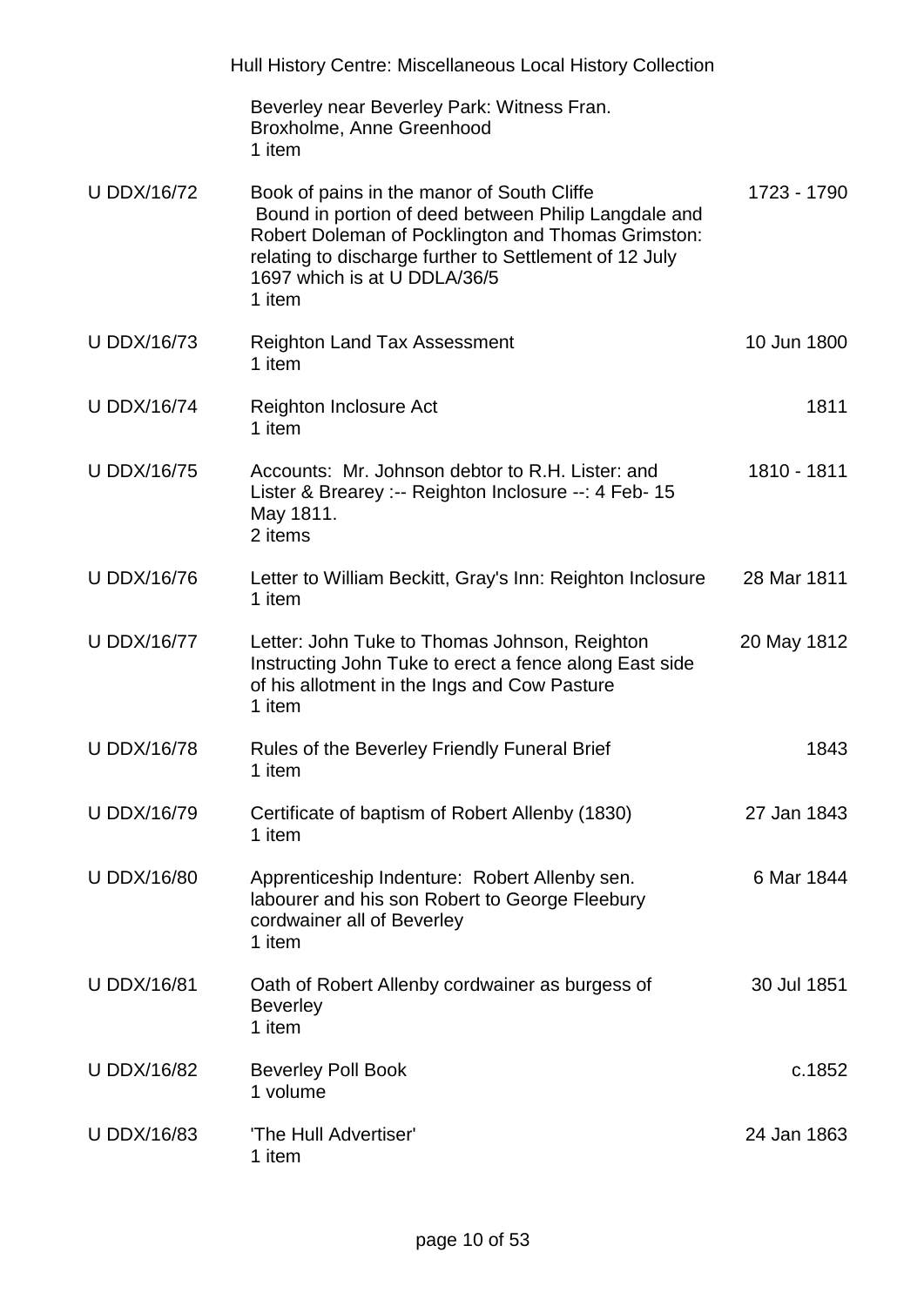| | | |
|---|---|---|
| | Beverley near Beverley Park: Witness Fran. Broxholme, Anne Greenhood<br>1 item | |
| U DDX/16/72 | Book of pains in the manor of South Cliffe<br>Bound in portion of deed between Philip Langdale and Robert Doleman of Pocklington and Thomas Grimston: relating to discharge further to Settlement of 12 July 1697 which is at U DDLA/36/5<br>1 item | 1723 - 1790 |
| U DDX/16/73 | Reighton Land Tax Assessment<br>1 item | 10 Jun 1800 |
| U DDX/16/74 | Reighton Inclosure Act<br>1 item | 1811 |
| U DDX/16/75 | Accounts: Mr. Johnson debtor to R.H. Lister: and Lister & Brearey :-- Reighton Inclosure --: 4 Feb- 15 May 1811.<br>2 items | 1810 - 1811 |
| U DDX/16/76 | Letter to William Beckitt, Gray's Inn: Reighton Inclosure<br>1 item | 28 Mar 1811 |
| U DDX/16/77 | Letter: John Tuke to Thomas Johnson, Reighton<br>Instructing John Tuke to erect a fence along East side of his allotment in the Ings and Cow Pasture<br>1 item | 20 May 1812 |
| U DDX/16/78 | Rules of the Beverley Friendly Funeral Brief<br>1 item | 1843 |
| U DDX/16/79 | Certificate of baptism of Robert Allenby (1830)<br>1 item | 27 Jan 1843 |
| U DDX/16/80 | Apprenticeship Indenture: Robert Allenby sen. labourer and his son Robert to George Fleebury cordwainer all of Beverley<br>1 item | 6 Mar 1844 |
| U DDX/16/81 | Oath of Robert Allenby cordwainer as burgess of Beverley<br>1 item | 30 Jul 1851 |
| U DDX/16/82 | Beverley Poll Book<br>1 volume | c.1852 |
| U DDX/16/83 | 'The Hull Advertiser'<br>1 item | 24 Jan 1863 |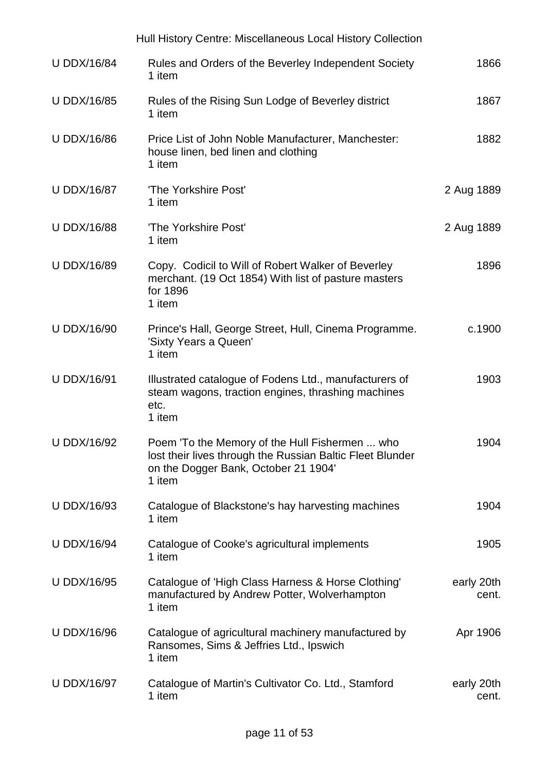| | | |
|---|---|---|
| U DDX/16/84 | Rules and Orders of the Beverley Independent Society<br>1 item | 1866 |
| U DDX/16/85 | Rules of the Rising Sun Lodge of Beverley district<br>1 item | 1867 |
| U DDX/16/86 | Price List of John Noble Manufacturer, Manchester: house linen, bed linen and clothing<br>1 item | 1882 |
| U DDX/16/87 | 'The Yorkshire Post'<br>1 item | 2 Aug 1889 |
| U DDX/16/88 | 'The Yorkshire Post'<br>1 item | 2 Aug 1889 |
| U DDX/16/89 | Copy. Codicil to Will of Robert Walker of Beverley merchant. (19 Oct 1854) With list of pasture masters for 1896<br>1 item | 1896 |
| U DDX/16/90 | Prince's Hall, George Street, Hull, Cinema Programme. 'Sixty Years a Queen'<br>1 item | c.1900 |
| U DDX/16/91 | Illustrated catalogue of Fodens Ltd., manufacturers of steam wagons, traction engines, thrashing machines etc.<br>1 item | 1903 |
| U DDX/16/92 | Poem 'To the Memory of the Hull Fishermen ... who lost their lives through the Russian Baltic Fleet Blunder on the Dogger Bank, October 21 1904'<br>1 item | 1904 |
| U DDX/16/93 | Catalogue of Blackstone's hay harvesting machines<br>1 item | 1904 |
| U DDX/16/94 | Catalogue of Cooke's agricultural implements<br>1 item | 1905 |
| U DDX/16/95 | Catalogue of 'High Class Harness & Horse Clothing' manufactured by Andrew Potter, Wolverhampton<br>1 item | early 20th cent. |
| U DDX/16/96 | Catalogue of agricultural machinery manufactured by Ransomes, Sims & Jeffries Ltd., Ipswich<br>1 item | Apr 1906 |
| U DDX/16/97 | Catalogue of Martin's Cultivator Co. Ltd., Stamford<br>1 item | early 20th cent. |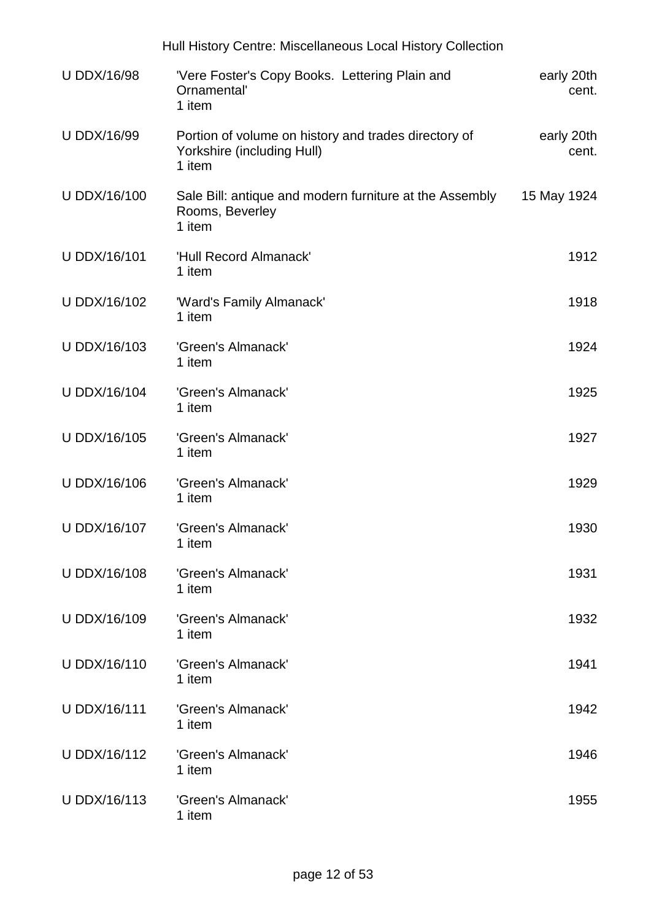| Reference | Description | Date |
|---|---|---|
| U DDX/16/98 | 'Vere Foster's Copy Books. Lettering Plain and Ornamental'<br>1 item | early 20th cent. |
| U DDX/16/99 | Portion of volume on history and trades directory of Yorkshire (including Hull)<br>1 item | early 20th cent. |
| U DDX/16/100 | Sale Bill: antique and modern furniture at the Assembly Rooms, Beverley<br>1 item | 15 May 1924 |
| U DDX/16/101 | 'Hull Record Almanack'<br>1 item | 1912 |
| U DDX/16/102 | 'Ward's Family Almanack'<br>1 item | 1918 |
| U DDX/16/103 | 'Green's Almanack'<br>1 item | 1924 |
| U DDX/16/104 | 'Green's Almanack'<br>1 item | 1925 |
| U DDX/16/105 | 'Green's Almanack'<br>1 item | 1927 |
| U DDX/16/106 | 'Green's Almanack'<br>1 item | 1929 |
| U DDX/16/107 | 'Green's Almanack'<br>1 item | 1930 |
| U DDX/16/108 | 'Green's Almanack'<br>1 item | 1931 |
| U DDX/16/109 | 'Green's Almanack'<br>1 item | 1932 |
| U DDX/16/110 | 'Green's Almanack'<br>1 item | 1941 |
| U DDX/16/111 | 'Green's Almanack'<br>1 item | 1942 |
| U DDX/16/112 | 'Green's Almanack'<br>1 item | 1946 |
| U DDX/16/113 | 'Green's Almanack'<br>1 item | 1955 |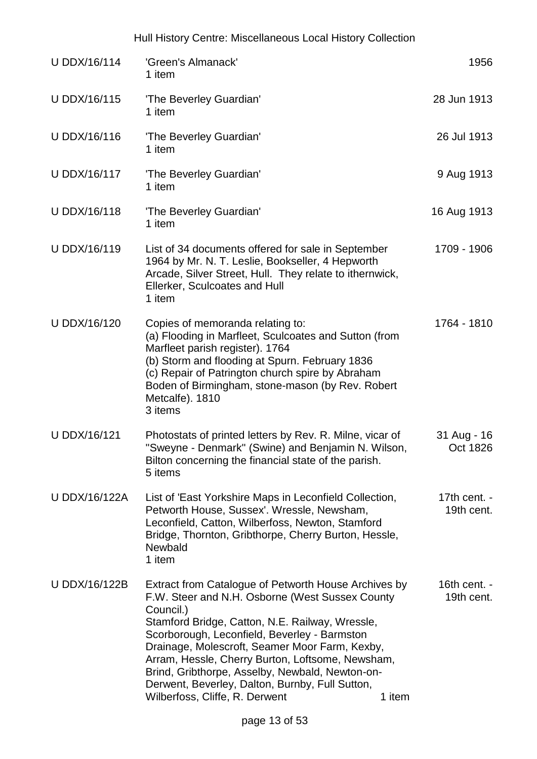| | | |
|---|---|---|
| U DDX/16/114 | 'Green's Almanack'<br>1 item | 1956 |
| U DDX/16/115 | 'The Beverley Guardian'<br>1 item | 28 Jun 1913 |
| U DDX/16/116 | 'The Beverley Guardian'<br>1 item | 26 Jul 1913 |
| U DDX/16/117 | 'The Beverley Guardian'<br>1 item | 9 Aug 1913 |
| U DDX/16/118 | 'The Beverley Guardian'<br>1 item | 16 Aug 1913 |
| U DDX/16/119 | List of 34 documents offered for sale in September 1964 by Mr. N. T. Leslie, Bookseller, 4 Hepworth Arcade, Silver Street, Hull. They relate to ithernwick, Ellerker, Sculcoates and Hull<br>1 item | 1709 - 1906 |
| U DDX/16/120 | Copies of memoranda relating to:<br>(a) Flooding in Marfleet, Sculcoates and Sutton (from Marfleet parish register). 1764<br>(b) Storm and flooding at Spurn. February 1836<br>(c) Repair of Patrington church spire by Abraham Boden of Birmingham, stone-mason (by Rev. Robert Metcalfe). 1810<br>3 items | 1764 - 1810 |
| U DDX/16/121 | Photostats of printed letters by Rev. R. Milne, vicar of "Sweyne - Denmark" (Swine) and Benjamin N. Wilson, Bilton concerning the financial state of the parish.<br>5 items | 31 Aug - 16 Oct 1826 |
| U DDX/16/122A | List of 'East Yorkshire Maps in Leconfield Collection, Petworth House, Sussex'. Wressle, Newsham, Leconfield, Catton, Wilberfoss, Newton, Stamford Bridge, Thornton, Gribthorpe, Cherry Burton, Hessle, Newbald<br>1 item | 17th cent. - 19th cent. |
| U DDX/16/122B | Extract from Catalogue of Petworth House Archives by F.W. Steer and N.H. Osborne (West Sussex County Council.)<br>Stamford Bridge, Catton, N.E. Railway, Wressle, Scorborough, Leconfield, Beverley - Barmston Drainage, Molescroft, Seamer Moor Farm, Kexby, Arram, Hessle, Cherry Burton, Loftsome, Newsham, Brind, Gribthorpe, Asselby, Newbald, Newton-on-Derwent, Beverley, Dalton, Burnby, Full Sutton, Wilberfoss, Cliffe, R. Derwent<br>1 item | 16th cent. - 19th cent. |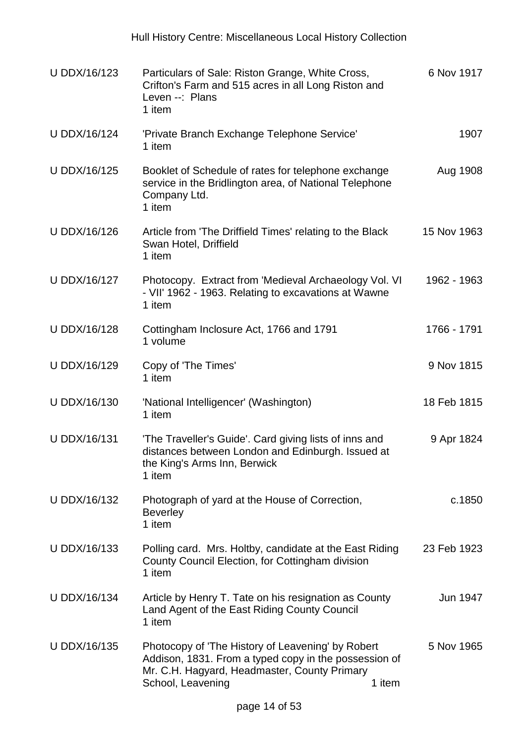| Reference | Description | Date |
|---|---|---|
| U DDX/16/123 | Particulars of Sale: Riston Grange, White Cross, Crifton's Farm and 515 acres in all Long Riston and Leven --: Plans<br>1 item | 6 Nov 1917 |
| U DDX/16/124 | 'Private Branch Exchange Telephone Service'<br>1 item | 1907 |
| U DDX/16/125 | Booklet of Schedule of rates for telephone exchange service in the Bridlington area, of National Telephone Company Ltd.<br>1 item | Aug 1908 |
| U DDX/16/126 | Article from 'The Driffield Times' relating to the Black Swan Hotel, Driffield<br>1 item | 15 Nov 1963 |
| U DDX/16/127 | Photocopy. Extract from 'Medieval Archaeology Vol. VI - VII' 1962 - 1963. Relating to excavations at Wawne<br>1 item | 1962 - 1963 |
| U DDX/16/128 | Cottingham Inclosure Act, 1766 and 1791<br>1 volume | 1766 - 1791 |
| U DDX/16/129 | Copy of 'The Times'<br>1 item | 9 Nov 1815 |
| U DDX/16/130 | 'National Intelligencer' (Washington)<br>1 item | 18 Feb 1815 |
| U DDX/16/131 | 'The Traveller's Guide'. Card giving lists of inns and distances between London and Edinburgh. Issued at the King's Arms Inn, Berwick<br>1 item | 9 Apr 1824 |
| U DDX/16/132 | Photograph of yard at the House of Correction, Beverley<br>1 item | c.1850 |
| U DDX/16/133 | Polling card. Mrs. Holtby, candidate at the East Riding County Council Election, for Cottingham division<br>1 item | 23 Feb 1923 |
| U DDX/16/134 | Article by Henry T. Tate on his resignation as County Land Agent of the East Riding County Council<br>1 item | Jun 1947 |
| U DDX/16/135 | Photocopy of 'The History of Leavening' by Robert Addison, 1831. From a typed copy in the possession of Mr. C.H. Hagyard, Headmaster, County Primary School, Leavening<br>1 item | 5 Nov 1965 |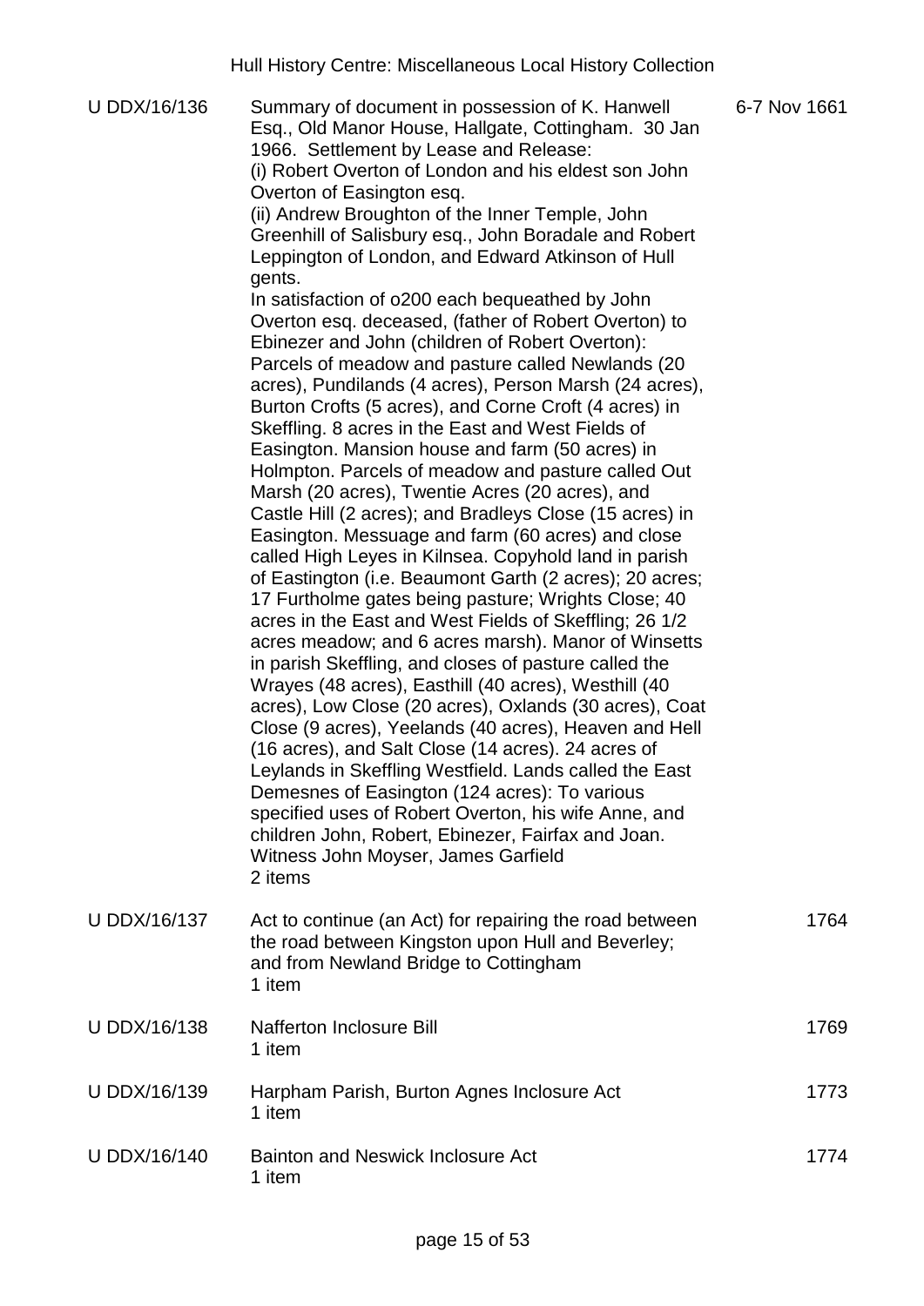| | | |
|---|---|---|
| U DDX/16/136 | Summary of document in possession of K. Hanwell Esq., Old Manor House, Hallgate, Cottingham. 30 Jan 1966. Settlement by Lease and Release:<br>(i) Robert Overton of London and his eldest son John Overton of Easington esq.<br>(ii) Andrew Broughton of the Inner Temple, John Greenhill of Salisbury esq., John Boradale and Robert Leppington of London, and Edward Atkinson of Hull gents.<br>In satisfaction of o200 each bequeathed by John Overton esq. deceased, (father of Robert Overton) to Ebinezer and John (children of Robert Overton): Parcels of meadow and pasture called Newlands (20 acres), Pundilands (4 acres), Person Marsh (24 acres), Burton Crofts (5 acres), and Corne Croft (4 acres) in Skeffling. 8 acres in the East and West Fields of Easington. Mansion house and farm (50 acres) in Holmpton. Parcels of meadow and pasture called Out Marsh (20 acres), Twentie Acres (20 acres), and Castle Hill (2 acres); and Bradleys Close (15 acres) in Easington. Messuage and farm (60 acres) and close called High Leyes in Kilnsea. Copyhold land in parish of Eastington (i.e. Beaumont Garth (2 acres); 20 acres; 17 Furtholme gates being pasture; Wrights Close; 40 acres in the East and West Fields of Skeffling; 26 1/2 acres meadow; and 6 acres marsh). Manor of Winsetts in parish Skeffling, and closes of pasture called the Wrayes (48 acres), Easthill (40 acres), Westhill (40 acres), Low Close (20 acres), Oxlands (30 acres), Coat Close (9 acres), Yeelands (40 acres), Heaven and Hell (16 acres), and Salt Close (14 acres). 24 acres of Leylands in Skeffling Westfield. Lands called the East Demesnes of Easington (124 acres): To various specified uses of Robert Overton, his wife Anne, and children John, Robert, Ebinezer, Fairfax and Joan. Witness John Moyser, James Garfield<br>2 items | 6-7 Nov 1661 |
| U DDX/16/137 | Act to continue (an Act) for repairing the road between the road between Kingston upon Hull and Beverley; and from Newland Bridge to Cottingham<br>1 item | 1764 |
| U DDX/16/138 | Nafferton Inclosure Bill<br>1 item | 1769 |
| U DDX/16/139 | Harpham Parish, Burton Agnes Inclosure Act<br>1 item | 1773 |
| U DDX/16/140 | Bainton and Neswick Inclosure Act<br>1 item | 1774 |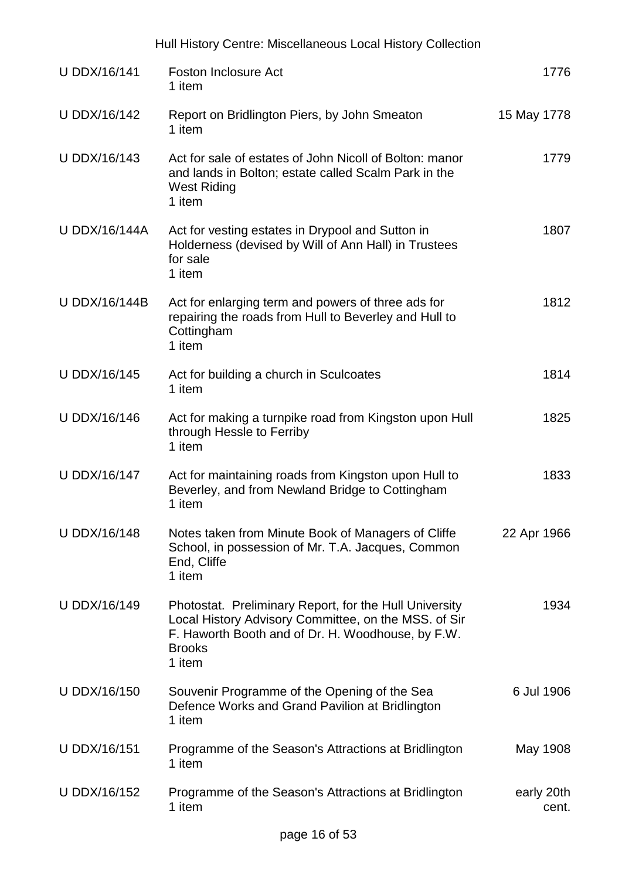| Reference | Description | Date |
|---|---|---|
| U DDX/16/141 | Foston Inclosure Act<br>1 item | 1776 |
| U DDX/16/142 | Report on Bridlington Piers, by John Smeaton<br>1 item | 15 May 1778 |
| U DDX/16/143 | Act for sale of estates of John Nicoll of Bolton: manor and lands in Bolton; estate called Scalm Park in the West Riding<br>1 item | 1779 |
| U DDX/16/144A | Act for vesting estates in Drypool and Sutton in Holderness (devised by Will of Ann Hall) in Trustees for sale<br>1 item | 1807 |
| U DDX/16/144B | Act for enlarging term and powers of three ads for repairing the roads from Hull to Beverley and Hull to Cottingham<br>1 item | 1812 |
| U DDX/16/145 | Act for building a church in Sculcoates<br>1 item | 1814 |
| U DDX/16/146 | Act for making a turnpike road from Kingston upon Hull through Hessle to Ferriby<br>1 item | 1825 |
| U DDX/16/147 | Act for maintaining roads from Kingston upon Hull to Beverley, and from Newland Bridge to Cottingham<br>1 item | 1833 |
| U DDX/16/148 | Notes taken from Minute Book of Managers of Cliffe School, in possession of Mr. T.A. Jacques, Common End, Cliffe<br>1 item | 22 Apr 1966 |
| U DDX/16/149 | Photostat. Preliminary Report, for the Hull University Local History Advisory Committee, on the MSS. of Sir F. Haworth Booth and of Dr. H. Woodhouse, by F.W. Brooks<br>1 item | 1934 |
| U DDX/16/150 | Souvenir Programme of the Opening of the Sea Defence Works and Grand Pavilion at Bridlington<br>1 item | 6 Jul 1906 |
| U DDX/16/151 | Programme of the Season's Attractions at Bridlington<br>1 item | May 1908 |
| U DDX/16/152 | Programme of the Season's Attractions at Bridlington<br>1 item | early 20th cent. |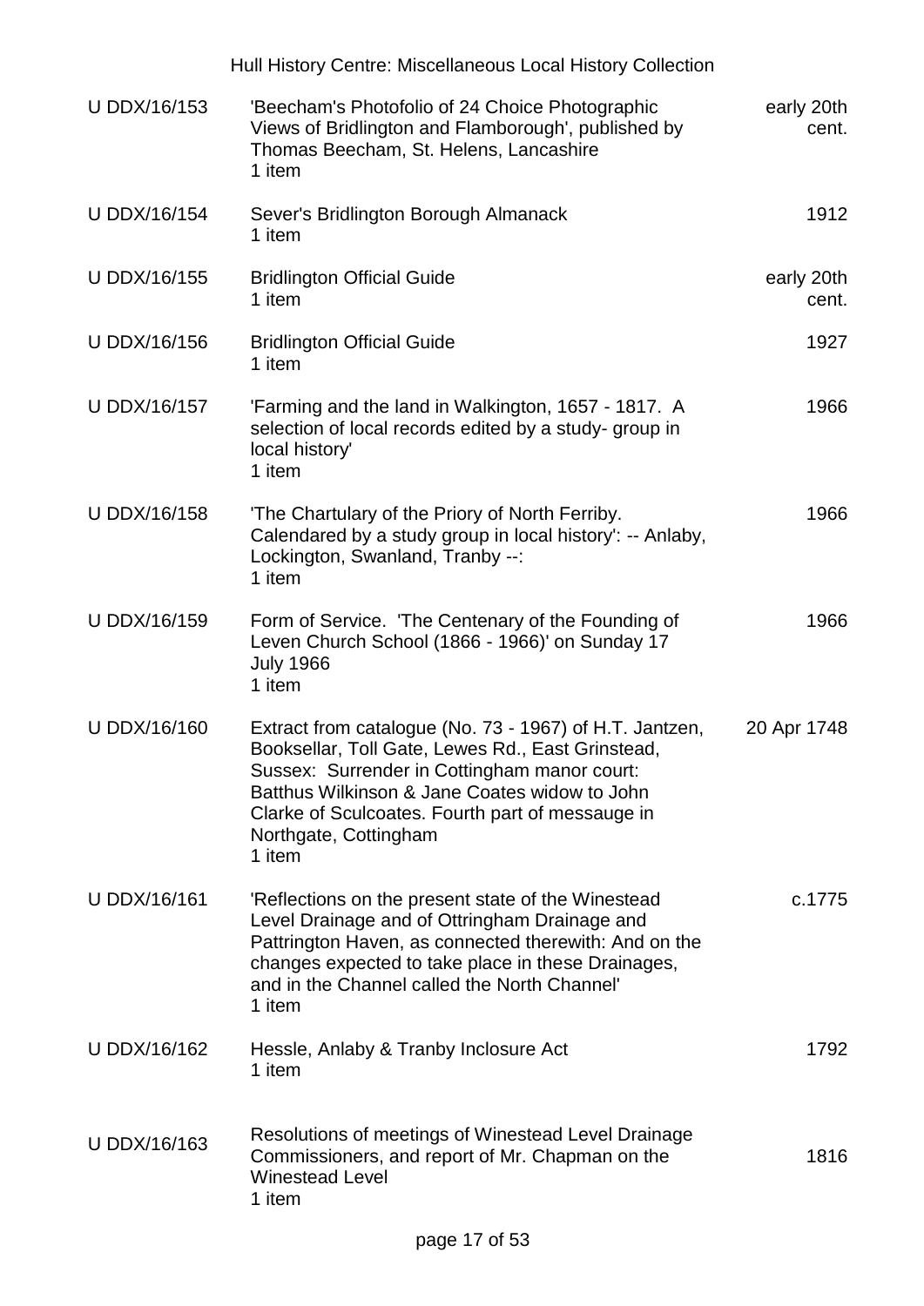| | | |
|---|---|---|
| U DDX/16/153 | 'Beecham's Photofolio of 24 Choice Photographic Views of Bridlington and Flamborough', published by Thomas Beecham, St. Helens, Lancashire<br>1 item | early 20th cent. |
| U DDX/16/154 | Sever's Bridlington Borough Almanack<br>1 item | 1912 |
| U DDX/16/155 | Bridlington Official Guide<br>1 item | early 20th cent. |
| U DDX/16/156 | Bridlington Official Guide<br>1 item | 1927 |
| U DDX/16/157 | 'Farming and the land in Walkington, 1657 - 1817. A selection of local records edited by a study- group in local history'<br>1 item | 1966 |
| U DDX/16/158 | 'The Chartulary of the Priory of North Ferriby. Calendared by a study group in local history': -- Anlaby, Lockington, Swanland, Tranby --:<br>1 item | 1966 |
| U DDX/16/159 | Form of Service. 'The Centenary of the Founding of Leven Church School (1866 - 1966)' on Sunday 17 July 1966<br>1 item | 1966 |
| U DDX/16/160 | Extract from catalogue (No. 73 - 1967) of H.T. Jantzen, Booksellar, Toll Gate, Lewes Rd., East Grinstead, Sussex: Surrender in Cottingham manor court: Batthus Wilkinson & Jane Coates widow to John Clarke of Sculcoates. Fourth part of messauge in Northgate, Cottingham<br>1 item | 20 Apr 1748 |
| U DDX/16/161 | 'Reflections on the present state of the Winestead Level Drainage and of Ottringham Drainage and Pattrington Haven, as connected therewith: And on the changes expected to take place in these Drainages, and in the Channel called the North Channel'<br>1 item | c.1775 |
| U DDX/16/162 | Hessle, Anlaby & Tranby Inclosure Act<br>1 item | 1792 |
| U DDX/16/163 | Resolutions of meetings of Winestead Level Drainage Commissioners, and report of Mr. Chapman on the Winestead Level<br>1 item | 1816 |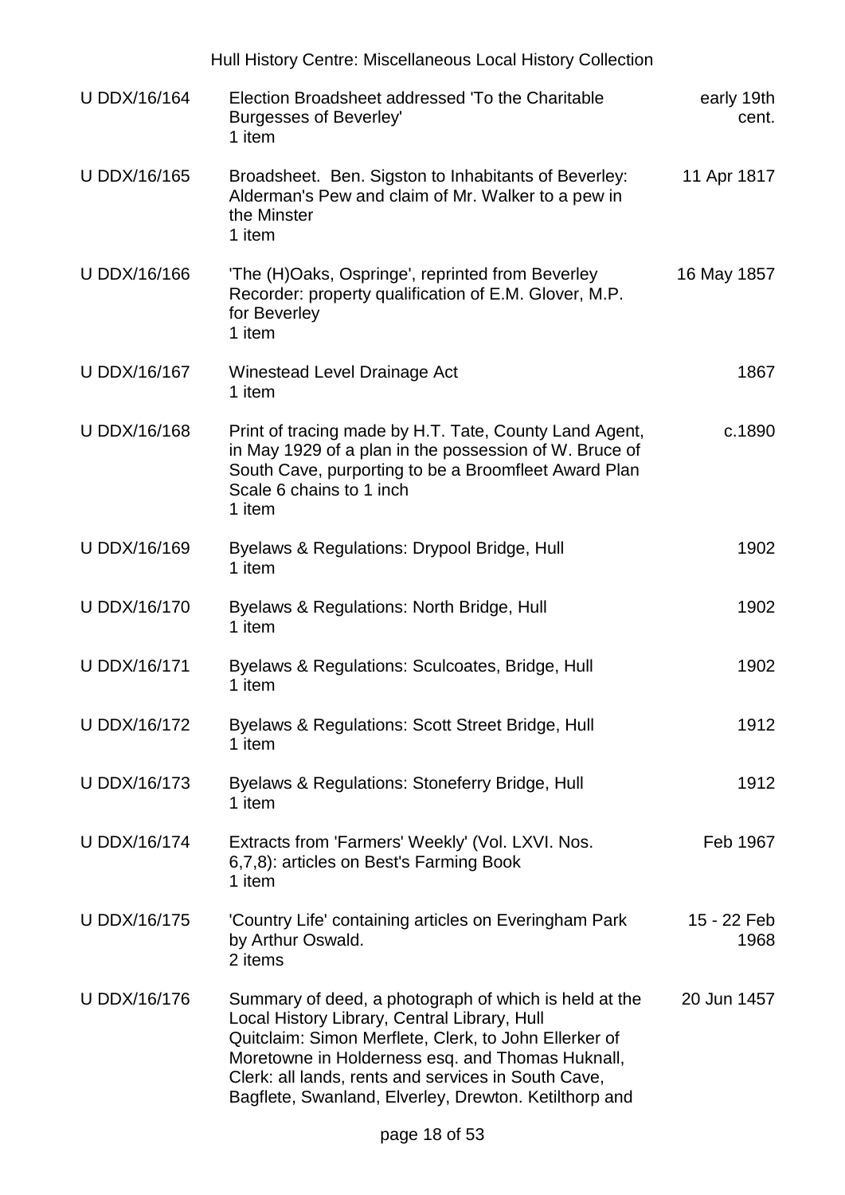| | | |
|---|---|---|
| U DDX/16/164 | Election Broadsheet addressed 'To the Charitable Burgesses of Beverley'<br>1 item | early 19th cent. |
| U DDX/16/165 | Broadsheet. Ben. Sigston to Inhabitants of Beverley: Alderman's Pew and claim of Mr. Walker to a pew in the Minster<br>1 item | 11 Apr 1817 |
| U DDX/16/166 | 'The (H)Oaks, Ospringe', reprinted from Beverley Recorder: property qualification of E.M. Glover, M.P. for Beverley<br>1 item | 16 May 1857 |
| U DDX/16/167 | Winestead Level Drainage Act<br>1 item | 1867 |
| U DDX/16/168 | Print of tracing made by H.T. Tate, County Land Agent, in May 1929 of a plan in the possession of W. Bruce of South Cave, purporting to be a Broomfleet Award Plan<br>Scale 6 chains to 1 inch<br>1 item | c.1890 |
| U DDX/16/169 | Byelaws & Regulations: Drypool Bridge, Hull<br>1 item | 1902 |
| U DDX/16/170 | Byelaws & Regulations: North Bridge, Hull<br>1 item | 1902 |
| U DDX/16/171 | Byelaws & Regulations: Sculcoates, Bridge, Hull<br>1 item | 1902 |
| U DDX/16/172 | Byelaws & Regulations: Scott Street Bridge, Hull<br>1 item | 1912 |
| U DDX/16/173 | Byelaws & Regulations: Stoneferry Bridge, Hull<br>1 item | 1912 |
| U DDX/16/174 | Extracts from 'Farmers' Weekly' (Vol. LXVI. Nos. 6,7,8): articles on Best's Farming Book<br>1 item | Feb 1967 |
| U DDX/16/175 | 'Country Life' containing articles on Everingham Park by Arthur Oswald.<br>2 items | 15 - 22 Feb 1968 |
| U DDX/16/176 | Summary of deed, a photograph of which is held at the Local History Library, Central Library, Hull<br>Quitclaim: Simon Merflete, Clerk, to John Ellerker of Moretowne in Holderness esq. and Thomas Huknall, Clerk: all lands, rents and services in South Cave, Bagflete, Swanland, Elverley, Drewton. Ketilthorp and | 20 Jun 1457 |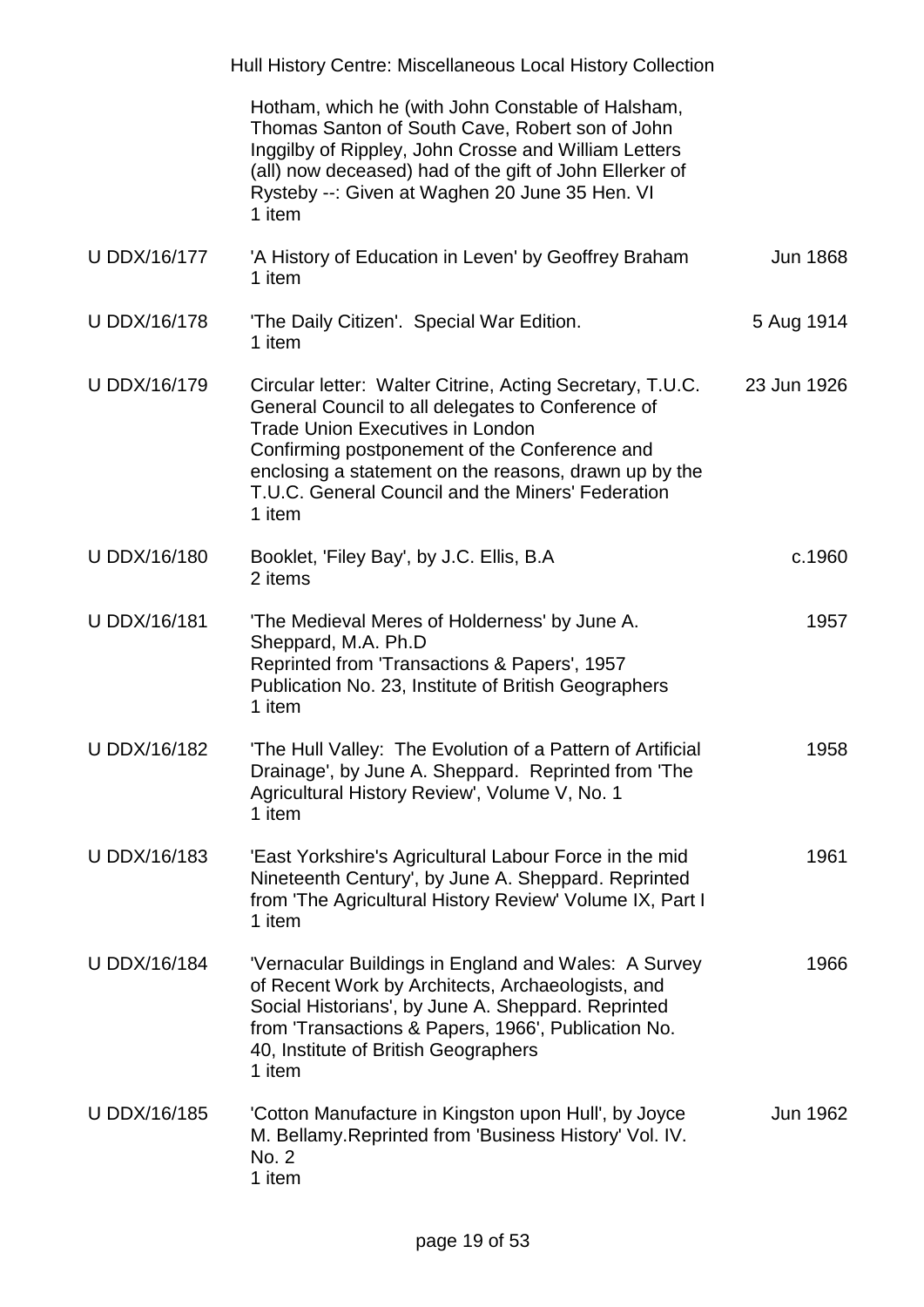| | | |
|---|---|---|
| | Hotham, which he (with John Constable of Halsham, Thomas Santon of South Cave, Robert son of John Inggilby of Rippley, John Crosse and William Letters (all) now deceased) had of the gift of John Ellerker of Rysteby --: Given at Waghen 20 June 35 Hen. VI<br>1 item | |
| U DDX/16/177 | 'A History of Education in Leven' by Geoffrey Braham<br>1 item | Jun 1868 |
| U DDX/16/178 | 'The Daily Citizen'. Special War Edition.<br>1 item | 5 Aug 1914 |
| U DDX/16/179 | Circular letter: Walter Citrine, Acting Secretary, T.U.C. General Council to all delegates to Conference of Trade Union Executives in London<br>Confirming postponement of the Conference and enclosing a statement on the reasons, drawn up by the T.U.C. General Council and the Miners' Federation<br>1 item | 23 Jun 1926 |
| U DDX/16/180 | Booklet, 'Filey Bay', by J.C. Ellis, B.A<br>2 items | c.1960 |
| U DDX/16/181 | 'The Medieval Meres of Holderness' by June A. Sheppard, M.A. Ph.D<br>Reprinted from 'Transactions & Papers', 1957<br>Publication No. 23, Institute of British Geographers<br>1 item | 1957 |
| U DDX/16/182 | 'The Hull Valley: The Evolution of a Pattern of Artificial Drainage', by June A. Sheppard. Reprinted from 'The Agricultural History Review', Volume V, No. 1<br>1 item | 1958 |
| U DDX/16/183 | 'East Yorkshire's Agricultural Labour Force in the mid Nineteenth Century', by June A. Sheppard. Reprinted from 'The Agricultural History Review' Volume IX, Part I<br>1 item | 1961 |
| U DDX/16/184 | 'Vernacular Buildings in England and Wales: A Survey of Recent Work by Architects, Archaeologists, and Social Historians', by June A. Sheppard. Reprinted from 'Transactions & Papers, 1966', Publication No. 40, Institute of British Geographers<br>1 item | 1966 |
| U DDX/16/185 | 'Cotton Manufacture in Kingston upon Hull', by Joyce M. Bellamy.Reprinted from 'Business History' Vol. IV. No. 2<br>1 item | Jun 1962 |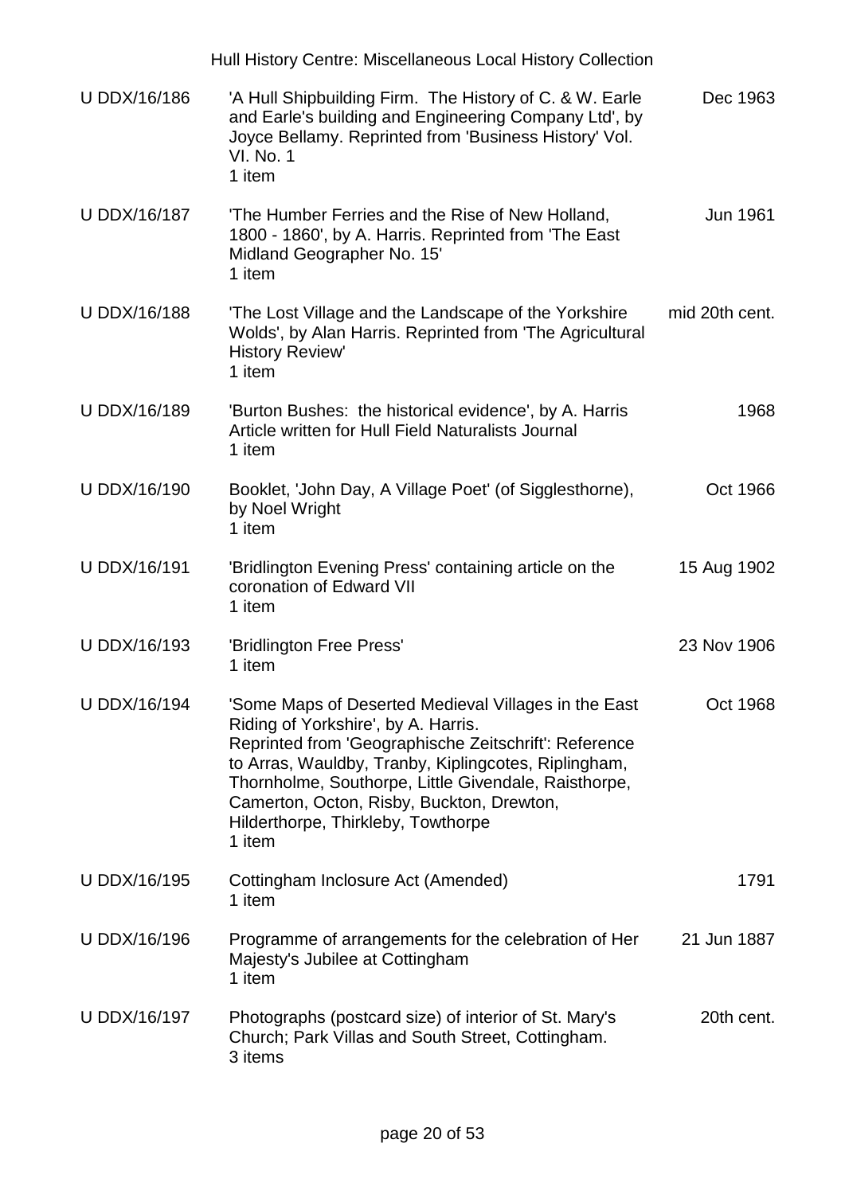| Reference | Description | Date |
|---|---|---|
| U DDX/16/186 | 'A Hull Shipbuilding Firm. The History of C. & W. Earle and Earle's building and Engineering Company Ltd', by Joyce Bellamy. Reprinted from 'Business History' Vol. VI. No. 1<br>1 item | Dec 1963 |
| U DDX/16/187 | 'The Humber Ferries and the Rise of New Holland, 1800 - 1860', by A. Harris. Reprinted from 'The East Midland Geographer No. 15'<br>1 item | Jun 1961 |
| U DDX/16/188 | 'The Lost Village and the Landscape of the Yorkshire Wolds', by Alan Harris. Reprinted from 'The Agricultural History Review'<br>1 item | mid 20th cent. |
| U DDX/16/189 | 'Burton Bushes: the historical evidence', by A. Harris Article written for Hull Field Naturalists Journal<br>1 item | 1968 |
| U DDX/16/190 | Booklet, 'John Day, A Village Poet' (of Sigglesthorne), by Noel Wright<br>1 item | Oct 1966 |
| U DDX/16/191 | 'Bridlington Evening Press' containing article on the coronation of Edward VII<br>1 item | 15 Aug 1902 |
| U DDX/16/193 | 'Bridlington Free Press'<br>1 item | 23 Nov 1906 |
| U DDX/16/194 | 'Some Maps of Deserted Medieval Villages in the East Riding of Yorkshire', by A. Harris.<br>Reprinted from 'Geographische Zeitschrift': Reference to Arras, Wauldby, Tranby, Kiplingcotes, Riplingham, Thornholme, Southorpe, Little Givendale, Raisthorpe, Camerton, Octon, Risby, Buckton, Drewton, Hilderthorpe, Thirkleby, Towthorpe<br>1 item | Oct 1968 |
| U DDX/16/195 | Cottingham Inclosure Act (Amended)<br>1 item | 1791 |
| U DDX/16/196 | Programme of arrangements for the celebration of Her Majesty's Jubilee at Cottingham<br>1 item | 21 Jun 1887 |
| U DDX/16/197 | Photographs (postcard size) of interior of St. Mary's Church; Park Villas and South Street, Cottingham.<br>3 items | 20th cent. |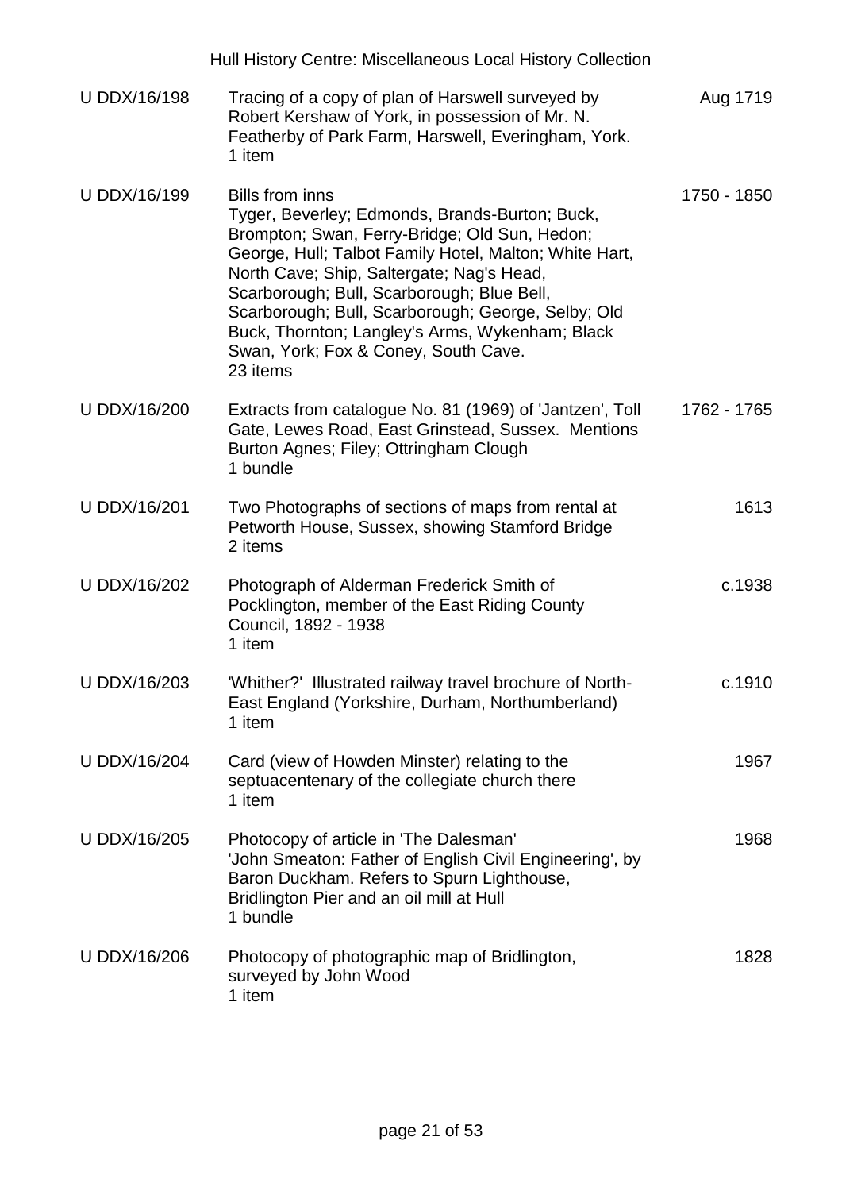| | | |
|---|---|---|
| U DDX/16/198 | Tracing of a copy of plan of Harswell surveyed by Robert Kershaw of York, in possession of Mr. N. Featherby of Park Farm, Harswell, Everingham, York.<br>1 item | Aug 1719 |
| U DDX/16/199 | Bills from inns<br>Tyger, Beverley; Edmonds, Brands-Burton; Buck, Brompton; Swan, Ferry-Bridge; Old Sun, Hedon; George, Hull; Talbot Family Hotel, Malton; White Hart, North Cave; Ship, Saltergate; Nag's Head, Scarborough; Bull, Scarborough; Blue Bell, Scarborough; Bull, Scarborough; George, Selby; Old Buck, Thornton; Langley's Arms, Wykenham; Black Swan, York; Fox & Coney, South Cave.<br>23 items | 1750 - 1850 |
| U DDX/16/200 | Extracts from catalogue No. 81 (1969) of 'Jantzen', Toll Gate, Lewes Road, East Grinstead, Sussex. Mentions Burton Agnes; Filey; Ottringham Clough<br>1 bundle | 1762 - 1765 |
| U DDX/16/201 | Two Photographs of sections of maps from rental at Petworth House, Sussex, showing Stamford Bridge<br>2 items | 1613 |
| U DDX/16/202 | Photograph of Alderman Frederick Smith of Pocklington, member of the East Riding County Council, 1892 - 1938<br>1 item | c.1938 |
| U DDX/16/203 | 'Whither?' Illustrated railway travel brochure of North-East England (Yorkshire, Durham, Northumberland)<br>1 item | c.1910 |
| U DDX/16/204 | Card (view of Howden Minster) relating to the septuacentenary of the collegiate church there<br>1 item | 1967 |
| U DDX/16/205 | Photocopy of article in 'The Dalesman'<br>'John Smeaton: Father of English Civil Engineering', by Baron Duckham. Refers to Spurn Lighthouse, Bridlington Pier and an oil mill at Hull<br>1 bundle | 1968 |
| U DDX/16/206 | Photocopy of photographic map of Bridlington, surveyed by John Wood<br>1 item | 1828 |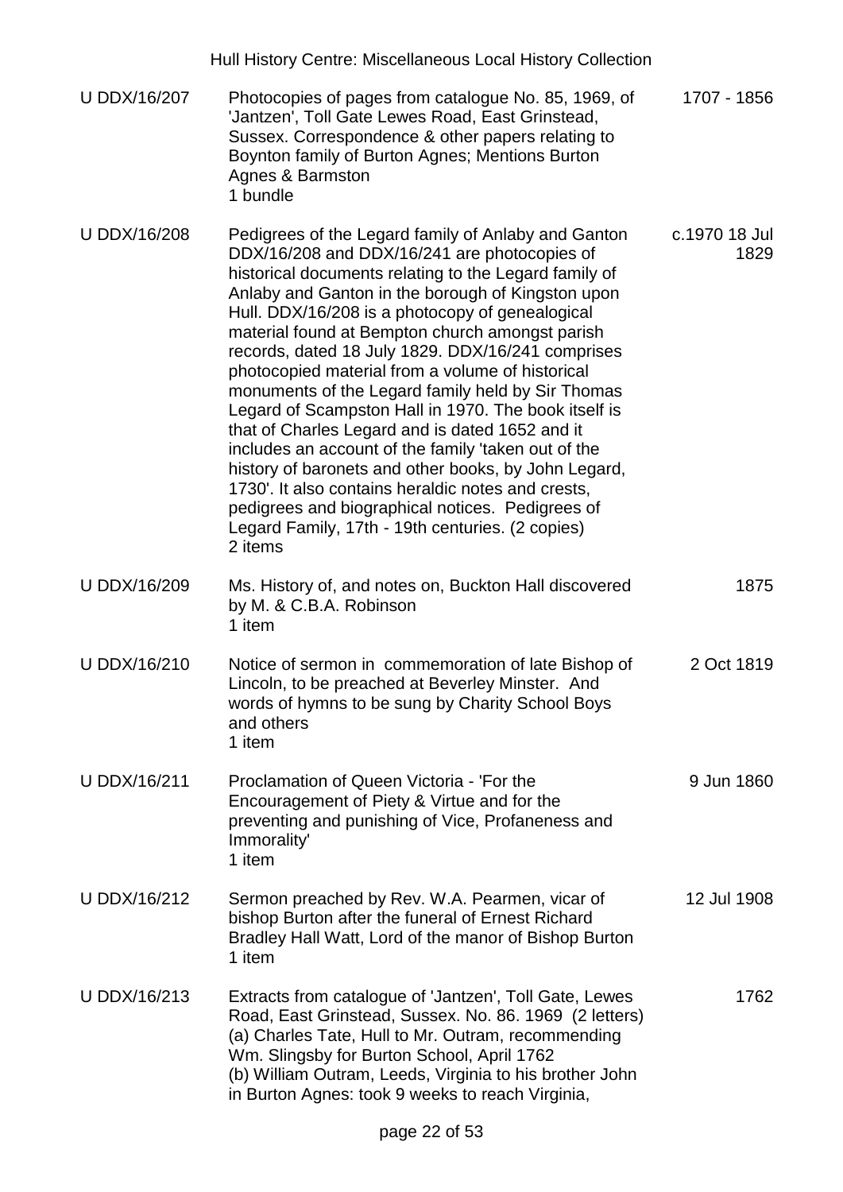| Reference | Description | Date |
|---|---|---|
| U DDX/16/207 | Photocopies of pages from catalogue No. 85, 1969, of 'Jantzen', Toll Gate Lewes Road, East Grinstead, Sussex. Correspondence & other papers relating to Boynton family of Burton Agnes; Mentions Burton Agnes & Barmston<br>1 bundle | 1707 - 1856 |
| U DDX/16/208 | Pedigrees of the Legard family of Anlaby and Ganton DDX/16/208 and DDX/16/241 are photocopies of historical documents relating to the Legard family of Anlaby and Ganton in the borough of Kingston upon Hull. DDX/16/208 is a photocopy of genealogical material found at Bempton church amongst parish records, dated 18 July 1829. DDX/16/241 comprises photocopied material from a volume of historical monuments of the Legard family held by Sir Thomas Legard of Scampston Hall in 1970. The book itself is that of Charles Legard and is dated 1652 and it includes an account of the family 'taken out of the history of baronets and other books, by John Legard, 1730'. It also contains heraldic notes and crests, pedigrees and biographical notices. Pedigrees of Legard Family, 17th - 19th centuries. (2 copies)<br>2 items | c.1970 18 Jul 1829 |
| U DDX/16/209 | Ms. History of, and notes on, Buckton Hall discovered by M. & C.B.A. Robinson<br>1 item | 1875 |
| U DDX/16/210 | Notice of sermon in commemoration of late Bishop of Lincoln, to be preached at Beverley Minster. And words of hymns to be sung by Charity School Boys and others<br>1 item | 2 Oct 1819 |
| U DDX/16/211 | Proclamation of Queen Victoria - 'For the Encouragement of Piety & Virtue and for the preventing and punishing of Vice, Profaneness and Immorality'<br>1 item | 9 Jun 1860 |
| U DDX/16/212 | Sermon preached by Rev. W.A. Pearmen, vicar of bishop Burton after the funeral of Ernest Richard Bradley Hall Watt, Lord of the manor of Bishop Burton<br>1 item | 12 Jul 1908 |
| U DDX/16/213 | Extracts from catalogue of 'Jantzen', Toll Gate, Lewes Road, East Grinstead, Sussex. No. 86. 1969 (2 letters)<br>(a) Charles Tate, Hull to Mr. Outram, recommending Wm. Slingsby for Burton School, April 1762<br>(b) William Outram, Leeds, Virginia to his brother John in Burton Agnes: took 9 weeks to reach Virginia, | 1762 |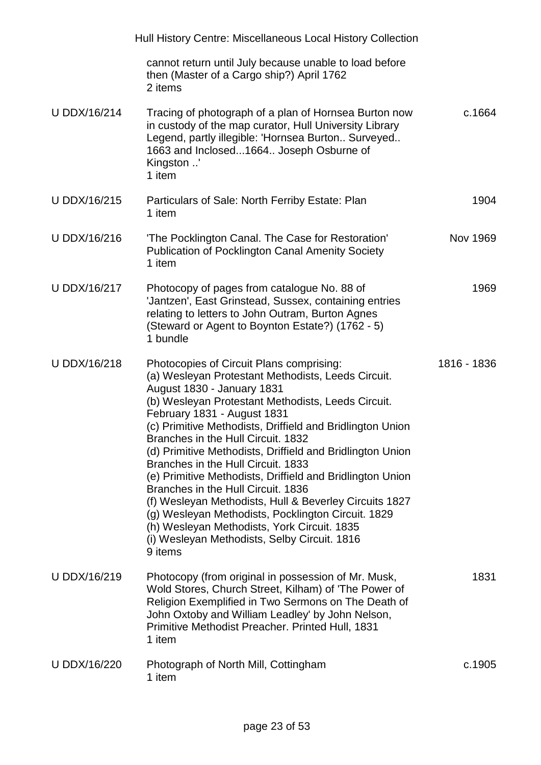| | | |
|---|---|---|
| | cannot return until July because unable to load before then (Master of a Cargo ship?) April 1762<br>2 items | |
| U DDX/16/214 | Tracing of photograph of a plan of Hornsea Burton now in custody of the map curator, Hull University Library Legend, partly illegible: 'Hornsea Burton.. Surveyed.. 1663 and Inclosed...1664.. Joseph Osburne of Kingston ..'<br>1 item | c.1664 |
| U DDX/16/215 | Particulars of Sale: North Ferriby Estate: Plan<br>1 item | 1904 |
| U DDX/16/216 | 'The Pocklington Canal. The Case for Restoration' Publication of Pocklington Canal Amenity Society<br>1 item | Nov 1969 |
| U DDX/16/217 | Photocopy of pages from catalogue No. 88 of 'Jantzen', East Grinstead, Sussex, containing entries relating to letters to John Outram, Burton Agnes (Steward or Agent to Boynton Estate?) (1762 - 5)<br>1 bundle | 1969 |
| U DDX/16/218 | Photocopies of Circuit Plans comprising:<br>(a) Wesleyan Protestant Methodists, Leeds Circuit. August 1830 - January 1831<br>(b) Wesleyan Protestant Methodists, Leeds Circuit. February 1831 - August 1831<br>(c) Primitive Methodists, Driffield and Bridlington Union Branches in the Hull Circuit. 1832<br>(d) Primitive Methodists, Driffield and Bridlington Union Branches in the Hull Circuit. 1833<br>(e) Primitive Methodists, Driffield and Bridlington Union Branches in the Hull Circuit. 1836<br>(f) Wesleyan Methodists, Hull & Beverley Circuits 1827<br>(g) Wesleyan Methodists, Pocklington Circuit. 1829<br>(h) Wesleyan Methodists, York Circuit. 1835<br>(i) Wesleyan Methodists, Selby Circuit. 1816<br>9 items | 1816 - 1836 |
| U DDX/16/219 | Photocopy (from original in possession of Mr. Musk, Wold Stores, Church Street, Kilham) of 'The Power of Religion Exemplified in Two Sermons on The Death of John Oxtoby and William Leadley' by John Nelson, Primitive Methodist Preacher. Printed Hull, 1831<br>1 item | 1831 |
| U DDX/16/220 | Photograph of North Mill, Cottingham<br>1 item | c.1905 |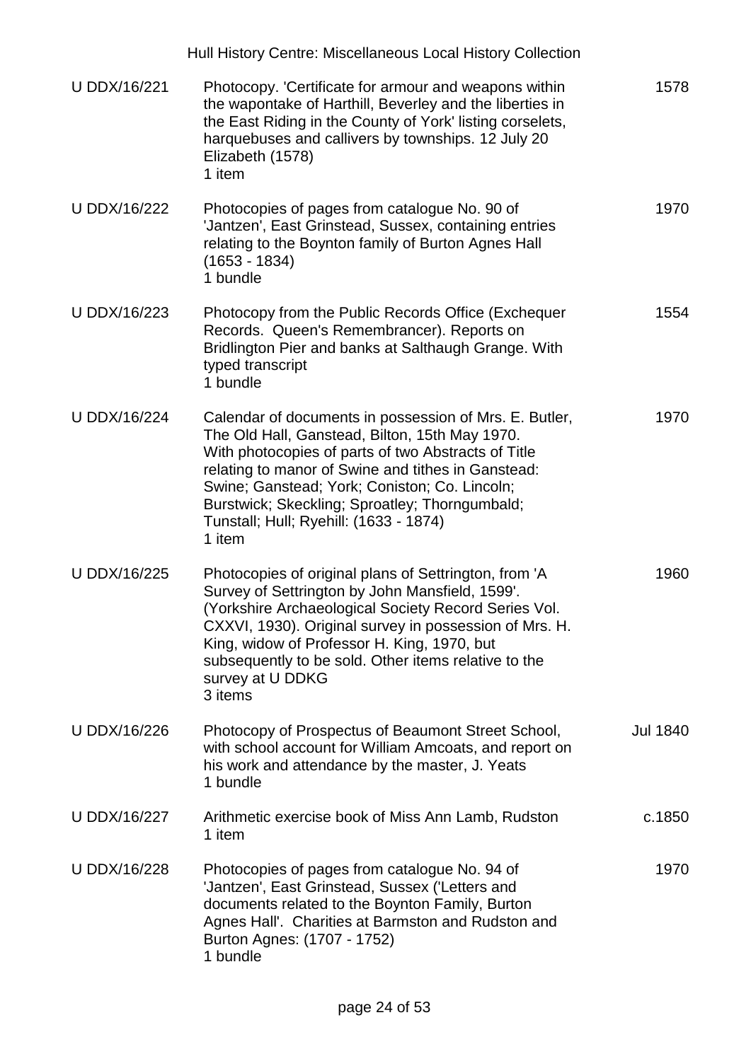| Reference | Description | Date |
|---|---|---|
| U DDX/16/221 | Photocopy. 'Certificate for armour and weapons within the wapontake of Harthill, Beverley and the liberties in the East Riding in the County of York' listing corselets, harquebuses and callivers by townships. 12 July 20 Elizabeth (1578)<br>1 item | 1578 |
| U DDX/16/222 | Photocopies of pages from catalogue No. 90 of 'Jantzen', East Grinstead, Sussex, containing entries relating to the Boynton family of Burton Agnes Hall (1653 - 1834)<br>1 bundle | 1970 |
| U DDX/16/223 | Photocopy from the Public Records Office (Exchequer Records. Queen's Remembrancer). Reports on Bridlington Pier and banks at Salthaugh Grange. With typed transcript<br>1 bundle | 1554 |
| U DDX/16/224 | Calendar of documents in possession of Mrs. E. Butler, The Old Hall, Ganstead, Bilton, 15th May 1970. With photocopies of parts of two Abstracts of Title relating to manor of Swine and tithes in Ganstead: Swine; Ganstead; York; Coniston; Co. Lincoln; Burstwick; Skeckling; Sproatley; Thorngumbald; Tunstall; Hull; Ryehill: (1633 - 1874)<br>1 item | 1970 |
| U DDX/16/225 | Photocopies of original plans of Settrington, from 'A Survey of Settrington by John Mansfield, 1599'. (Yorkshire Archaeological Society Record Series Vol. CXXVI, 1930). Original survey in possession of Mrs. H. King, widow of Professor H. King, 1970, but subsequently to be sold. Other items relative to the survey at U DDKG<br>3 items | 1960 |
| U DDX/16/226 | Photocopy of Prospectus of Beaumont Street School, with school account for William Amcoats, and report on his work and attendance by the master, J. Yeats<br>1 bundle | Jul 1840 |
| U DDX/16/227 | Arithmetic exercise book of Miss Ann Lamb, Rudston<br>1 item | c.1850 |
| U DDX/16/228 | Photocopies of pages from catalogue No. 94 of 'Jantzen', East Grinstead, Sussex ('Letters and documents related to the Boynton Family, Burton Agnes Hall'. Charities at Barmston and Rudston and Burton Agnes: (1707 - 1752)<br>1 bundle | 1970 |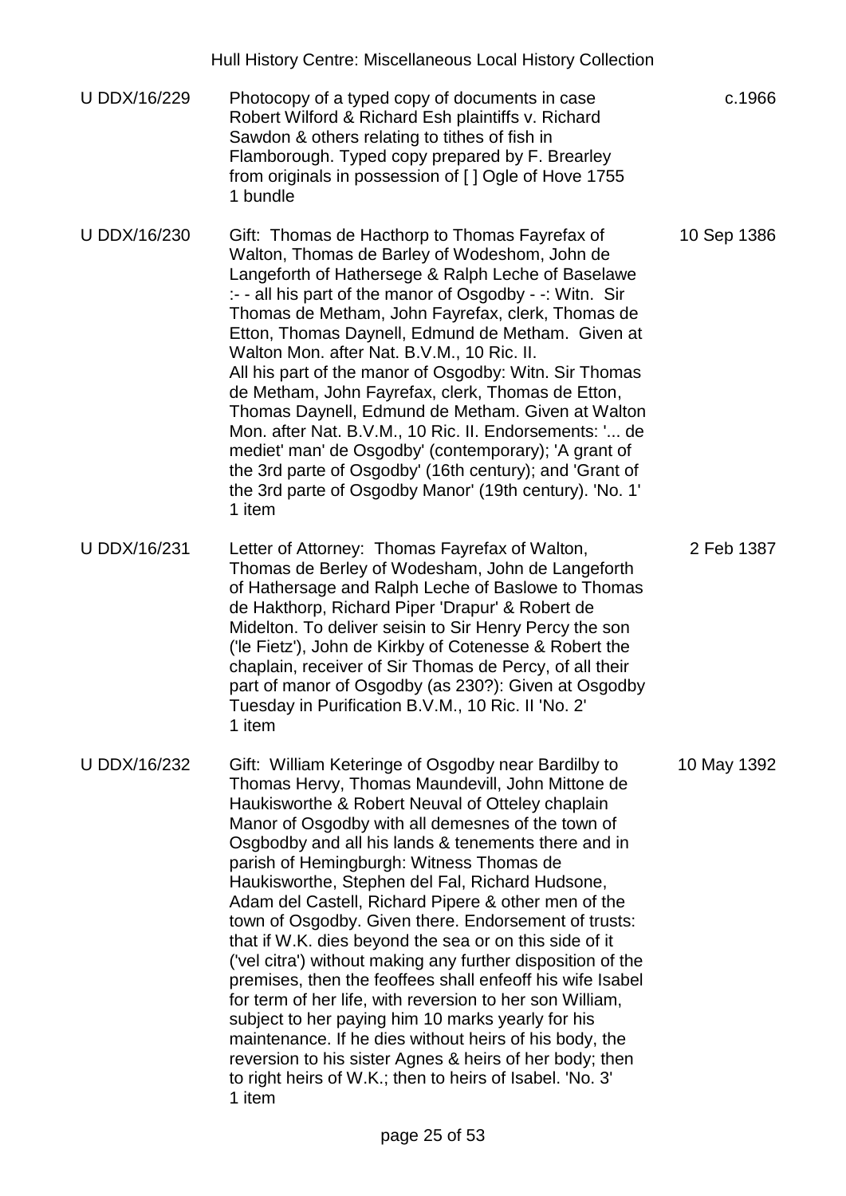| Reference | Description | Date |
|---|---|---|
| U DDX/16/229 | Photocopy of a typed copy of documents in case Robert Wilford & Richard Esh plaintiffs v. Richard Sawdon & others relating to tithes of fish in Flamborough. Typed copy prepared by F. Brearley from originals in possession of [ ] Ogle of Hove 1755<br>1 bundle | c.1966 |
| U DDX/16/230 | Gift: Thomas de Hacthorp to Thomas Fayrefax of Walton, Thomas de Barley of Wodeshom, John de Langeforth of Hathersege & Ralph Leche of Baselawe :- - all his part of the manor of Osgodby - -: Witn. Sir Thomas de Metham, John Fayrefax, clerk, Thomas de Etton, Thomas Daynell, Edmund de Metham. Given at Walton Mon. after Nat. B.V.M., 10 Ric. II.<br>All his part of the manor of Osgodby: Witn. Sir Thomas de Metham, John Fayrefax, clerk, Thomas de Etton, Thomas Daynell, Edmund de Metham. Given at Walton Mon. after Nat. B.V.M., 10 Ric. II. Endorsements: '... de mediet' man' de Osgodby' (contemporary); 'A grant of the 3rd parte of Osgodby' (16th century); and 'Grant of the 3rd parte of Osgodby Manor' (19th century). 'No. 1'<br>1 item | 10 Sep 1386 |
| U DDX/16/231 | Letter of Attorney: Thomas Fayrefax of Walton, Thomas de Berley of Wodesham, John de Langeforth of Hathersage and Ralph Leche of Baslowe to Thomas de Hakthorp, Richard Piper 'Drapur' & Robert de Midelton. To deliver seisin to Sir Henry Percy the son ('le Fietz'), John de Kirkby of Cotenesse & Robert the chaplain, receiver of Sir Thomas de Percy, of all their part of manor of Osgodby (as 230?): Given at Osgodby Tuesday in Purification B.V.M., 10 Ric. II 'No. 2'<br>1 item | 2 Feb 1387 |
| U DDX/16/232 | Gift: William Keteringe of Osgodby near Bardilby to Thomas Hervy, Thomas Maundevill, John Mittone de Haukisworthe & Robert Neuval of Otteley chaplain Manor of Osgodby with all demesnes of the town of Osgbodby and all his lands & tenements there and in parish of Hemingburgh: Witness Thomas de Haukisworthe, Stephen del Fal, Richard Hudsone, Adam del Castell, Richard Pipere & other men of the town of Osgodby. Given there. Endorsement of trusts: that if W.K. dies beyond the sea or on this side of it ('vel citra') without making any further disposition of the premises, then the feoffees shall enfeoff his wife Isabel for term of her life, with reversion to her son William, subject to her paying him 10 marks yearly for his maintenance. If he dies without heirs of his body, the reversion to his sister Agnes & heirs of her body; then to right heirs of W.K.; then to heirs of Isabel. 'No. 3'<br>1 item | 10 May 1392 |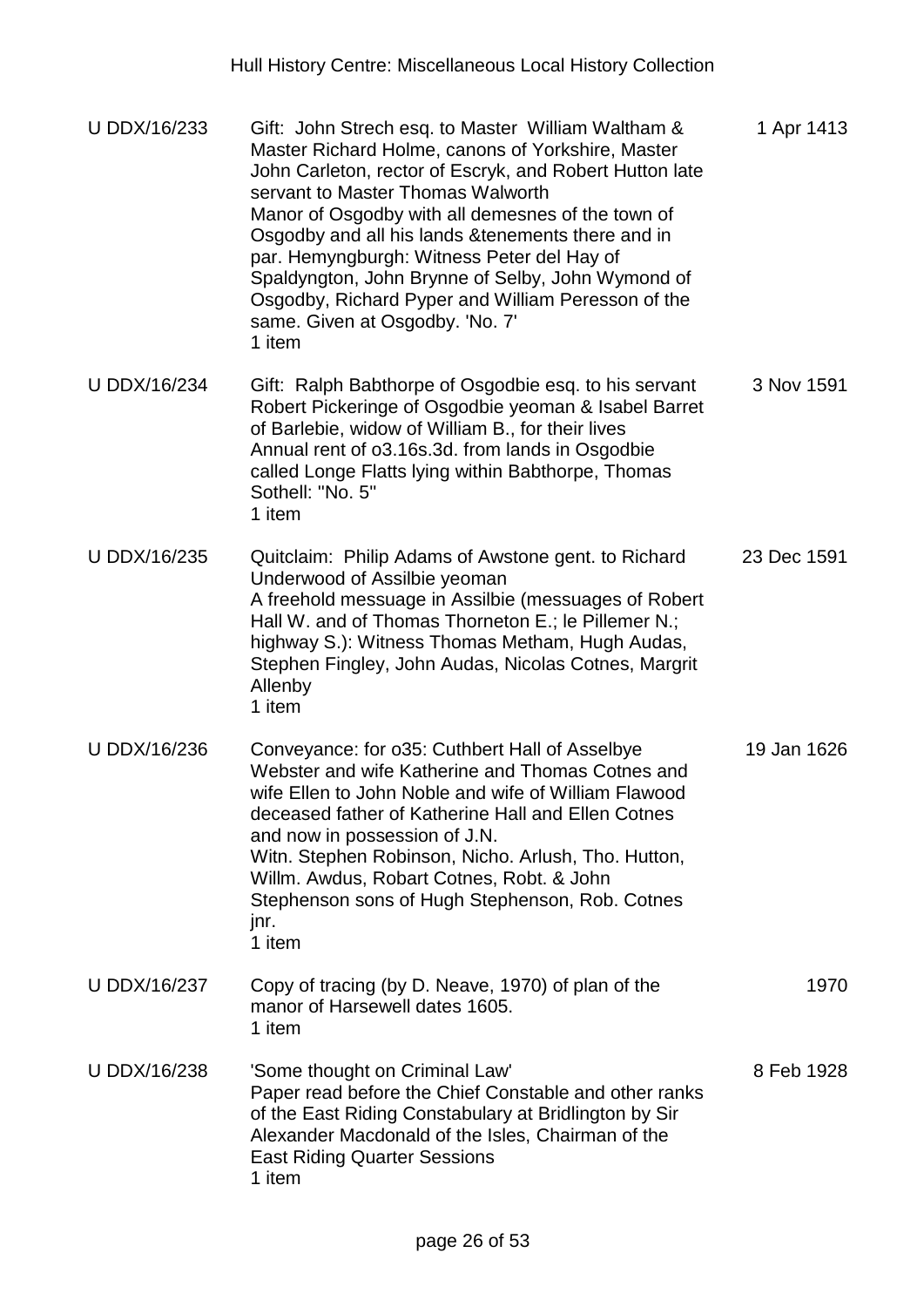| | | |
|---|---|---|
| U DDX/16/233 | Gift: John Strech esq. to Master William Waltham & Master Richard Holme, canons of Yorkshire, Master John Carleton, rector of Escryk, and Robert Hutton late servant to Master Thomas Walworth<br>Manor of Osgodby with all demesnes of the town of Osgodby and all his lands &tenements there and in par. Hemyngburgh: Witness Peter del Hay of Spaldyngton, John Brynne of Selby, John Wymond of Osgodby, Richard Pyper and William Peresson of the same. Given at Osgodby. 'No. 7'<br>1 item | 1 Apr 1413 |
| U DDX/16/234 | Gift: Ralph Babthorpe of Osgodbie esq. to his servant Robert Pickeringe of Osgodbie yeoman & Isabel Barret of Barlebie, widow of William B., for their lives<br>Annual rent of o3.16s.3d. from lands in Osgodbie called Longe Flatts lying within Babthorpe, Thomas Sothell: "No. 5"<br>1 item | 3 Nov 1591 |
| U DDX/16/235 | Quitclaim: Philip Adams of Awstone gent. to Richard Underwood of Assilbie yeoman<br>A freehold messuage in Assilbie (messuages of Robert Hall W. and of Thomas Thorneton E.; le Pillemer N.; highway S.): Witness Thomas Metham, Hugh Audas, Stephen Fingley, John Audas, Nicolas Cotnes, Margrit Allenby<br>1 item | 23 Dec 1591 |
| U DDX/16/236 | Conveyance: for o35: Cuthbert Hall of Asselbye Webster and wife Katherine and Thomas Cotnes and wife Ellen to John Noble and wife of William Flawood deceased father of Katherine Hall and Ellen Cotnes and now in possession of J.N.<br>Witn. Stephen Robinson, Nicho. Arlush, Tho. Hutton, Willm. Awdus, Robart Cotnes, Robt. & John Stephenson sons of Hugh Stephenson, Rob. Cotnes jnr.<br>1 item | 19 Jan 1626 |
| U DDX/16/237 | Copy of tracing (by D. Neave, 1970) of plan of the manor of Harsewell dates 1605.<br>1 item | 1970 |
| U DDX/16/238 | 'Some thought on Criminal Law'<br>Paper read before the Chief Constable and other ranks of the East Riding Constabulary at Bridlington by Sir Alexander Macdonald of the Isles, Chairman of the East Riding Quarter Sessions<br>1 item | 8 Feb 1928 |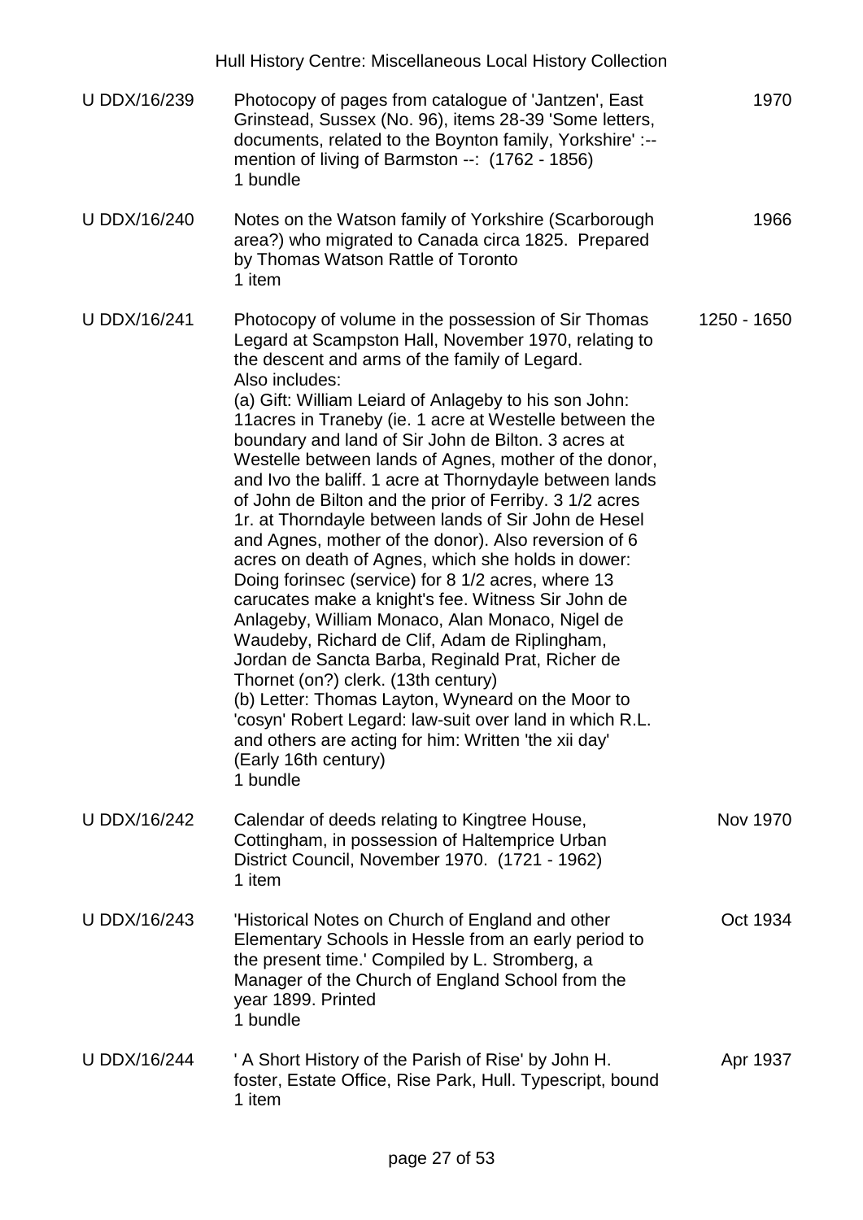| | | |
|---|---|---|
| U DDX/16/239 | Photocopy of pages from catalogue of 'Jantzen', East Grinstead, Sussex (No. 96), items 28-39 'Some letters, documents, related to the Boynton family, Yorkshire' :-- mention of living of Barmston --: (1762 - 1856)<br>1 bundle | 1970 |
| U DDX/16/240 | Notes on the Watson family of Yorkshire (Scarborough area?) who migrated to Canada circa 1825. Prepared by Thomas Watson Rattle of Toronto<br>1 item | 1966 |
| U DDX/16/241 | Photocopy of volume in the possession of Sir Thomas Legard at Scampston Hall, November 1970, relating to the descent and arms of the family of Legard.<br>Also includes:<br>(a) Gift: William Leiard of Anlageby to his son John: 11acres in Traneby (ie. 1 acre at Westelle between the boundary and land of Sir John de Bilton. 3 acres at Westelle between lands of Agnes, mother of the donor, and Ivo the baliff. 1 acre at Thornydayle between lands of John de Bilton and the prior of Ferriby. 3 1/2 acres 1r. at Thorndayle between lands of Sir John de Hesel and Agnes, mother of the donor). Also reversion of 6 acres on death of Agnes, which she holds in dower: Doing forinsec (service) for 8 1/2 acres, where 13 carucates make a knight's fee. Witness Sir John de Anlageby, William Monaco, Alan Monaco, Nigel de Waudeby, Richard de Clif, Adam de Riplingham, Jordan de Sancta Barba, Reginald Prat, Richer de Thornet (on?) clerk. (13th century)<br>(b) Letter: Thomas Layton, Wyneard on the Moor to 'cosyn' Robert Legard: law-suit over land in which R.L. and others are acting for him: Written 'the xii day' (Early 16th century)<br>1 bundle | 1250 - 1650 |
| U DDX/16/242 | Calendar of deeds relating to Kingtree House, Cottingham, in possession of Haltemprice Urban District Council, November 1970. (1721 - 1962)<br>1 item | Nov 1970 |
| U DDX/16/243 | 'Historical Notes on Church of England and other Elementary Schools in Hessle from an early period to the present time.' Compiled by L. Stromberg, a Manager of the Church of England School from the year 1899. Printed<br>1 bundle | Oct 1934 |
| U DDX/16/244 | ' A Short History of the Parish of Rise' by John H. foster, Estate Office, Rise Park, Hull. Typescript, bound<br>1 item | Apr 1937 |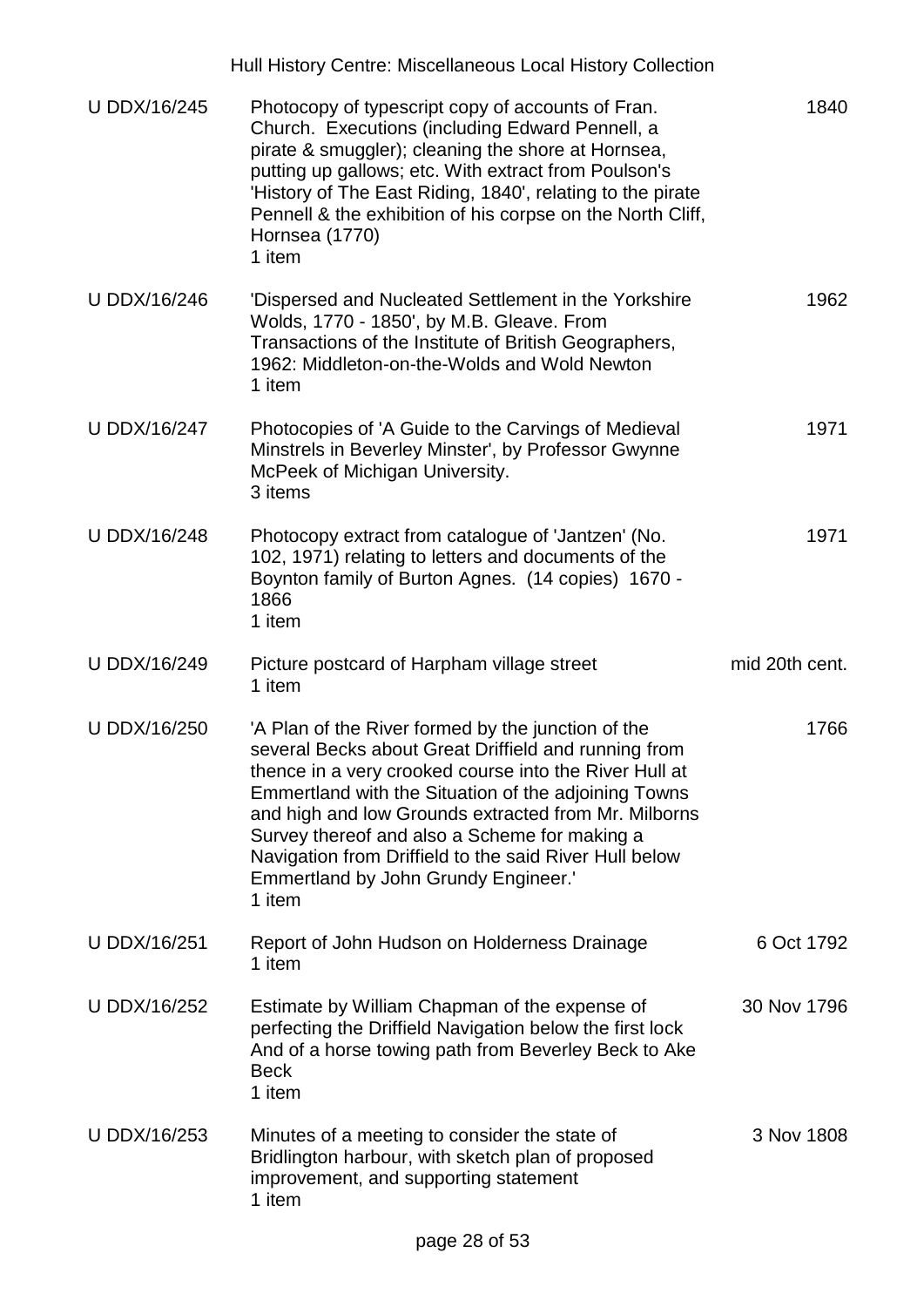| | | |
|---|---|---|
| U DDX/16/245 | Photocopy of typescript copy of accounts of Fran. Church. Executions (including Edward Pennell, a pirate & smuggler); cleaning the shore at Hornsea, putting up gallows; etc. With extract from Poulson's 'History of The East Riding, 1840', relating to the pirate Pennell & the exhibition of his corpse on the North Cliff, Hornsea (1770)<br>1 item | 1840 |
| U DDX/16/246 | 'Dispersed and Nucleated Settlement in the Yorkshire Wolds, 1770 - 1850', by M.B. Gleave. From Transactions of the Institute of British Geographers, 1962: Middleton-on-the-Wolds and Wold Newton<br>1 item | 1962 |
| U DDX/16/247 | Photocopies of 'A Guide to the Carvings of Medieval Minstrels in Beverley Minster', by Professor Gwynne McPeek of Michigan University.<br>3 items | 1971 |
| U DDX/16/248 | Photocopy extract from catalogue of 'Jantzen' (No. 102, 1971) relating to letters and documents of the Boynton family of Burton Agnes. (14 copies) 1670 - 1866<br>1 item | 1971 |
| U DDX/16/249 | Picture postcard of Harpham village street<br>1 item | mid 20th cent. |
| U DDX/16/250 | 'A Plan of the River formed by the junction of the several Becks about Great Driffield and running from thence in a very crooked course into the River Hull at Emmertland with the Situation of the adjoining Towns and high and low Grounds extracted from Mr. Milborns Survey thereof and also a Scheme for making a Navigation from Driffield to the said River Hull below Emmertland by John Grundy Engineer.'<br>1 item | 1766 |
| U DDX/16/251 | Report of John Hudson on Holderness Drainage<br>1 item | 6 Oct 1792 |
| U DDX/16/252 | Estimate by William Chapman of the expense of perfecting the Driffield Navigation below the first lock And of a horse towing path from Beverley Beck to Ake Beck<br>1 item | 30 Nov 1796 |
| U DDX/16/253 | Minutes of a meeting to consider the state of Bridlington harbour, with sketch plan of proposed improvement, and supporting statement<br>1 item | 3 Nov 1808 |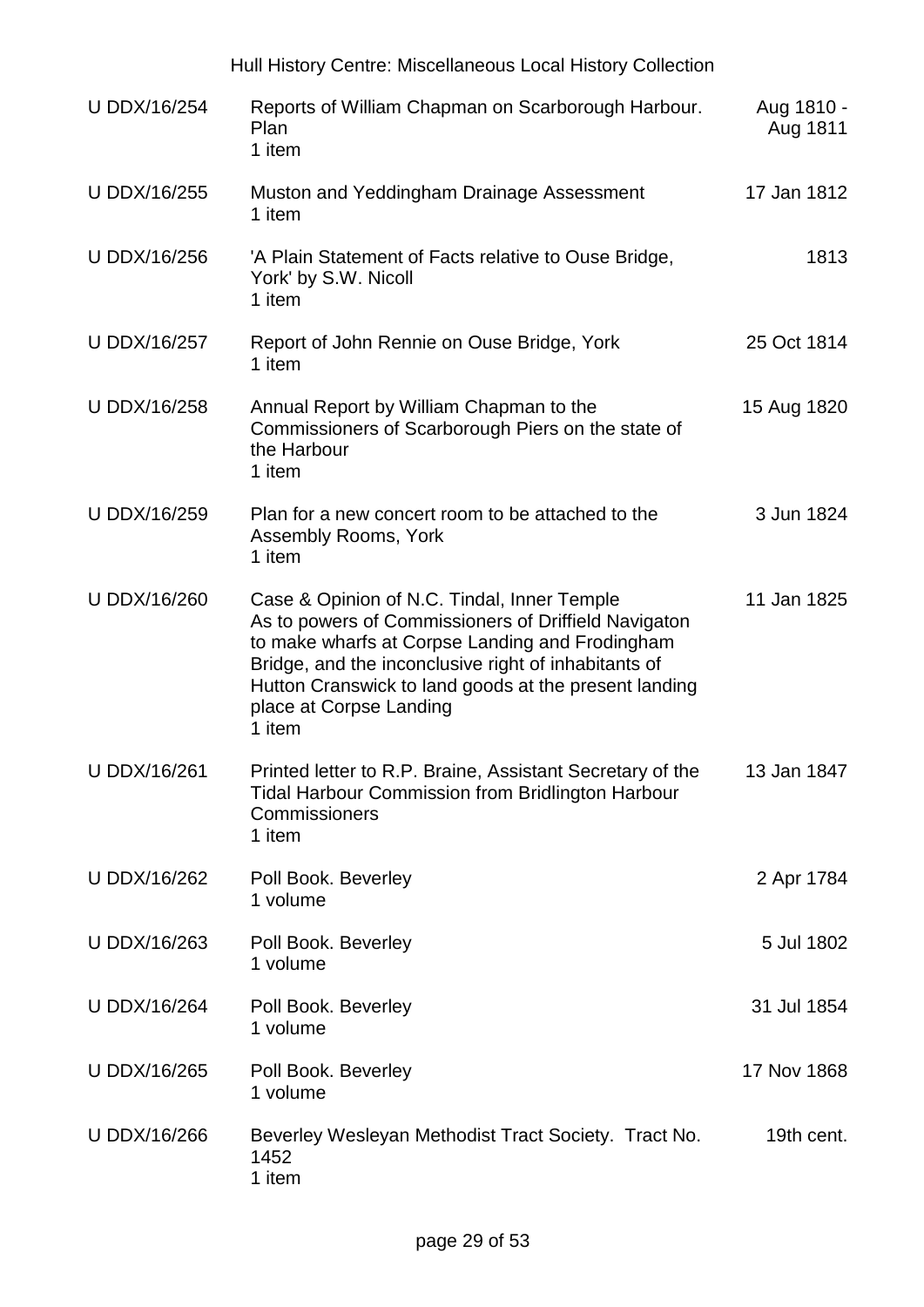| | | |
|---|---|---|
| U DDX/16/254 | Reports of William Chapman on Scarborough Harbour. Plan<br>1 item | Aug 1810 - Aug 1811 |
| U DDX/16/255 | Muston and Yeddingham Drainage Assessment<br>1 item | 17 Jan 1812 |
| U DDX/16/256 | 'A Plain Statement of Facts relative to Ouse Bridge, York' by S.W. Nicoll<br>1 item | 1813 |
| U DDX/16/257 | Report of John Rennie on Ouse Bridge, York<br>1 item | 25 Oct 1814 |
| U DDX/16/258 | Annual Report by William Chapman to the Commissioners of Scarborough Piers on the state of the Harbour<br>1 item | 15 Aug 1820 |
| U DDX/16/259 | Plan for a new concert room to be attached to the Assembly Rooms, York<br>1 item | 3 Jun 1824 |
| U DDX/16/260 | Case & Opinion of N.C. Tindal, Inner Temple As to powers of Commissioners of Driffield Navigaton to make wharfs at Corpse Landing and Frodingham Bridge, and the inconclusive right of inhabitants of Hutton Cranswick to land goods at the present landing place at Corpse Landing<br>1 item | 11 Jan 1825 |
| U DDX/16/261 | Printed letter to R.P. Braine, Assistant Secretary of the Tidal Harbour Commission from Bridlington Harbour Commissioners<br>1 item | 13 Jan 1847 |
| U DDX/16/262 | Poll Book. Beverley<br>1 volume | 2 Apr 1784 |
| U DDX/16/263 | Poll Book. Beverley<br>1 volume | 5 Jul 1802 |
| U DDX/16/264 | Poll Book. Beverley<br>1 volume | 31 Jul 1854 |
| U DDX/16/265 | Poll Book. Beverley<br>1 volume | 17 Nov 1868 |
| U DDX/16/266 | Beverley Wesleyan Methodist Tract Society. Tract No. 1452<br>1 item | 19th cent. |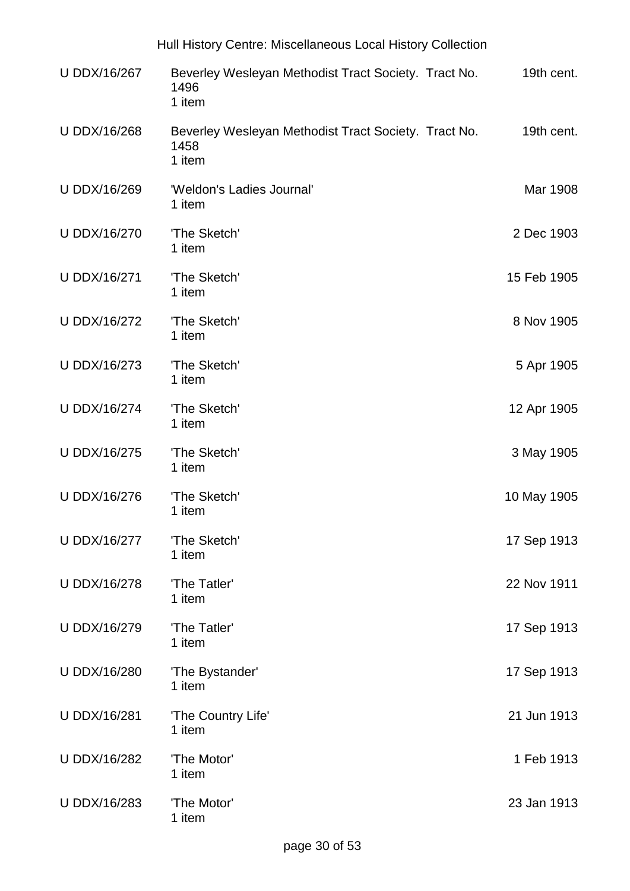| Reference | Description | Date |
|---|---|---|
| U DDX/16/267 | Beverley Wesleyan Methodist Tract Society. Tract No. 1496<br>1 item | 19th cent. |
| U DDX/16/268 | Beverley Wesleyan Methodist Tract Society. Tract No. 1458<br>1 item | 19th cent. |
| U DDX/16/269 | 'Weldon's Ladies Journal'<br>1 item | Mar 1908 |
| U DDX/16/270 | 'The Sketch'<br>1 item | 2 Dec 1903 |
| U DDX/16/271 | 'The Sketch'<br>1 item | 15 Feb 1905 |
| U DDX/16/272 | 'The Sketch'<br>1 item | 8 Nov 1905 |
| U DDX/16/273 | 'The Sketch'<br>1 item | 5 Apr 1905 |
| U DDX/16/274 | 'The Sketch'<br>1 item | 12 Apr 1905 |
| U DDX/16/275 | 'The Sketch'<br>1 item | 3 May 1905 |
| U DDX/16/276 | 'The Sketch'<br>1 item | 10 May 1905 |
| U DDX/16/277 | 'The Sketch'<br>1 item | 17 Sep 1913 |
| U DDX/16/278 | 'The Tatler'<br>1 item | 22 Nov 1911 |
| U DDX/16/279 | 'The Tatler'<br>1 item | 17 Sep 1913 |
| U DDX/16/280 | 'The Bystander'<br>1 item | 17 Sep 1913 |
| U DDX/16/281 | 'The Country Life'<br>1 item | 21 Jun 1913 |
| U DDX/16/282 | 'The Motor'<br>1 item | 1 Feb 1913 |
| U DDX/16/283 | 'The Motor'<br>1 item | 23 Jan 1913 |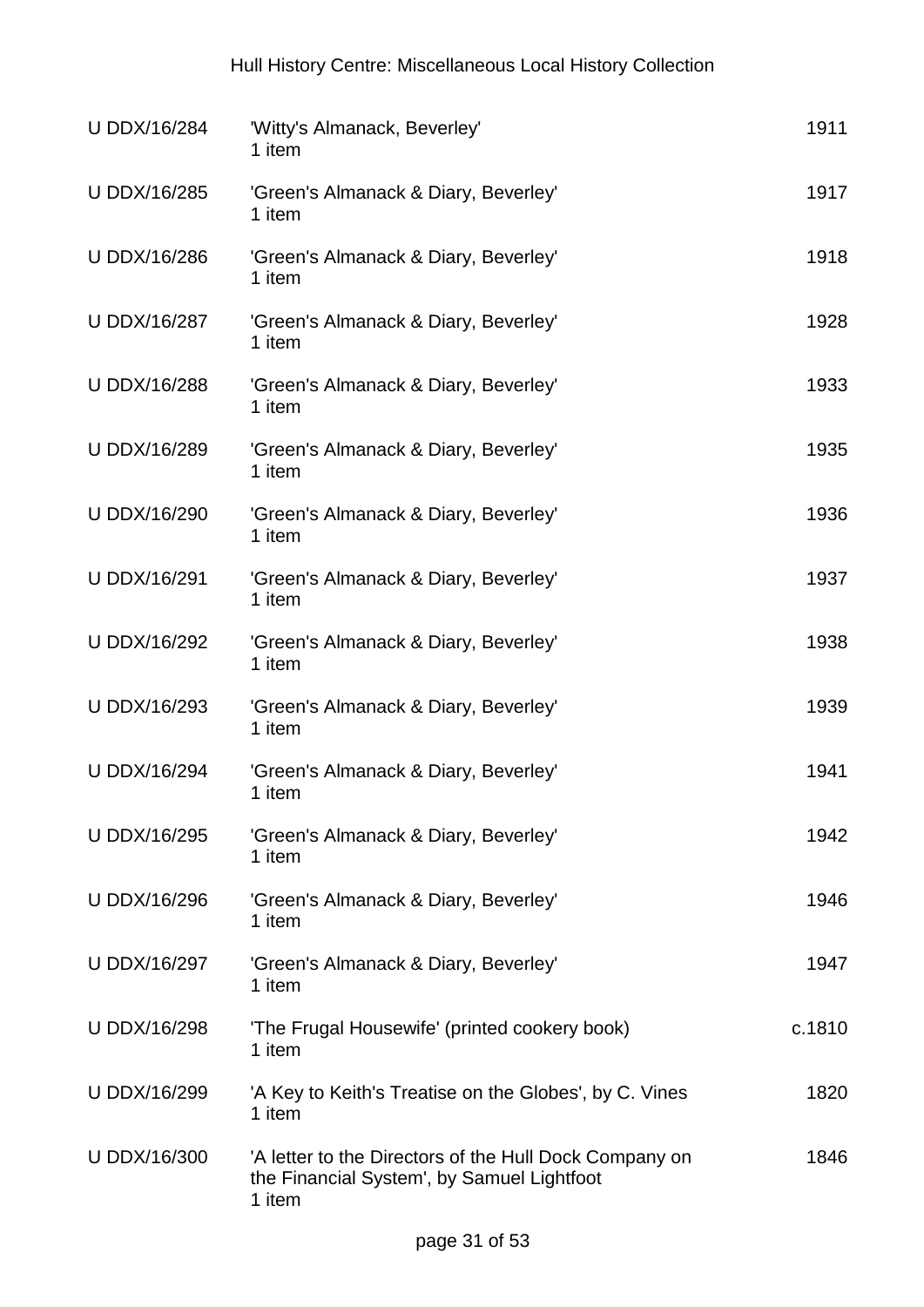| | | |
|---|---|---|
| U DDX/16/284 | 'Witty's Almanack, Beverley'<br>1 item | 1911 |
| U DDX/16/285 | 'Green's Almanack & Diary, Beverley'<br>1 item | 1917 |
| U DDX/16/286 | 'Green's Almanack & Diary, Beverley'<br>1 item | 1918 |
| U DDX/16/287 | 'Green's Almanack & Diary, Beverley'<br>1 item | 1928 |
| U DDX/16/288 | 'Green's Almanack & Diary, Beverley'<br>1 item | 1933 |
| U DDX/16/289 | 'Green's Almanack & Diary, Beverley'<br>1 item | 1935 |
| U DDX/16/290 | 'Green's Almanack & Diary, Beverley'<br>1 item | 1936 |
| U DDX/16/291 | 'Green's Almanack & Diary, Beverley'<br>1 item | 1937 |
| U DDX/16/292 | 'Green's Almanack & Diary, Beverley'<br>1 item | 1938 |
| U DDX/16/293 | 'Green's Almanack & Diary, Beverley'<br>1 item | 1939 |
| U DDX/16/294 | 'Green's Almanack & Diary, Beverley'<br>1 item | 1941 |
| U DDX/16/295 | 'Green's Almanack & Diary, Beverley'<br>1 item | 1942 |
| U DDX/16/296 | 'Green's Almanack & Diary, Beverley'<br>1 item | 1946 |
| U DDX/16/297 | 'Green's Almanack & Diary, Beverley'<br>1 item | 1947 |
| U DDX/16/298 | 'The Frugal Housewife' (printed cookery book)<br>1 item | c.1810 |
| U DDX/16/299 | 'A Key to Keith's Treatise on the Globes', by C. Vines<br>1 item | 1820 |
| U DDX/16/300 | 'A letter to the Directors of the Hull Dock Company on the Financial System', by Samuel Lightfoot<br>1 item | 1846 |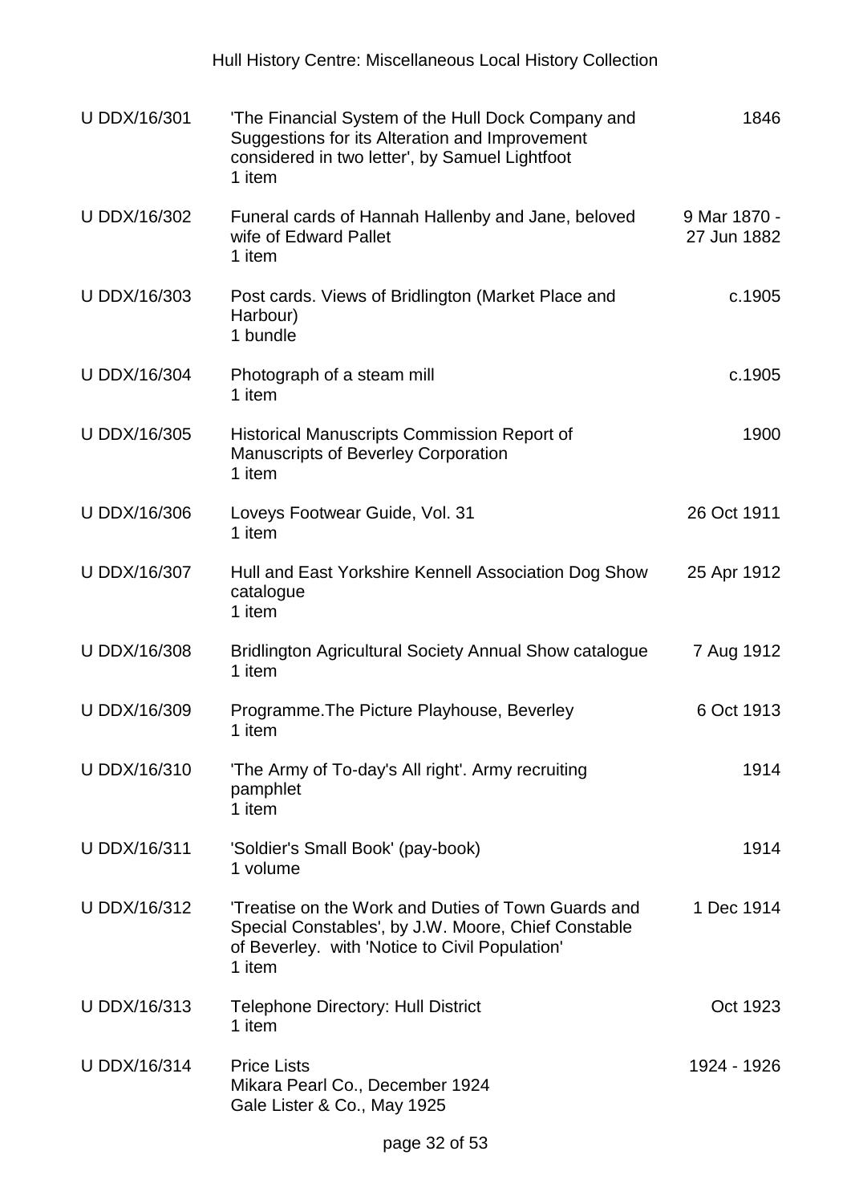| | | |
|---|---|---|
| U DDX/16/301 | 'The Financial System of the Hull Dock Company and Suggestions for its Alteration and Improvement considered in two letter', by Samuel Lightfoot<br>1 item | 1846 |
| U DDX/16/302 | Funeral cards of Hannah Hallenby and Jane, beloved wife of Edward Pallet<br>1 item | 9 Mar 1870 - 27 Jun 1882 |
| U DDX/16/303 | Post cards. Views of Bridlington (Market Place and Harbour)<br>1 bundle | c.1905 |
| U DDX/16/304 | Photograph of a steam mill<br>1 item | c.1905 |
| U DDX/16/305 | Historical Manuscripts Commission Report of Manuscripts of Beverley Corporation<br>1 item | 1900 |
| U DDX/16/306 | Loveys Footwear Guide, Vol. 31<br>1 item | 26 Oct 1911 |
| U DDX/16/307 | Hull and East Yorkshire Kennell Association Dog Show catalogue<br>1 item | 25 Apr 1912 |
| U DDX/16/308 | Bridlington Agricultural Society Annual Show catalogue<br>1 item | 7 Aug 1912 |
| U DDX/16/309 | Programme.The Picture Playhouse, Beverley<br>1 item | 6 Oct 1913 |
| U DDX/16/310 | 'The Army of To-day's All right'. Army recruiting pamphlet<br>1 item | 1914 |
| U DDX/16/311 | 'Soldier's Small Book' (pay-book)<br>1 volume | 1914 |
| U DDX/16/312 | 'Treatise on the Work and Duties of Town Guards and Special Constables', by J.W. Moore, Chief Constable of Beverley. with 'Notice to Civil Population'<br>1 item | 1 Dec 1914 |
| U DDX/16/313 | Telephone Directory: Hull District<br>1 item | Oct 1923 |
| U DDX/16/314 | Price Lists<br>Mikara Pearl Co., December 1924<br>Gale Lister & Co., May 1925 | 1924 - 1926 |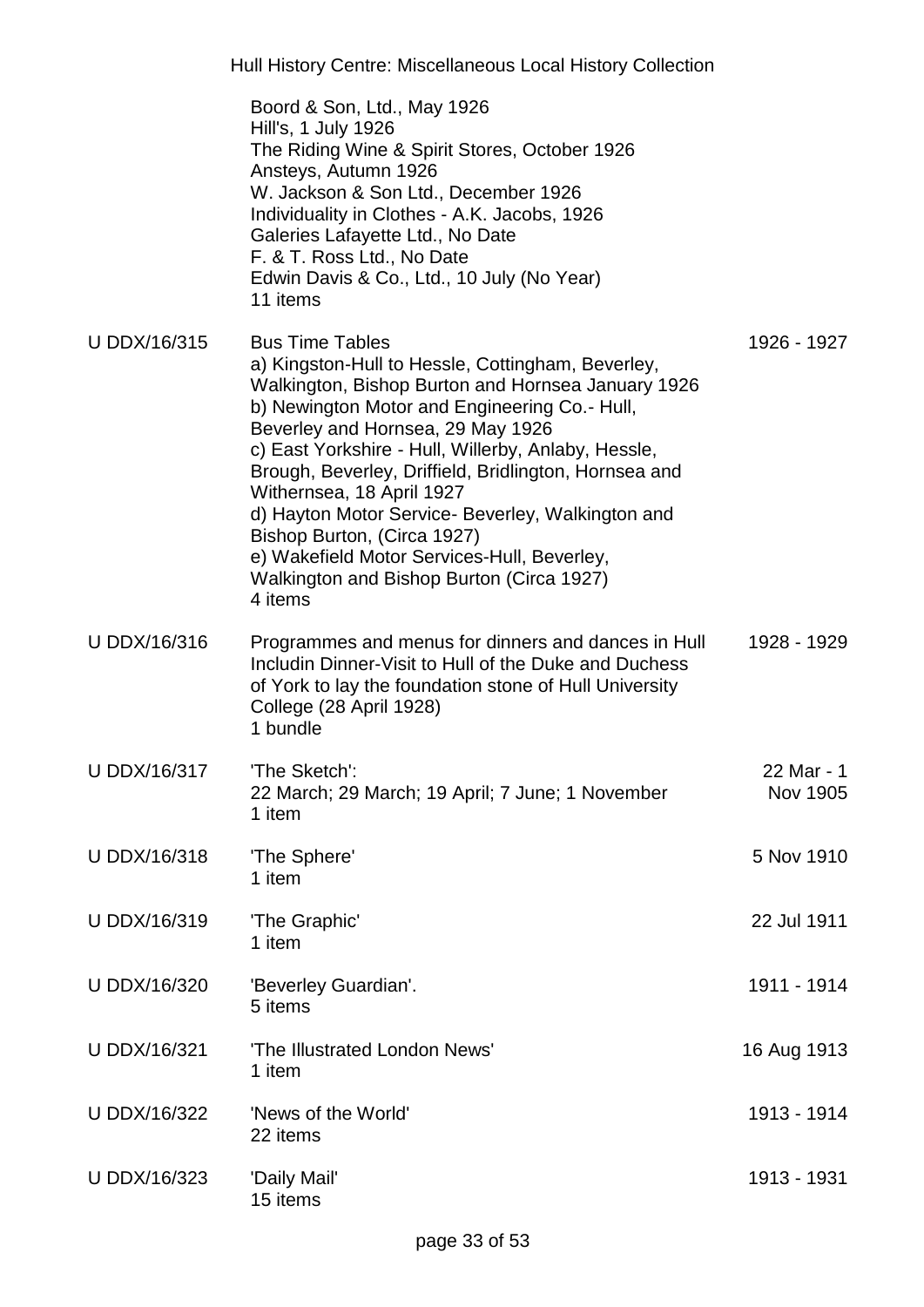| | | |
|---|---|---|
| | Boord & Son, Ltd., May 1926<br>Hill's, 1 July 1926<br>The Riding Wine & Spirit Stores, October 1926<br>Ansteys, Autumn 1926<br>W. Jackson & Son Ltd., December 1926<br>Individuality in Clothes - A.K. Jacobs, 1926<br>Galeries Lafayette Ltd., No Date<br>F. & T. Ross Ltd., No Date<br>Edwin Davis & Co., Ltd., 10 July (No Year)<br>11 items | |
| U DDX/16/315 | Bus Time Tables<br>a) Kingston-Hull to Hessle, Cottingham, Beverley, Walkington, Bishop Burton and Hornsea January 1926<br>b) Newington Motor and Engineering Co.- Hull, Beverley and Hornsea, 29 May 1926<br>c) East Yorkshire - Hull, Willerby, Anlaby, Hessle, Brough, Beverley, Driffield, Bridlington, Hornsea and Withernsea, 18 April 1927<br>d) Hayton Motor Service- Beverley, Walkington and Bishop Burton, (Circa 1927)<br>e) Wakefield Motor Services-Hull, Beverley, Walkington and Bishop Burton (Circa 1927)<br>4 items | 1926 - 1927 |
| U DDX/16/316 | Programmes and menus for dinners and dances in Hull Includin Dinner-Visit to Hull of the Duke and Duchess of York to lay the foundation stone of Hull University College (28 April 1928)<br>1 bundle | 1928 - 1929 |
| U DDX/16/317 | 'The Sketch':<br>22 March; 29 March; 19 April; 7 June; 1 November<br>1 item | 22 Mar - 1 Nov 1905 |
| U DDX/16/318 | 'The Sphere'<br>1 item | 5 Nov 1910 |
| U DDX/16/319 | 'The Graphic'<br>1 item | 22 Jul 1911 |
| U DDX/16/320 | 'Beverley Guardian'.<br>5 items | 1911 - 1914 |
| U DDX/16/321 | 'The Illustrated London News'<br>1 item | 16 Aug 1913 |
| U DDX/16/322 | 'News of the World'<br>22 items | 1913 - 1914 |
| U DDX/16/323 | 'Daily Mail'<br>15 items | 1913 - 1931 |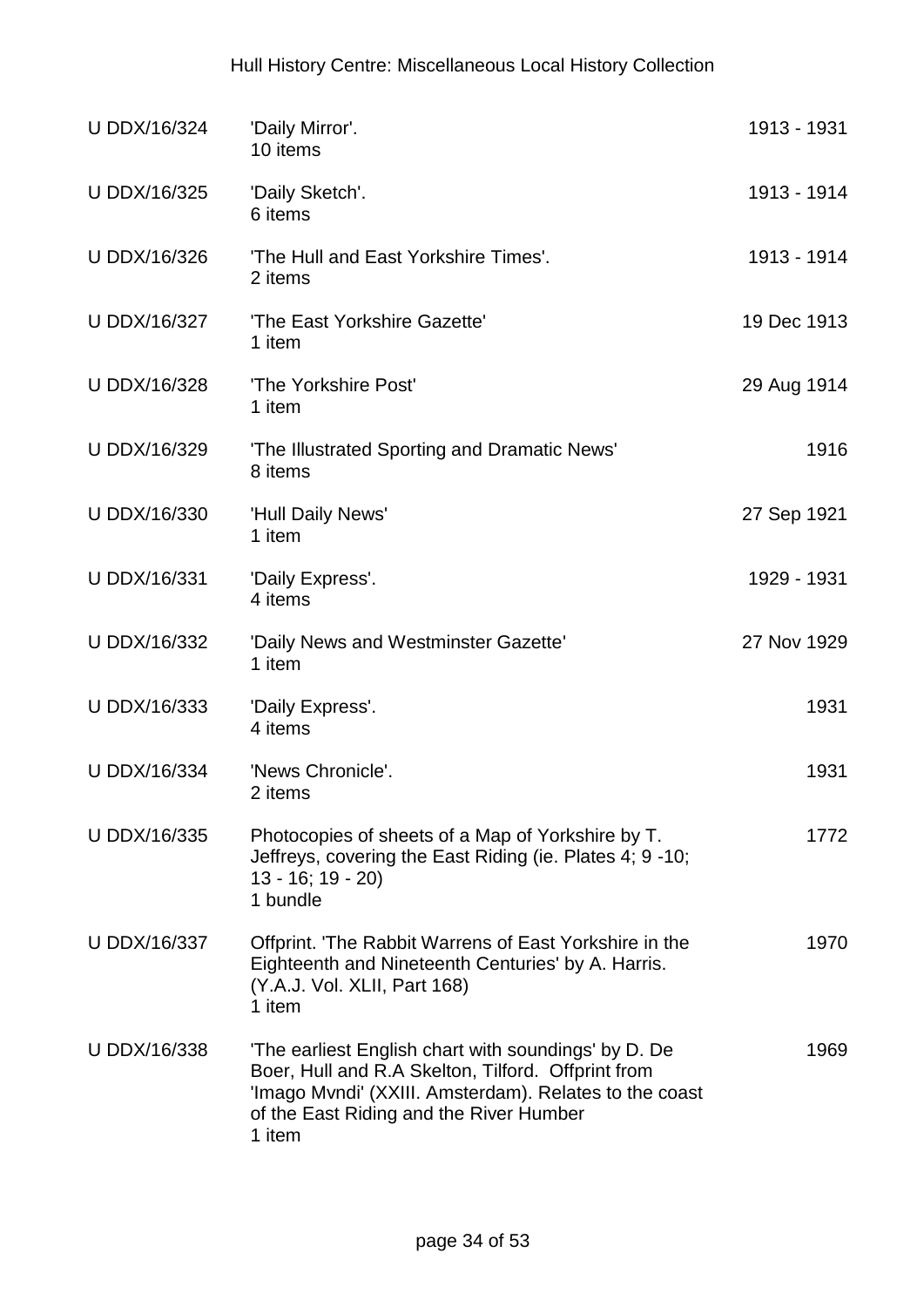| | | |
|---|---|---|
| U DDX/16/324 | 'Daily Mirror'.<br>10 items | 1913 - 1931 |
| U DDX/16/325 | 'Daily Sketch'.<br>6 items | 1913 - 1914 |
| U DDX/16/326 | 'The Hull and East Yorkshire Times'.<br>2 items | 1913 - 1914 |
| U DDX/16/327 | 'The East Yorkshire Gazette'<br>1 item | 19 Dec 1913 |
| U DDX/16/328 | 'The Yorkshire Post'<br>1 item | 29 Aug 1914 |
| U DDX/16/329 | 'The Illustrated Sporting and Dramatic News'<br>8 items | 1916 |
| U DDX/16/330 | 'Hull Daily News'<br>1 item | 27 Sep 1921 |
| U DDX/16/331 | 'Daily Express'.<br>4 items | 1929 - 1931 |
| U DDX/16/332 | 'Daily News and Westminster Gazette'<br>1 item | 27 Nov 1929 |
| U DDX/16/333 | 'Daily Express'.<br>4 items | 1931 |
| U DDX/16/334 | 'News Chronicle'.<br>2 items | 1931 |
| U DDX/16/335 | Photocopies of sheets of a Map of Yorkshire by T. Jeffreys, covering the East Riding (ie. Plates 4; 9 -10; 13 - 16; 19 - 20)<br>1 bundle | 1772 |
| U DDX/16/337 | Offprint. 'The Rabbit Warrens of East Yorkshire in the Eighteenth and Nineteenth Centuries' by A. Harris. (Y.A.J. Vol. XLII, Part 168)<br>1 item | 1970 |
| U DDX/16/338 | 'The earliest English chart with soundings' by D. De Boer, Hull and R.A Skelton, Tilford. Offprint from 'Imago Mvndi' (XXIII. Amsterdam). Relates to the coast of the East Riding and the River Humber<br>1 item | 1969 |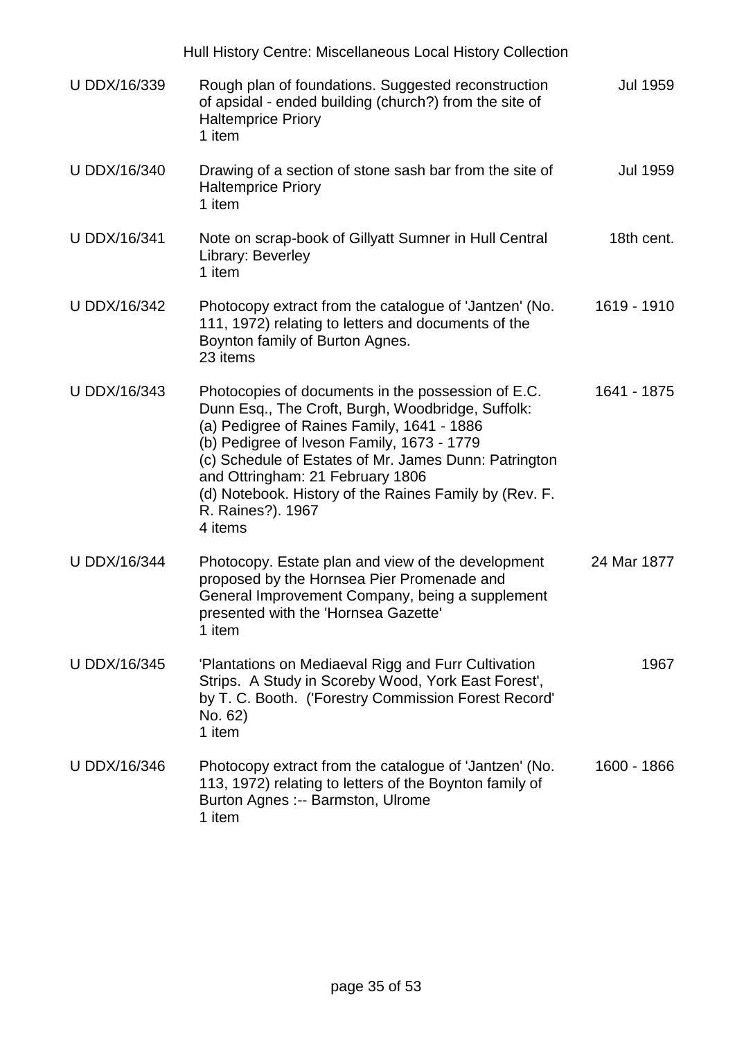| Reference | Description | Date |
|---|---|---|
| U DDX/16/339 | Rough plan of foundations. Suggested reconstruction of apsidal - ended building (church?) from the site of Haltemprice Priory<br>1 item | Jul 1959 |
| U DDX/16/340 | Drawing of a section of stone sash bar from the site of Haltemprice Priory<br>1 item | Jul 1959 |
| U DDX/16/341 | Note on scrap-book of Gillyatt Sumner in Hull Central Library: Beverley<br>1 item | 18th cent. |
| U DDX/16/342 | Photocopy extract from the catalogue of 'Jantzen' (No. 111, 1972) relating to letters and documents of the Boynton family of Burton Agnes.<br>23 items | 1619 - 1910 |
| U DDX/16/343 | Photocopies of documents in the possession of E.C. Dunn Esq., The Croft, Burgh, Woodbridge, Suffolk:<br>(a) Pedigree of Raines Family, 1641 - 1886<br>(b) Pedigree of Iveson Family, 1673 - 1779<br>(c) Schedule of Estates of Mr. James Dunn: Patrington and Ottringham: 21 February 1806<br>(d) Notebook. History of the Raines Family by (Rev. F. R. Raines?). 1967<br>4 items | 1641 - 1875 |
| U DDX/16/344 | Photocopy. Estate plan and view of the development proposed by the Hornsea Pier Promenade and General Improvement Company, being a supplement presented with the 'Hornsea Gazette'<br>1 item | 24 Mar 1877 |
| U DDX/16/345 | 'Plantations on Mediaeval Rigg and Furr Cultivation Strips. A Study in Scoreby Wood, York East Forest', by T. C. Booth. ('Forestry Commission Forest Record' No. 62)<br>1 item | 1967 |
| U DDX/16/346 | Photocopy extract from the catalogue of 'Jantzen' (No. 113, 1972) relating to letters of the Boynton family of Burton Agnes :-- Barmston, Ulrome<br>1 item | 1600 - 1866 |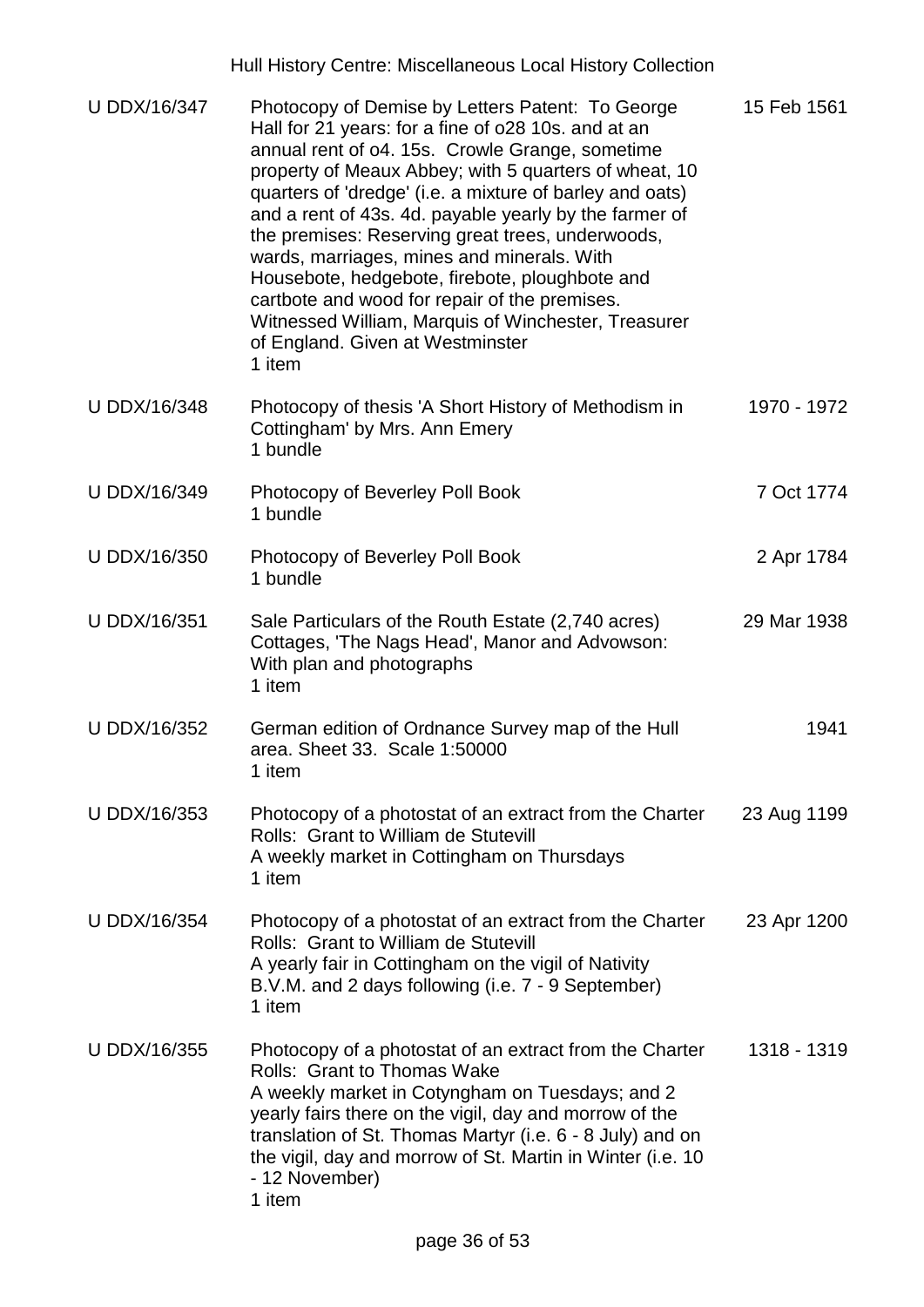| | | |
|---|---|---|
| U DDX/16/347 | Photocopy of Demise by Letters Patent: To George Hall for 21 years: for a fine of o28 10s. and at an annual rent of o4. 15s. Crowle Grange, sometime property of Meaux Abbey; with 5 quarters of wheat, 10 quarters of 'dredge' (i.e. a mixture of barley and oats) and a rent of 43s. 4d. payable yearly by the farmer of the premises: Reserving great trees, underwoods, wards, marriages, mines and minerals. With Housebote, hedgebote, firebote, ploughbote and cartbote and wood for repair of the premises. Witnessed William, Marquis of Winchester, Treasurer of England. Given at Westminster<br>1 item | 15 Feb 1561 |
| U DDX/16/348 | Photocopy of thesis 'A Short History of Methodism in Cottingham' by Mrs. Ann Emery<br>1 bundle | 1970 - 1972 |
| U DDX/16/349 | Photocopy of Beverley Poll Book<br>1 bundle | 7 Oct 1774 |
| U DDX/16/350 | Photocopy of Beverley Poll Book<br>1 bundle | 2 Apr 1784 |
| U DDX/16/351 | Sale Particulars of the Routh Estate (2,740 acres) Cottages, 'The Nags Head', Manor and Advowson: With plan and photographs<br>1 item | 29 Mar 1938 |
| U DDX/16/352 | German edition of Ordnance Survey map of the Hull area. Sheet 33. Scale 1:50000<br>1 item | 1941 |
| U DDX/16/353 | Photocopy of a photostat of an extract from the Charter Rolls: Grant to William de Stutevill<br>A weekly market in Cottingham on Thursdays<br>1 item | 23 Aug 1199 |
| U DDX/16/354 | Photocopy of a photostat of an extract from the Charter Rolls: Grant to William de Stutevill<br>A yearly fair in Cottingham on the vigil of Nativity B.V.M. and 2 days following (i.e. 7 - 9 September)<br>1 item | 23 Apr 1200 |
| U DDX/16/355 | Photocopy of a photostat of an extract from the Charter Rolls: Grant to Thomas Wake<br>A weekly market in Cotyngham on Tuesdays; and 2 yearly fairs there on the vigil, day and morrow of the translation of St. Thomas Martyr (i.e. 6 - 8 July) and on the vigil, day and morrow of St. Martin in Winter (i.e. 10 - 12 November)<br>1 item | 1318 - 1319 |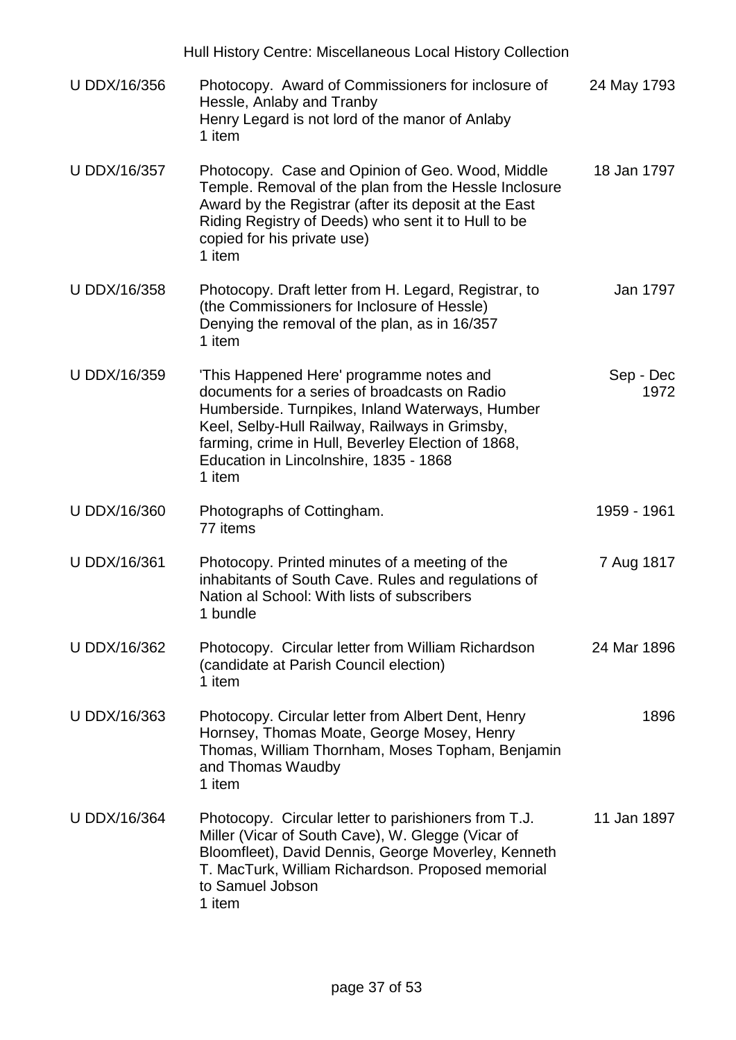| | | |
|---|---|---|
| U DDX/16/356 | Photocopy. Award of Commissioners for inclosure of Hessle, Anlaby and Tranby<br>Henry Legard is not lord of the manor of Anlaby<br>1 item | 24 May 1793 |
| U DDX/16/357 | Photocopy. Case and Opinion of Geo. Wood, Middle Temple. Removal of the plan from the Hessle Inclosure Award by the Registrar (after its deposit at the East Riding Registry of Deeds) who sent it to Hull to be copied for his private use)<br>1 item | 18 Jan 1797 |
| U DDX/16/358 | Photocopy. Draft letter from H. Legard, Registrar, to (the Commissioners for Inclosure of Hessle)<br>Denying the removal of the plan, as in 16/357<br>1 item | Jan 1797 |
| U DDX/16/359 | 'This Happened Here' programme notes and documents for a series of broadcasts on Radio Humberside. Turnpikes, Inland Waterways, Humber Keel, Selby-Hull Railway, Railways in Grimsby, farming, crime in Hull, Beverley Election of 1868, Education in Lincolnshire, 1835 - 1868<br>1 item | Sep - Dec 1972 |
| U DDX/16/360 | Photographs of Cottingham.<br>77 items | 1959 - 1961 |
| U DDX/16/361 | Photocopy. Printed minutes of a meeting of the inhabitants of South Cave. Rules and regulations of Nation al School: With lists of subscribers<br>1 bundle | 7 Aug 1817 |
| U DDX/16/362 | Photocopy. Circular letter from William Richardson (candidate at Parish Council election)<br>1 item | 24 Mar 1896 |
| U DDX/16/363 | Photocopy. Circular letter from Albert Dent, Henry Hornsey, Thomas Moate, George Mosey, Henry Thomas, William Thornham, Moses Topham, Benjamin and Thomas Waudby<br>1 item | 1896 |
| U DDX/16/364 | Photocopy. Circular letter to parishioners from T.J. Miller (Vicar of South Cave), W. Glegge (Vicar of Bloomfleet), David Dennis, George Moverley, Kenneth T. MacTurk, William Richardson. Proposed memorial to Samuel Jobson<br>1 item | 11 Jan 1897 |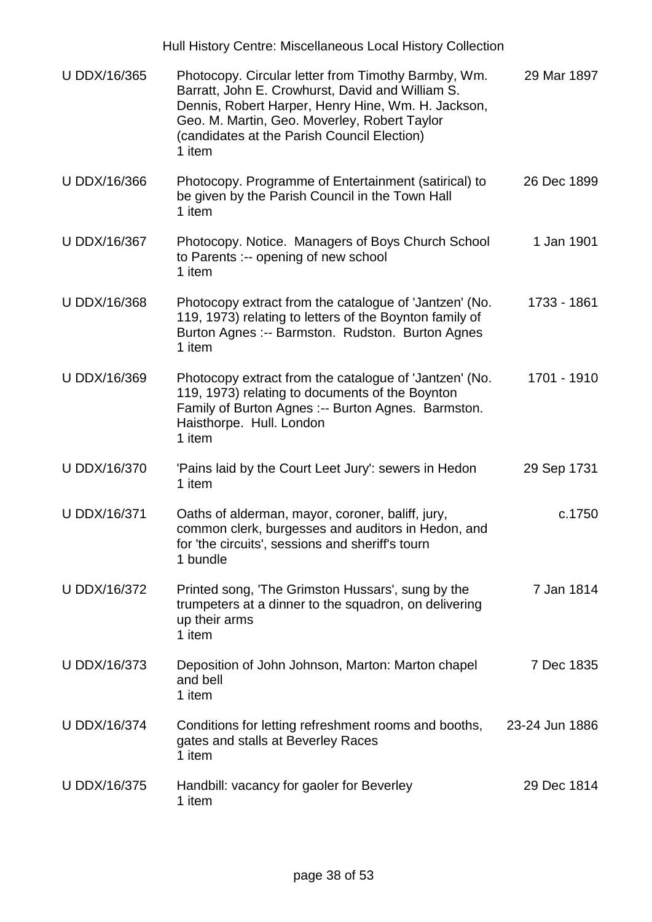| Reference | Description | Date |
|---|---|---|
| U DDX/16/365 | Photocopy. Circular letter from Timothy Barmby, Wm. Barratt, John E. Crowhurst, David and William S. Dennis, Robert Harper, Henry Hine, Wm. H. Jackson, Geo. M. Martin, Geo. Moverley, Robert Taylor (candidates at the Parish Council Election)<br>1 item | 29 Mar 1897 |
| U DDX/16/366 | Photocopy. Programme of Entertainment (satirical) to be given by the Parish Council in the Town Hall<br>1 item | 26 Dec 1899 |
| U DDX/16/367 | Photocopy. Notice. Managers of Boys Church School to Parents :-- opening of new school<br>1 item | 1 Jan 1901 |
| U DDX/16/368 | Photocopy extract from the catalogue of 'Jantzen' (No. 119, 1973) relating to letters of the Boynton family of Burton Agnes :-- Barmston. Rudston. Burton Agnes<br>1 item | 1733 - 1861 |
| U DDX/16/369 | Photocopy extract from the catalogue of 'Jantzen' (No. 119, 1973) relating to documents of the Boynton Family of Burton Agnes :-- Burton Agnes. Barmston. Haisthorpe. Hull. London<br>1 item | 1701 - 1910 |
| U DDX/16/370 | 'Pains laid by the Court Leet Jury': sewers in Hedon<br>1 item | 29 Sep 1731 |
| U DDX/16/371 | Oaths of alderman, mayor, coroner, baliff, jury, common clerk, burgesses and auditors in Hedon, and for 'the circuits', sessions and sheriff's tourn<br>1 bundle | c.1750 |
| U DDX/16/372 | Printed song, 'The Grimston Hussars', sung by the trumpeters at a dinner to the squadron, on delivering up their arms<br>1 item | 7 Jan 1814 |
| U DDX/16/373 | Deposition of John Johnson, Marton: Marton chapel and bell<br>1 item | 7 Dec 1835 |
| U DDX/16/374 | Conditions for letting refreshment rooms and booths, gates and stalls at Beverley Races<br>1 item | 23-24 Jun 1886 |
| U DDX/16/375 | Handbill: vacancy for gaoler for Beverley<br>1 item | 29 Dec 1814 |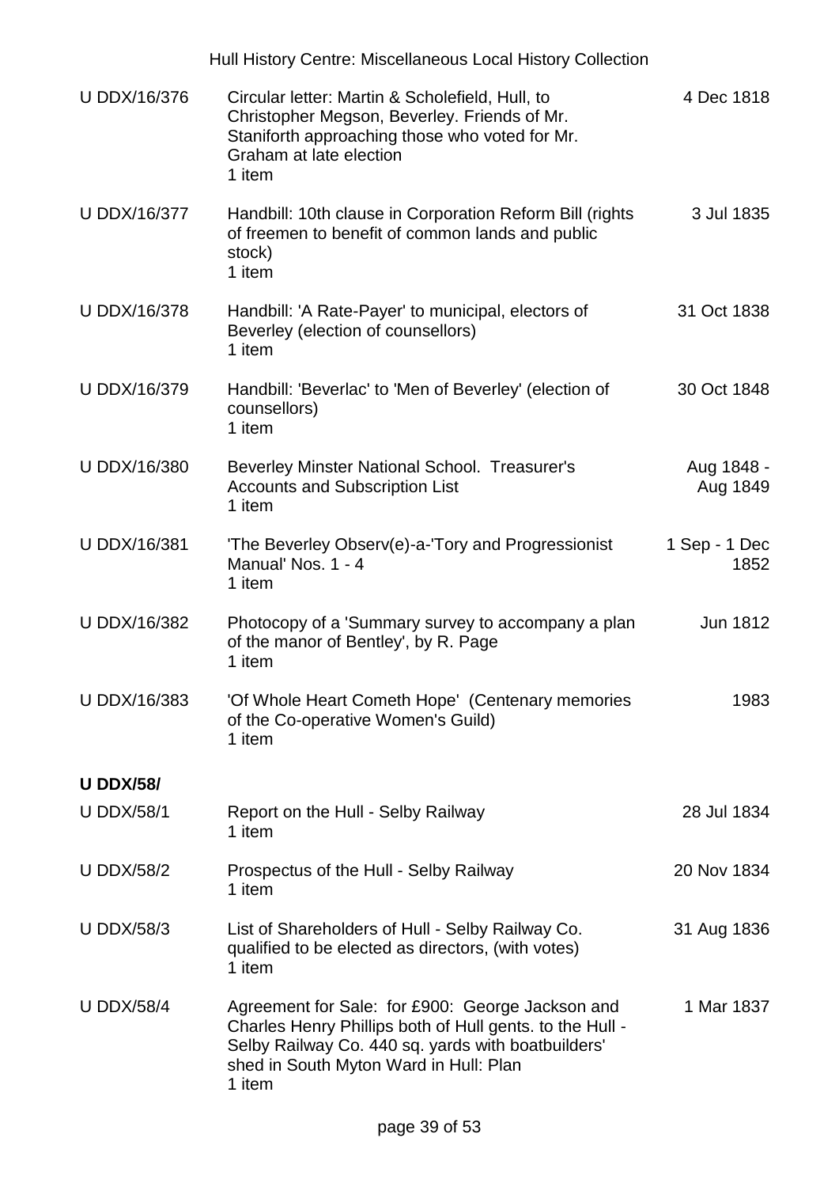| | | |
|---|---|---|
| U DDX/16/376 | Circular letter: Martin & Scholefield, Hull, to Christopher Megson, Beverley. Friends of Mr. Staniforth approaching those who voted for Mr. Graham at late election<br>1 item | 4 Dec 1818 |
| U DDX/16/377 | Handbill: 10th clause in Corporation Reform Bill (rights of freemen to benefit of common lands and public stock)<br>1 item | 3 Jul 1835 |
| U DDX/16/378 | Handbill: 'A Rate-Payer' to municipal, electors of Beverley (election of counsellors)<br>1 item | 31 Oct 1838 |
| U DDX/16/379 | Handbill: 'Beverlac' to 'Men of Beverley' (election of counsellors)<br>1 item | 30 Oct 1848 |
| U DDX/16/380 | Beverley Minster National School. Treasurer's Accounts and Subscription List<br>1 item | Aug 1848 - Aug 1849 |
| U DDX/16/381 | 'The Beverley Observ(e)-a-'Tory and Progressionist Manual' Nos. 1 - 4<br>1 item | 1 Sep - 1 Dec 1852 |
| U DDX/16/382 | Photocopy of a 'Summary survey to accompany a plan of the manor of Bentley', by R. Page<br>1 item | Jun 1812 |
| U DDX/16/383 | 'Of Whole Heart Cometh Hope' (Centenary memories of the Co-operative Women's Guild)<br>1 item | 1983 |

**U DDX/58/**

| | | |
|---|---|---|
| U DDX/58/1 | Report on the Hull - Selby Railway<br>1 item | 28 Jul 1834 |
| U DDX/58/2 | Prospectus of the Hull - Selby Railway<br>1 item | 20 Nov 1834 |
| U DDX/58/3 | List of Shareholders of Hull - Selby Railway Co. qualified to be elected as directors, (with votes)<br>1 item | 31 Aug 1836 |
| U DDX/58/4 | Agreement for Sale: for £900: George Jackson and Charles Henry Phillips both of Hull gents. to the Hull - Selby Railway Co. 440 sq. yards with boatbuilders' shed in South Myton Ward in Hull: Plan<br>1 item | 1 Mar 1837 |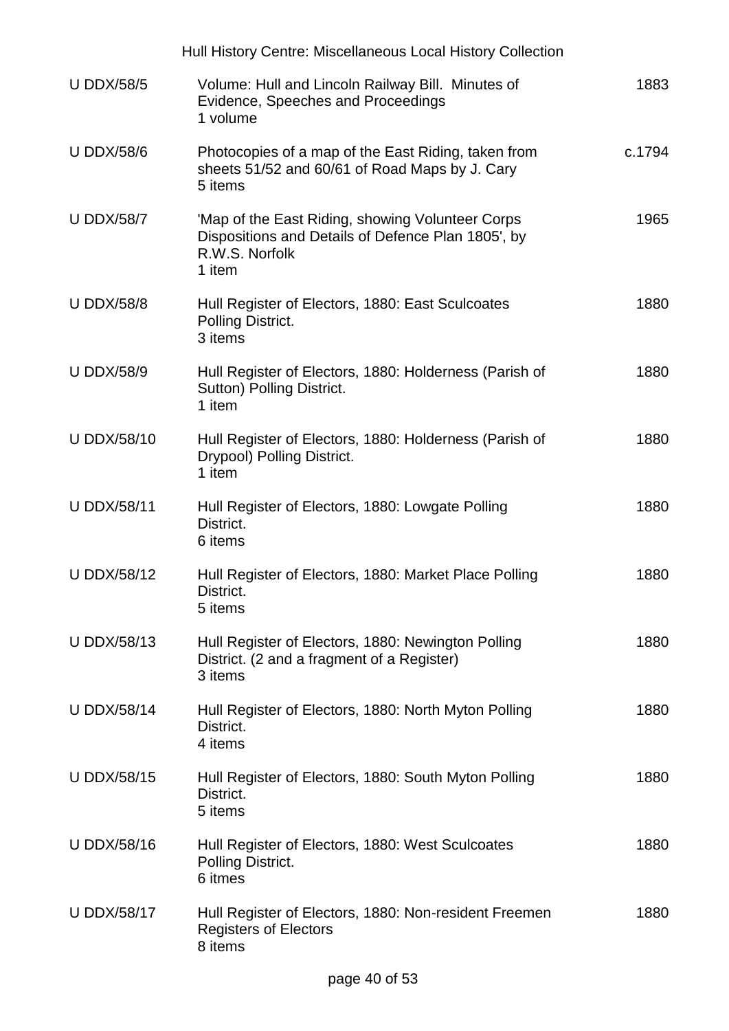| | | |
|---|---|---|
| U DDX/58/5 | Volume: Hull and Lincoln Railway Bill. Minutes of Evidence, Speeches and Proceedings<br>1 volume | 1883 |
| U DDX/58/6 | Photocopies of a map of the East Riding, taken from sheets 51/52 and 60/61 of Road Maps by J. Cary<br>5 items | c.1794 |
| U DDX/58/7 | 'Map of the East Riding, showing Volunteer Corps Dispositions and Details of Defence Plan 1805', by R.W.S. Norfolk<br>1 item | 1965 |
| U DDX/58/8 | Hull Register of Electors, 1880: East Sculcoates Polling District.<br>3 items | 1880 |
| U DDX/58/9 | Hull Register of Electors, 1880: Holderness (Parish of Sutton) Polling District.<br>1 item | 1880 |
| U DDX/58/10 | Hull Register of Electors, 1880: Holderness (Parish of Drypool) Polling District.<br>1 item | 1880 |
| U DDX/58/11 | Hull Register of Electors, 1880: Lowgate Polling District.<br>6 items | 1880 |
| U DDX/58/12 | Hull Register of Electors, 1880: Market Place Polling District.<br>5 items | 1880 |
| U DDX/58/13 | Hull Register of Electors, 1880: Newington Polling District. (2 and a fragment of a Register)<br>3 items | 1880 |
| U DDX/58/14 | Hull Register of Electors, 1880: North Myton Polling District.<br>4 items | 1880 |
| U DDX/58/15 | Hull Register of Electors, 1880: South Myton Polling District.<br>5 items | 1880 |
| U DDX/58/16 | Hull Register of Electors, 1880: West Sculcoates Polling District.<br>6 itmes | 1880 |
| U DDX/58/17 | Hull Register of Electors, 1880: Non-resident Freemen Registers of Electors<br>8 items | 1880 |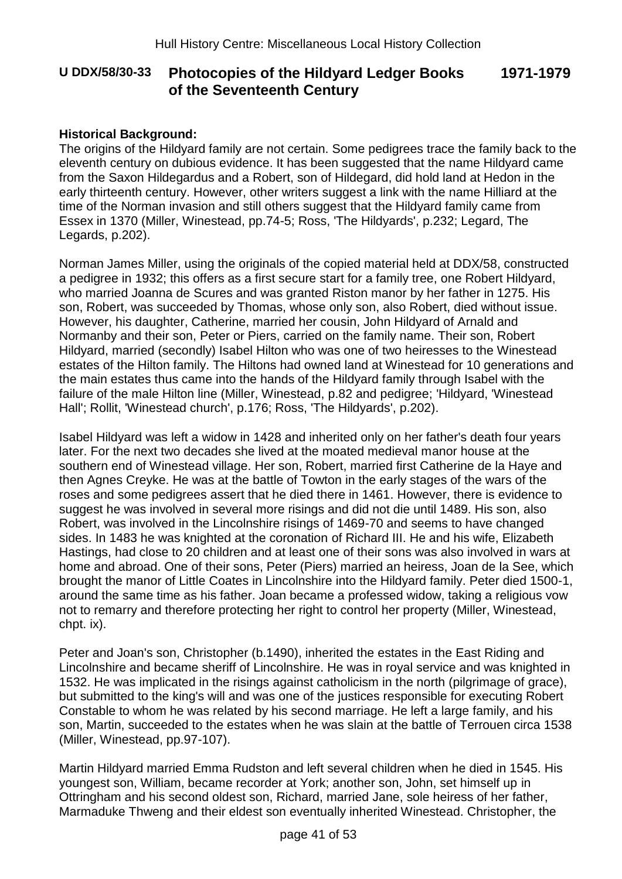**U DDX/58/30-33 Photocopies of the Hildyard Ledger Books of the Seventeenth Century 1971-1979**

**Historical Background:**

The origins of the Hildyard family are not certain. Some pedigrees trace the family back to the eleventh century on dubious evidence. It has been suggested that the name Hildyard came from the Saxon Hildegardus and a Robert, son of Hildegard, did hold land at Hedon in the early thirteenth century. However, other writers suggest a link with the name Hilliard at the time of the Norman invasion and still others suggest that the Hildyard family came from Essex in 1370 (Miller, Winestead, pp.74-5; Ross, 'The Hildyards', p.232; Legard, The Legards, p.202).

Norman James Miller, using the originals of the copied material held at DDX/58, constructed a pedigree in 1932; this offers as a first secure start for a family tree, one Robert Hildyard, who married Joanna de Scures and was granted Riston manor by her father in 1275. His son, Robert, was succeeded by Thomas, whose only son, also Robert, died without issue. However, his daughter, Catherine, married her cousin, John Hildyard of Arnald and Normanby and their son, Peter or Piers, carried on the family name. Their son, Robert Hildyard, married (secondly) Isabel Hilton who was one of two heiresses to the Winestead estates of the Hilton family. The Hiltons had owned land at Winestead for 10 generations and the main estates thus came into the hands of the Hildyard family through Isabel with the failure of the male Hilton line (Miller, Winestead, p.82 and pedigree; 'Hildyard, 'Winestead Hall'; Rollit, 'Winestead church', p.176; Ross, 'The Hildyards', p.202).

Isabel Hildyard was left a widow in 1428 and inherited only on her father's death four years later. For the next two decades she lived at the moated medieval manor house at the southern end of Winestead village. Her son, Robert, married first Catherine de la Haye and then Agnes Creyke. He was at the battle of Towton in the early stages of the wars of the roses and some pedigrees assert that he died there in 1461. However, there is evidence to suggest he was involved in several more risings and did not die until 1489. His son, also Robert, was involved in the Lincolnshire risings of 1469-70 and seems to have changed sides. In 1483 he was knighted at the coronation of Richard III. He and his wife, Elizabeth Hastings, had close to 20 children and at least one of their sons was also involved in wars at home and abroad. One of their sons, Peter (Piers) married an heiress, Joan de la See, which brought the manor of Little Coates in Lincolnshire into the Hildyard family. Peter died 1500-1, around the same time as his father. Joan became a professed widow, taking a religious vow not to remarry and therefore protecting her right to control her property (Miller, Winestead, chpt. ix).

Peter and Joan's son, Christopher (b.1490), inherited the estates in the East Riding and Lincolnshire and became sheriff of Lincolnshire. He was in royal service and was knighted in 1532. He was implicated in the risings against catholicism in the north (pilgrimage of grace), but submitted to the king's will and was one of the justices responsible for executing Robert Constable to whom he was related by his second marriage. He left a large family, and his son, Martin, succeeded to the estates when he was slain at the battle of Terrouen circa 1538 (Miller, Winestead, pp.97-107).

Martin Hildyard married Emma Rudston and left several children when he died in 1545. His youngest son, William, became recorder at York; another son, John, set himself up in Ottringham and his second oldest son, Richard, married Jane, sole heiress of her father, Marmaduke Thweng and their eldest son eventually inherited Winestead. Christopher, the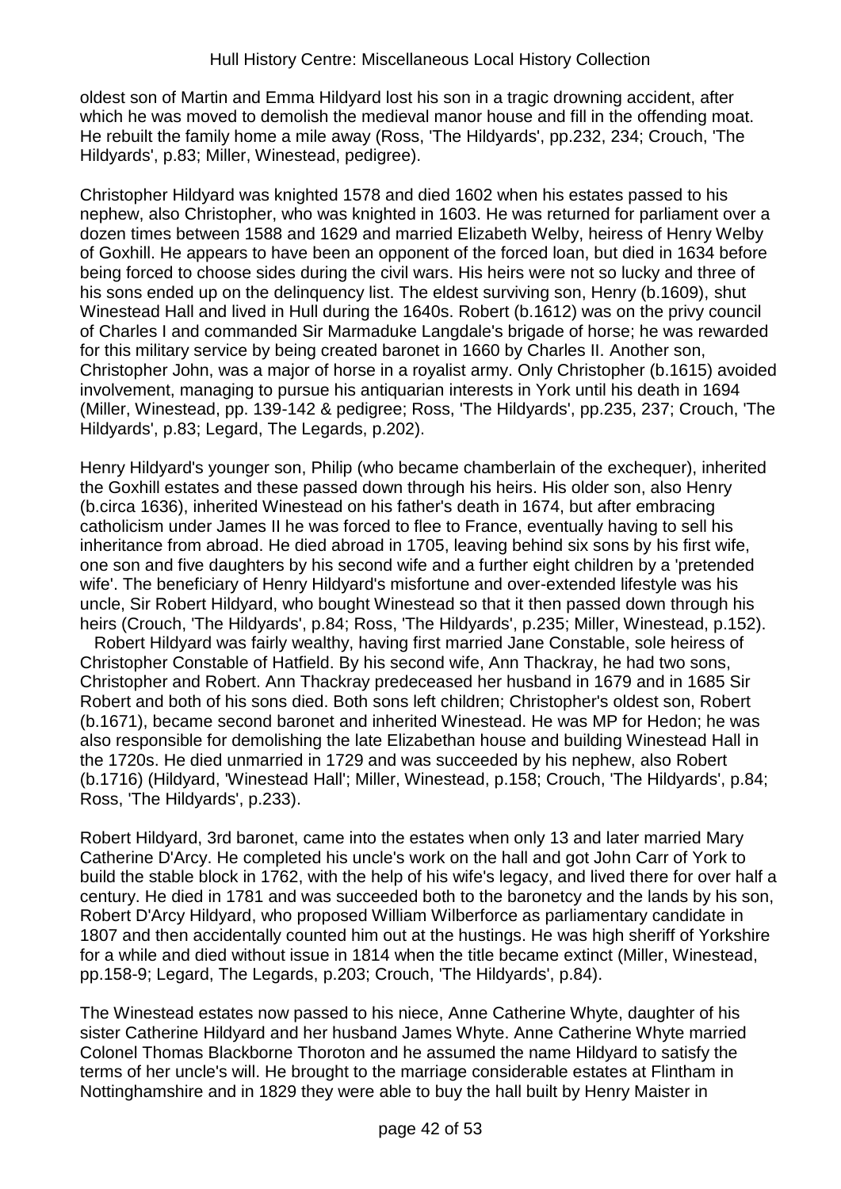oldest son of Martin and Emma Hildyard lost his son in a tragic drowning accident, after which he was moved to demolish the medieval manor house and fill in the offending moat. He rebuilt the family home a mile away (Ross, 'The Hildyards', pp.232, 234; Crouch, 'The Hildyards', p.83; Miller, Winestead, pedigree).

Christopher Hildyard was knighted 1578 and died 1602 when his estates passed to his nephew, also Christopher, who was knighted in 1603. He was returned for parliament over a dozen times between 1588 and 1629 and married Elizabeth Welby, heiress of Henry Welby of Goxhill. He appears to have been an opponent of the forced loan, but died in 1634 before being forced to choose sides during the civil wars. His heirs were not so lucky and three of his sons ended up on the delinquency list. The eldest surviving son, Henry (b.1609), shut Winestead Hall and lived in Hull during the 1640s. Robert (b.1612) was on the privy council of Charles I and commanded Sir Marmaduke Langdale's brigade of horse; he was rewarded for this military service by being created baronet in 1660 by Charles II. Another son, Christopher John, was a major of horse in a royalist army. Only Christopher (b.1615) avoided involvement, managing to pursue his antiquarian interests in York until his death in 1694 (Miller, Winestead, pp. 139-142 & pedigree; Ross, 'The Hildyards', pp.235, 237; Crouch, 'The Hildyards', p.83; Legard, The Legards, p.202).

Henry Hildyard's younger son, Philip (who became chamberlain of the exchequer), inherited the Goxhill estates and these passed down through his heirs. His older son, also Henry (b.circa 1636), inherited Winestead on his father's death in 1674, but after embracing catholicism under James II he was forced to flee to France, eventually having to sell his inheritance from abroad. He died abroad in 1705, leaving behind six sons by his first wife, one son and five daughters by his second wife and a further eight children by a 'pretended wife'. The beneficiary of Henry Hildyard's misfortune and over-extended lifestyle was his uncle, Sir Robert Hildyard, who bought Winestead so that it then passed down through his heirs (Crouch, 'The Hildyards', p.84; Ross, 'The Hildyards', p.235; Miller, Winestead, p.152).

Robert Hildyard was fairly wealthy, having first married Jane Constable, sole heiress of Christopher Constable of Hatfield. By his second wife, Ann Thackray, he had two sons, Christopher and Robert. Ann Thackray predeceased her husband in 1679 and in 1685 Sir Robert and both of his sons died. Both sons left children; Christopher's oldest son, Robert (b.1671), became second baronet and inherited Winestead. He was MP for Hedon; he was also responsible for demolishing the late Elizabethan house and building Winestead Hall in the 1720s. He died unmarried in 1729 and was succeeded by his nephew, also Robert (b.1716) (Hildyard, 'Winestead Hall'; Miller, Winestead, p.158; Crouch, 'The Hildyards', p.84; Ross, 'The Hildyards', p.233).

Robert Hildyard, 3rd baronet, came into the estates when only 13 and later married Mary Catherine D'Arcy. He completed his uncle's work on the hall and got John Carr of York to build the stable block in 1762, with the help of his wife's legacy, and lived there for over half a century. He died in 1781 and was succeeded both to the baronetcy and the lands by his son, Robert D'Arcy Hildyard, who proposed William Wilberforce as parliamentary candidate in 1807 and then accidentally counted him out at the hustings. He was high sheriff of Yorkshire for a while and died without issue in 1814 when the title became extinct (Miller, Winestead, pp.158-9; Legard, The Legards, p.203; Crouch, 'The Hildyards', p.84).

The Winestead estates now passed to his niece, Anne Catherine Whyte, daughter of his sister Catherine Hildyard and her husband James Whyte. Anne Catherine Whyte married Colonel Thomas Blackborne Thoroton and he assumed the name Hildyard to satisfy the terms of her uncle's will. He brought to the marriage considerable estates at Flintham in Nottinghamshire and in 1829 they were able to buy the hall built by Henry Maister in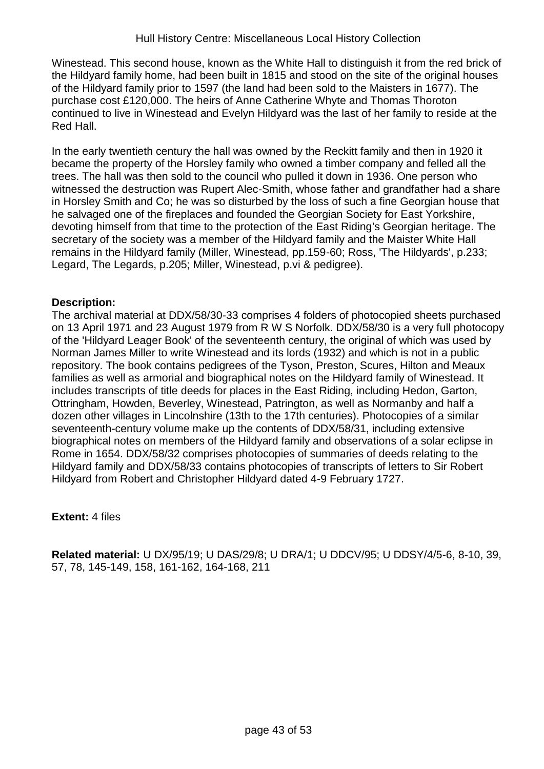Winestead. This second house, known as the White Hall to distinguish it from the red brick of the Hildyard family home, had been built in 1815 and stood on the site of the original houses of the Hildyard family prior to 1597 (the land had been sold to the Maisters in 1677). The purchase cost £120,000. The heirs of Anne Catherine Whyte and Thomas Thoroton continued to live in Winestead and Evelyn Hildyard was the last of her family to reside at the Red Hall.

In the early twentieth century the hall was owned by the Reckitt family and then in 1920 it became the property of the Horsley family who owned a timber company and felled all the trees. The hall was then sold to the council who pulled it down in 1936. One person who witnessed the destruction was Rupert Alec-Smith, whose father and grandfather had a share in Horsley Smith and Co; he was so disturbed by the loss of such a fine Georgian house that he salvaged one of the fireplaces and founded the Georgian Society for East Yorkshire, devoting himself from that time to the protection of the East Riding's Georgian heritage. The secretary of the society was a member of the Hildyard family and the Maister White Hall remains in the Hildyard family (Miller, Winestead, pp.159-60; Ross, 'The Hildyards', p.233; Legard, The Legards, p.205; Miller, Winestead, p.vi & pedigree).

**Description:**
The archival material at DDX/58/30-33 comprises 4 folders of photocopied sheets purchased on 13 April 1971 and 23 August 1979 from R W S Norfolk. DDX/58/30 is a very full photocopy of the 'Hildyard Leager Book' of the seventeenth century, the original of which was used by Norman James Miller to write Winestead and its lords (1932) and which is not in a public repository. The book contains pedigrees of the Tyson, Preston, Scures, Hilton and Meaux families as well as armorial and biographical notes on the Hildyard family of Winestead. It includes transcripts of title deeds for places in the East Riding, including Hedon, Garton, Ottringham, Howden, Beverley, Winestead, Patrington, as well as Normanby and half a dozen other villages in Lincolnshire (13th to the 17th centuries). Photocopies of a similar seventeenth-century volume make up the contents of DDX/58/31, including extensive biographical notes on members of the Hildyard family and observations of a solar eclipse in Rome in 1654. DDX/58/32 comprises photocopies of summaries of deeds relating to the Hildyard family and DDX/58/33 contains photocopies of transcripts of letters to Sir Robert Hildyard from Robert and Christopher Hildyard dated 4-9 February 1727.

**Extent:** 4 files

**Related material:** U DX/95/19; U DAS/29/8; U DRA/1; U DDCV/95; U DDSY/4/5-6, 8-10, 39, 57, 78, 145-149, 158, 161-162, 164-168, 211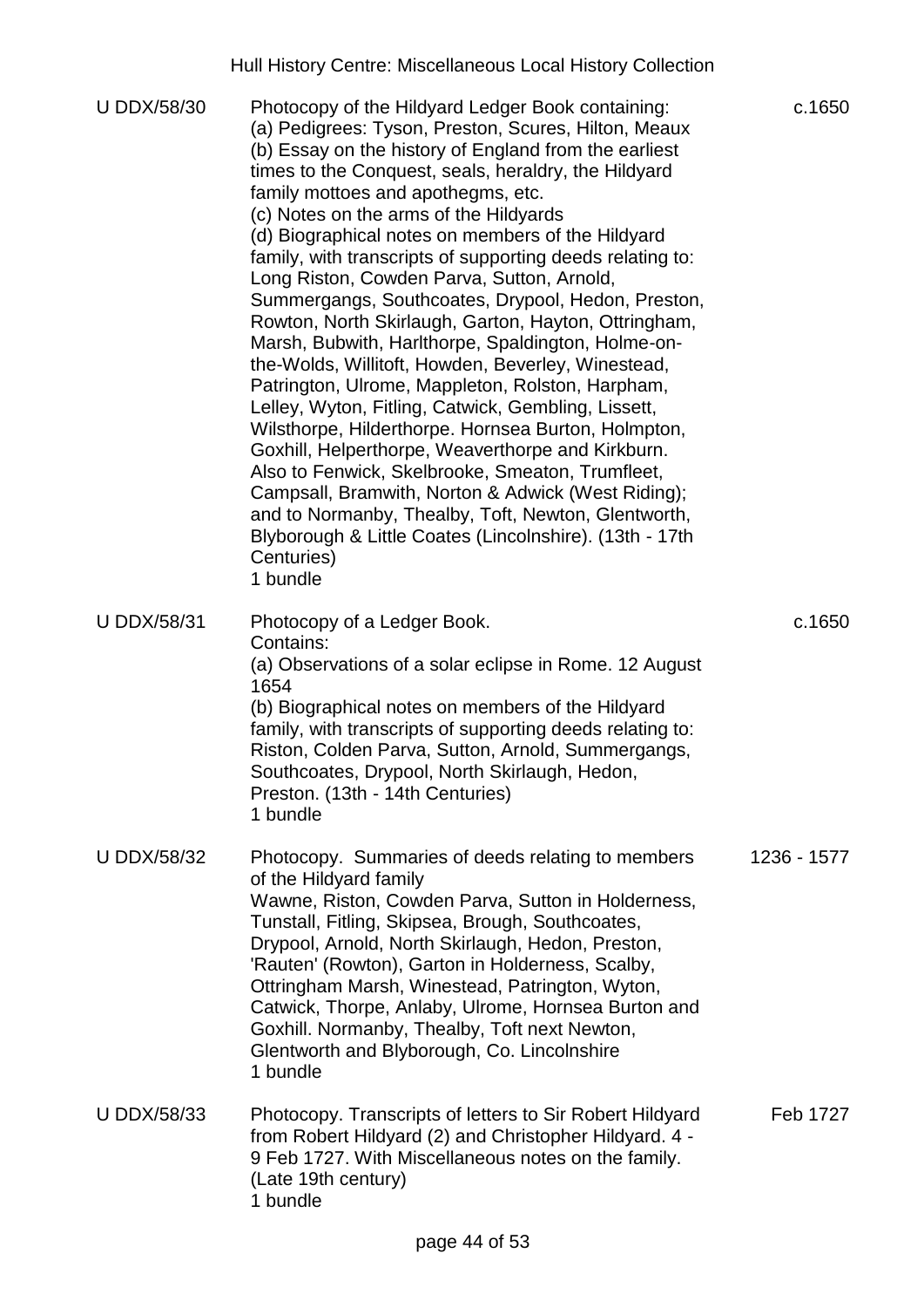| | | |
|---|---|---|
| U DDX/58/30 | Photocopy of the Hildyard Ledger Book containing:<br>(a) Pedigrees: Tyson, Preston, Scures, Hilton, Meaux<br>(b) Essay on the history of England from the earliest times to the Conquest, seals, heraldry, the Hildyard family mottoes and apothegms, etc.<br>(c) Notes on the arms of the Hildyards<br>(d) Biographical notes on members of the Hildyard family, with transcripts of supporting deeds relating to: Long Riston, Cowden Parva, Sutton, Arnold, Summergangs, Southcoates, Drypool, Hedon, Preston, Rowton, North Skirlaugh, Garton, Hayton, Ottringham, Marsh, Bubwith, Harlthorpe, Spaldington, Holme-on-the-Wolds, Willitoft, Howden, Beverley, Winestead, Patrington, Ulrome, Mappleton, Rolston, Harpham, Lelley, Wyton, Fitling, Catwick, Gembling, Lissett, Wilsthorpe, Hilderthorpe. Hornsea Burton, Holmpton, Goxhill, Helperthorpe, Weaverthorpe and Kirkburn. Also to Fenwick, Skelbrooke, Smeaton, Trumfleet, Campsall, Bramwith, Norton & Adwick (West Riding); and to Normanby, Thealby, Toft, Newton, Glentworth, Blyborough & Little Coates (Lincolnshire). (13th - 17th Centuries)<br>1 bundle | c.1650 |
| U DDX/58/31 | Photocopy of a Ledger Book.<br>Contains:<br>(a) Observations of a solar eclipse in Rome. 12 August 1654<br>(b) Biographical notes on members of the Hildyard family, with transcripts of supporting deeds relating to: Riston, Colden Parva, Sutton, Arnold, Summergangs, Southcoates, Drypool, North Skirlaugh, Hedon, Preston. (13th - 14th Centuries)<br>1 bundle | c.1650 |
| U DDX/58/32 | Photocopy. Summaries of deeds relating to members of the Hildyard family<br>Wawne, Riston, Cowden Parva, Sutton in Holderness, Tunstall, Fitling, Skipsea, Brough, Southcoates, Drypool, Arnold, North Skirlaugh, Hedon, Preston, 'Rauten' (Rowton), Garton in Holderness, Scalby, Ottringham Marsh, Winestead, Patrington, Wyton, Catwick, Thorpe, Anlaby, Ulrome, Hornsea Burton and Goxhill. Normanby, Thealby, Toft next Newton, Glentworth and Blyborough, Co. Lincolnshire<br>1 bundle | 1236 - 1577 |
| U DDX/58/33 | Photocopy. Transcripts of letters to Sir Robert Hildyard from Robert Hildyard (2) and Christopher Hildyard. 4 - 9 Feb 1727. With Miscellaneous notes on the family. (Late 19th century)<br>1 bundle | Feb 1727 |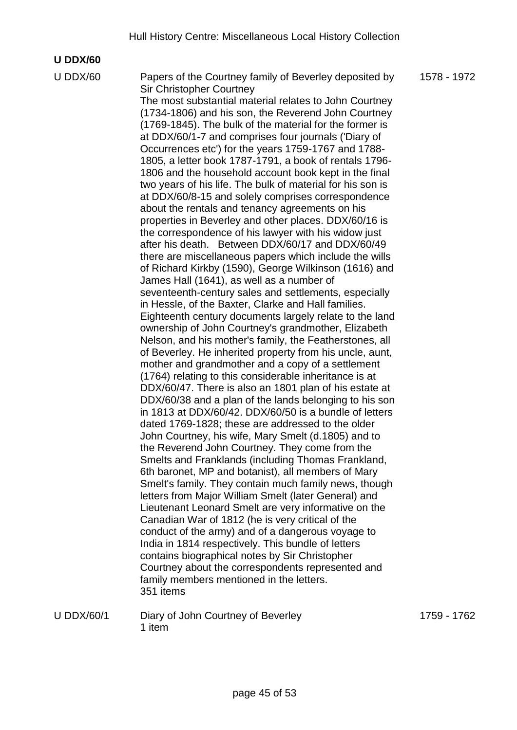## U DDX/60

| Reference | Description | Dates |
|---|---|---|
| U DDX/60 | Papers of the Courtney family of Beverley deposited by Sir Christopher Courtney<br>The most substantial material relates to John Courtney (1734-1806) and his son, the Reverend John Courtney (1769-1845). The bulk of the material for the former is at DDX/60/1-7 and comprises four journals ('Diary of Occurrences etc') for the years 1759-1767 and 1788-1805, a letter book 1787-1791, a book of rentals 1796-1806 and the household account book kept in the final two years of his life. The bulk of material for his son is at DDX/60/8-15 and solely comprises correspondence about the rentals and tenancy agreements on his properties in Beverley and other places. DDX/60/16 is the correspondence of his lawyer with his widow just after his death. Between DDX/60/17 and DDX/60/49 there are miscellaneous papers which include the wills of Richard Kirkby (1590), George Wilkinson (1616) and James Hall (1641), as well as a number of seventeenth-century sales and settlements, especially in Hessle, of the Baxter, Clarke and Hall families. Eighteenth century documents largely relate to the land ownership of John Courtney's grandmother, Elizabeth Nelson, and his mother's family, the Featherstones, all of Beverley. He inherited property from his uncle, aunt, mother and grandmother and a copy of a settlement (1764) relating to this considerable inheritance is at DDX/60/47. There is also an 1801 plan of his estate at DDX/60/38 and a plan of the lands belonging to his son in 1813 at DDX/60/42. DDX/60/50 is a bundle of letters dated 1769-1828; these are addressed to the older John Courtney, his wife, Mary Smelt (d.1805) and to the Reverend John Courtney. They come from the Smelts and Franklands (including Thomas Frankland, 6th baronet, MP and botanist), all members of Mary Smelt's family. They contain much family news, though letters from Major William Smelt (later General) and Lieutenant Leonard Smelt are very informative on the Canadian War of 1812 (he is very critical of the conduct of the army) and of a dangerous voyage to India in 1814 respectively. This bundle of letters contains biographical notes by Sir Christopher Courtney about the correspondents represented and family members mentioned in the letters.<br>351 items | 1578 - 1972 |
| U DDX/60/1 | Diary of John Courtney of Beverley<br>1 item | 1759 - 1762 |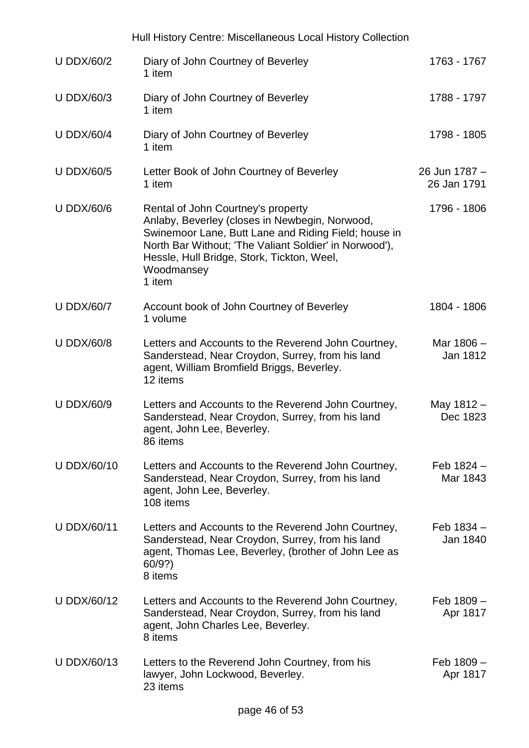| | | |
|---|---|---|
| U DDX/60/2 | Diary of John Courtney of Beverley<br>1 item | 1763 - 1767 |
| U DDX/60/3 | Diary of John Courtney of Beverley<br>1 item | 1788 - 1797 |
| U DDX/60/4 | Diary of John Courtney of Beverley<br>1 item | 1798 - 1805 |
| U DDX/60/5 | Letter Book of John Courtney of Beverley<br>1 item | 26 Jun 1787 – 26 Jan 1791 |
| U DDX/60/6 | Rental of John Courtney's property<br>Anlaby, Beverley (closes in Newbegin, Norwood, Swinemoor Lane, Butt Lane and Riding Field; house in North Bar Without; 'The Valiant Soldier' in Norwood'), Hessle, Hull Bridge, Stork, Tickton, Weel, Woodmansey<br>1 item | 1796 - 1806 |
| U DDX/60/7 | Account book of John Courtney of Beverley<br>1 volume | 1804 - 1806 |
| U DDX/60/8 | Letters and Accounts to the Reverend John Courtney, Sanderstead, Near Croydon, Surrey, from his land agent, William Bromfield Briggs, Beverley.<br>12 items | Mar 1806 – Jan 1812 |
| U DDX/60/9 | Letters and Accounts to the Reverend John Courtney, Sanderstead, Near Croydon, Surrey, from his land agent, John Lee, Beverley.<br>86 items | May 1812 – Dec 1823 |
| U DDX/60/10 | Letters and Accounts to the Reverend John Courtney, Sanderstead, Near Croydon, Surrey, from his land agent, John Lee, Beverley.<br>108 items | Feb 1824 – Mar 1843 |
| U DDX/60/11 | Letters and Accounts to the Reverend John Courtney, Sanderstead, Near Croydon, Surrey, from his land agent, Thomas Lee, Beverley, (brother of John Lee as 60/9?)<br>8 items | Feb 1834 – Jan 1840 |
| U DDX/60/12 | Letters and Accounts to the Reverend John Courtney, Sanderstead, Near Croydon, Surrey, from his land agent, John Charles Lee, Beverley.<br>8 items | Feb 1809 – Apr 1817 |
| U DDX/60/13 | Letters to the Reverend John Courtney, from his lawyer, John Lockwood, Beverley.<br>23 items | Feb 1809 – Apr 1817 |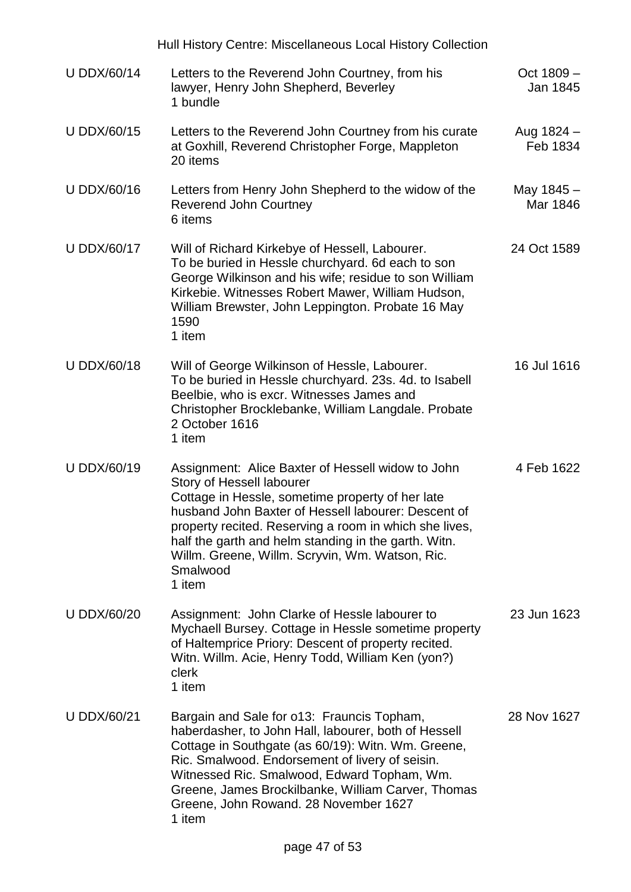| Reference | Description | Date |
|---|---|---|
| U DDX/60/14 | Letters to the Reverend John Courtney, from his lawyer, Henry John Shepherd, Beverley<br>1 bundle | Oct 1809 – Jan 1845 |
| U DDX/60/15 | Letters to the Reverend John Courtney from his curate at Goxhill, Reverend Christopher Forge, Mappleton<br>20 items | Aug 1824 – Feb 1834 |
| U DDX/60/16 | Letters from Henry John Shepherd to the widow of the Reverend John Courtney<br>6 items | May 1845 – Mar 1846 |
| U DDX/60/17 | Will of Richard Kirkebye of Hessell, Labourer.<br>To be buried in Hessle churchyard. 6d each to son George Wilkinson and his wife; residue to son William Kirkebie. Witnesses Robert Mawer, William Hudson, William Brewster, John Leppington. Probate 16 May 1590<br>1 item | 24 Oct 1589 |
| U DDX/60/18 | Will of George Wilkinson of Hessle, Labourer.<br>To be buried in Hessle churchyard. 23s. 4d. to Isabell Beelbie, who is excr. Witnesses James and Christopher Brocklebanke, William Langdale. Probate 2 October 1616<br>1 item | 16 Jul 1616 |
| U DDX/60/19 | Assignment: Alice Baxter of Hessell widow to John Story of Hessell labourer<br>Cottage in Hessle, sometime property of her late husband John Baxter of Hessell labourer: Descent of property recited. Reserving a room in which she lives, half the garth and helm standing in the garth. Witn. Willm. Greene, Willm. Scryvin, Wm. Watson, Ric. Smalwood<br>1 item | 4 Feb 1622 |
| U DDX/60/20 | Assignment: John Clarke of Hessle labourer to Mychaell Bursey. Cottage in Hessle sometime property of Haltemprice Priory: Descent of property recited. Witn. Willm. Acie, Henry Todd, William Ken (yon?) clerk<br>1 item | 23 Jun 1623 |
| U DDX/60/21 | Bargain and Sale for o13: Frauncis Topham, haberdasher, to John Hall, labourer, both of Hessell Cottage in Southgate (as 60/19): Witn. Wm. Greene, Ric. Smalwood. Endorsement of livery of seisin. Witnessed Ric. Smalwood, Edward Topham, Wm. Greene, James Brockilbanke, William Carver, Thomas Greene, John Rowand. 28 November 1627<br>1 item | 28 Nov 1627 |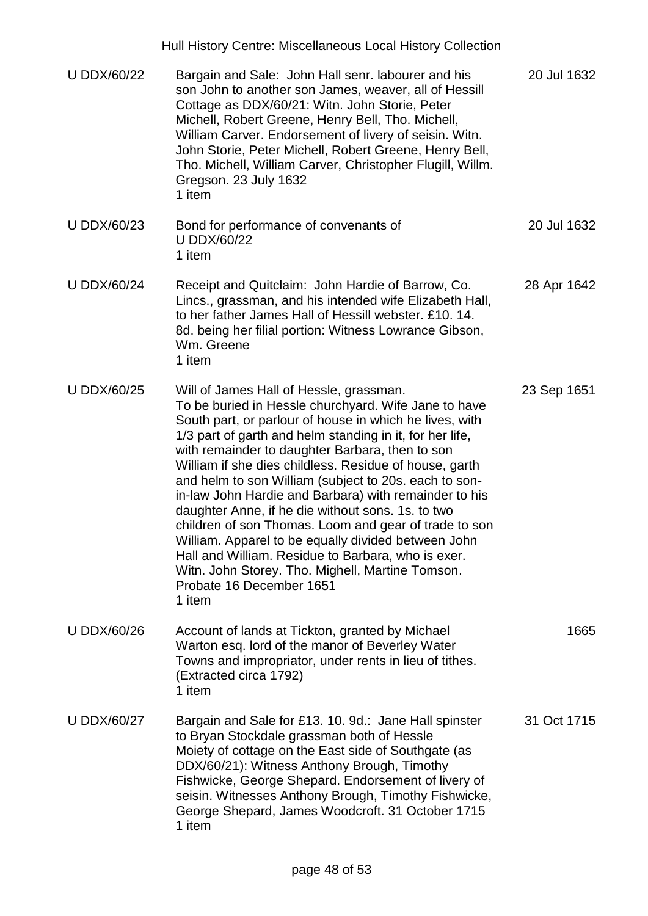| | | |
|---|---|---|
| U DDX/60/22 | Bargain and Sale: John Hall senr. labourer and his son John to another son James, weaver, all of Hessill Cottage as DDX/60/21: Witn. John Storie, Peter Michell, Robert Greene, Henry Bell, Tho. Michell, William Carver. Endorsement of livery of seisin. Witn. John Storie, Peter Michell, Robert Greene, Henry Bell, Tho. Michell, William Carver, Christopher Flugill, Willm. Gregson. 23 July 1632<br>1 item | 20 Jul 1632 |
| U DDX/60/23 | Bond for performance of convenants of U DDX/60/22<br>1 item | 20 Jul 1632 |
| U DDX/60/24 | Receipt and Quitclaim: John Hardie of Barrow, Co. Lincs., grassman, and his intended wife Elizabeth Hall, to her father James Hall of Hessill webster. £10. 14. 8d. being her filial portion: Witness Lowrance Gibson, Wm. Greene<br>1 item | 28 Apr 1642 |
| U DDX/60/25 | Will of James Hall of Hessle, grassman.<br>To be buried in Hessle churchyard. Wife Jane to have South part, or parlour of house in which he lives, with 1/3 part of garth and helm standing in it, for her life, with remainder to daughter Barbara, then to son William if she dies childless. Residue of house, garth and helm to son William (subject to 20s. each to son-in-law John Hardie and Barbara) with remainder to his daughter Anne, if he die without sons. 1s. to two children of son Thomas. Loom and gear of trade to son William. Apparel to be equally divided between John Hall and William. Residue to Barbara, who is exer. Witn. John Storey. Tho. Mighell, Martine Tomson. Probate 16 December 1651<br>1 item | 23 Sep 1651 |
| U DDX/60/26 | Account of lands at Tickton, granted by Michael Warton esq. lord of the manor of Beverley Water Towns and impropriator, under rents in lieu of tithes. (Extracted circa 1792)<br>1 item | 1665 |
| U DDX/60/27 | Bargain and Sale for £13. 10. 9d.: Jane Hall spinster to Bryan Stockdale grassman both of Hessle<br>Moiety of cottage on the East side of Southgate (as DDX/60/21): Witness Anthony Brough, Timothy Fishwicke, George Shepard. Endorsement of livery of seisin. Witnesses Anthony Brough, Timothy Fishwicke, George Shepard, James Woodcroft. 31 October 1715<br>1 item | 31 Oct 1715 |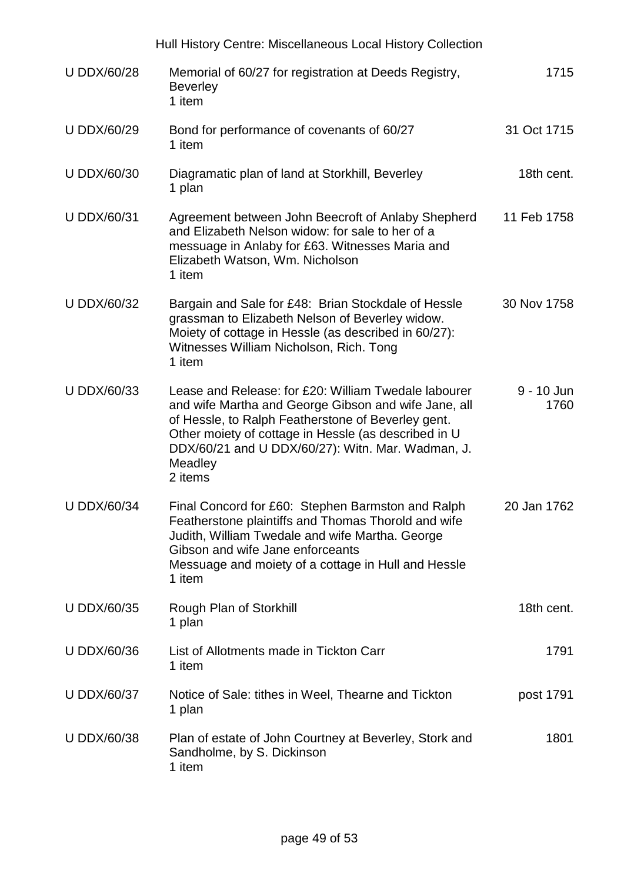| | | |
|---|---|---|
| U DDX/60/28 | Memorial of 60/27 for registration at Deeds Registry, Beverley<br>1 item | 1715 |
| U DDX/60/29 | Bond for performance of covenants of 60/27<br>1 item | 31 Oct 1715 |
| U DDX/60/30 | Diagramatic plan of land at Storkhill, Beverley<br>1 plan | 18th cent. |
| U DDX/60/31 | Agreement between John Beecroft of Anlaby Shepherd and Elizabeth Nelson widow: for sale to her of a messuage in Anlaby for £63. Witnesses Maria and Elizabeth Watson, Wm. Nicholson<br>1 item | 11 Feb 1758 |
| U DDX/60/32 | Bargain and Sale for £48: Brian Stockdale of Hessle grassman to Elizabeth Nelson of Beverley widow. Moiety of cottage in Hessle (as described in 60/27): Witnesses William Nicholson, Rich. Tong<br>1 item | 30 Nov 1758 |
| U DDX/60/33 | Lease and Release: for £20: William Twedale labourer and wife Martha and George Gibson and wife Jane, all of Hessle, to Ralph Featherstone of Beverley gent. Other moiety of cottage in Hessle (as described in U DDX/60/21 and U DDX/60/27): Witn. Mar. Wadman, J. Meadley<br>2 items | 9 - 10 Jun 1760 |
| U DDX/60/34 | Final Concord for £60: Stephen Barmston and Ralph Featherstone plaintiffs and Thomas Thorold and wife Judith, William Twedale and wife Martha. George Gibson and wife Jane enforceants<br>Messuage and moiety of a cottage in Hull and Hessle<br>1 item | 20 Jan 1762 |
| U DDX/60/35 | Rough Plan of Storkhill<br>1 plan | 18th cent. |
| U DDX/60/36 | List of Allotments made in Tickton Carr<br>1 item | 1791 |
| U DDX/60/37 | Notice of Sale: tithes in Weel, Thearne and Tickton<br>1 plan | post 1791 |
| U DDX/60/38 | Plan of estate of John Courtney at Beverley, Stork and Sandholme, by S. Dickinson<br>1 item | 1801 |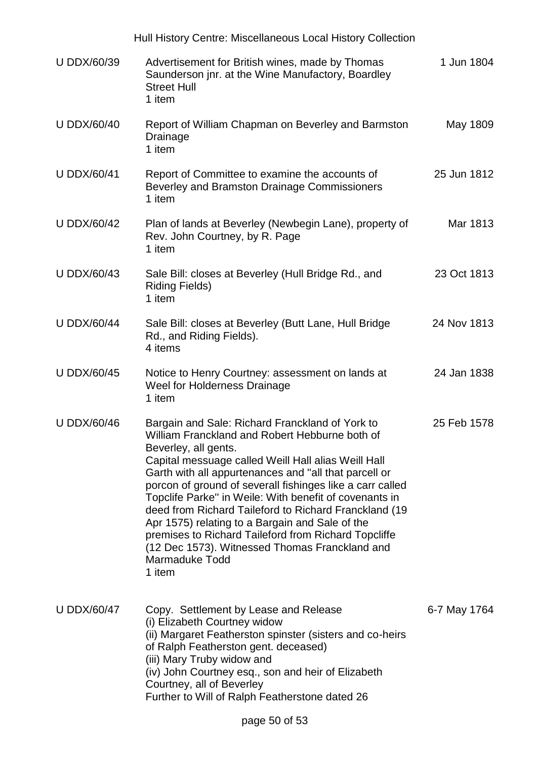| Reference | Description | Date |
|---|---|---|
| U DDX/60/39 | Advertisement for British wines, made by Thomas Saunderson jnr. at the Wine Manufactory, Boardley Street Hull<br>1 item | 1 Jun 1804 |
| U DDX/60/40 | Report of William Chapman on Beverley and Barmston Drainage<br>1 item | May 1809 |
| U DDX/60/41 | Report of Committee to examine the accounts of Beverley and Bramston Drainage Commissioners<br>1 item | 25 Jun 1812 |
| U DDX/60/42 | Plan of lands at Beverley (Newbegin Lane), property of Rev. John Courtney, by R. Page<br>1 item | Mar 1813 |
| U DDX/60/43 | Sale Bill: closes at Beverley (Hull Bridge Rd., and Riding Fields)<br>1 item | 23 Oct 1813 |
| U DDX/60/44 | Sale Bill: closes at Beverley (Butt Lane, Hull Bridge Rd., and Riding Fields).<br>4 items | 24 Nov 1813 |
| U DDX/60/45 | Notice to Henry Courtney: assessment on lands at Weel for Holderness Drainage<br>1 item | 24 Jan 1838 |
| U DDX/60/46 | Bargain and Sale: Richard Franckland of York to William Franckland and Robert Hebburne both of Beverley, all gents.<br>Capital messuage called Weill Hall alias Weill Hall Garth with all appurtenances and "all that parcell or porcon of ground of severall fishinges like a carr called Topclife Parke" in Weile: With benefit of covenants in deed from Richard Taileford to Richard Franckland (19 Apr 1575) relating to a Bargain and Sale of the premises to Richard Taileford from Richard Topcliffe (12 Dec 1573). Witnessed Thomas Franckland and Marmaduke Todd<br>1 item | 25 Feb 1578 |
| U DDX/60/47 | Copy. Settlement by Lease and Release<br>(i) Elizabeth Courtney widow<br>(ii) Margaret Featherston spinster (sisters and co-heirs of Ralph Featherston gent. deceased)<br>(iii) Mary Truby widow and<br>(iv) John Courtney esq., son and heir of Elizabeth Courtney, all of Beverley<br>Further to Will of Ralph Featherstone dated 26 | 6-7 May 1764 |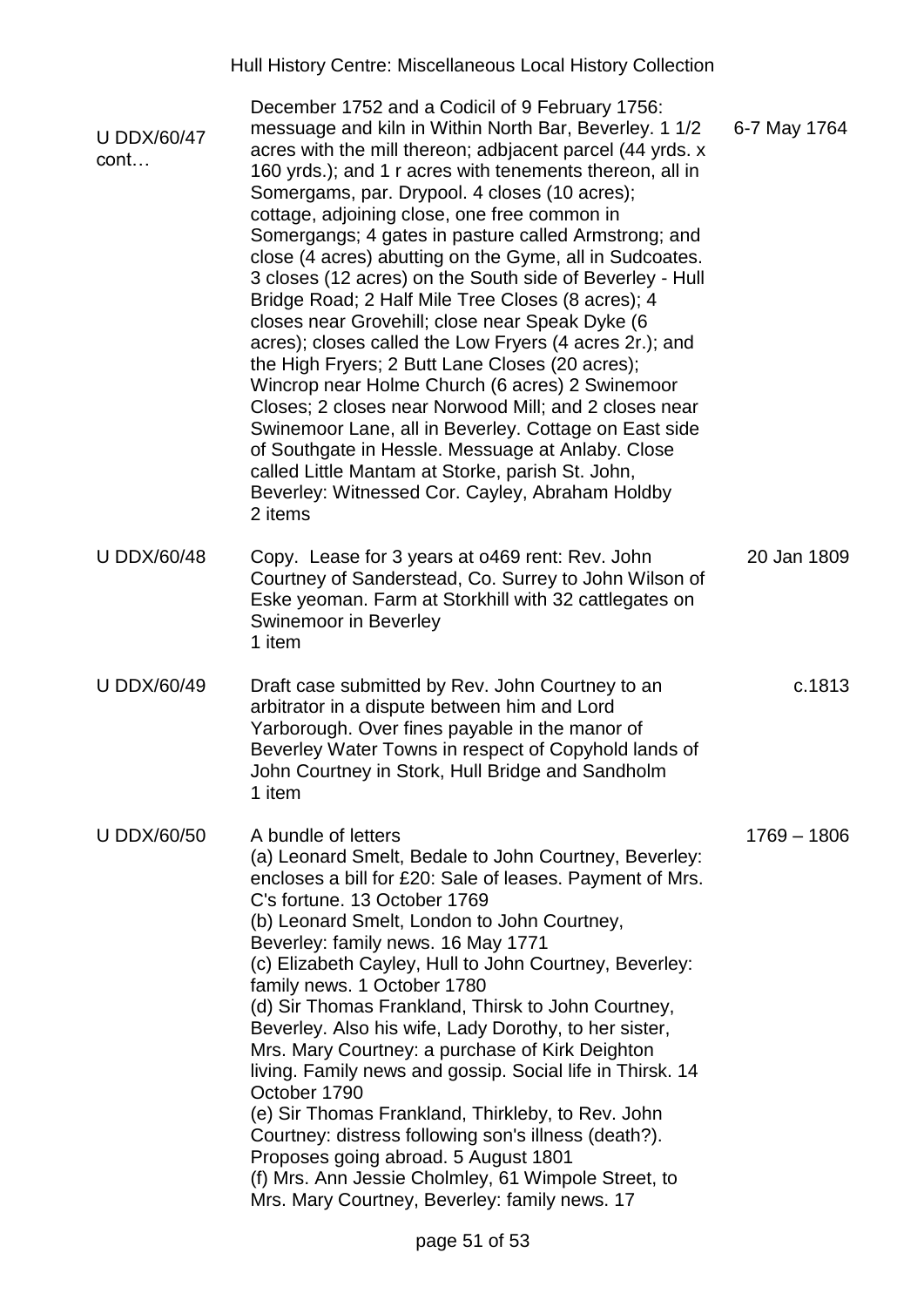| | | |
|---|---|---|
| U DDX/60/47 cont… | December 1752 and a Codicil of 9 February 1756: messuage and kiln in Within North Bar, Beverley. 1 1/2 acres with the mill thereon; adbjacent parcel (44 yrds. x 160 yrds.); and 1 r acres with tenements thereon, all in Somergams, par. Drypool. 4 closes (10 acres); cottage, adjoining close, one free common in Somergangs; 4 gates in pasture called Armstrong; and close (4 acres) abutting on the Gyme, all in Sudcoates. 3 closes (12 acres) on the South side of Beverley - Hull Bridge Road; 2 Half Mile Tree Closes (8 acres); 4 closes near Grovehill; close near Speak Dyke (6 acres); closes called the Low Fryers (4 acres 2r.); and the High Fryers; 2 Butt Lane Closes (20 acres); Wincrop near Holme Church (6 acres) 2 Swinemoor Closes; 2 closes near Norwood Mill; and 2 closes near Swinemoor Lane, all in Beverley. Cottage on East side of Southgate in Hessle. Messuage at Anlaby. Close called Little Mantam at Storke, parish St. John, Beverley: Witnessed Cor. Cayley, Abraham Holdby<br>2 items | 6-7 May 1764 |
| U DDX/60/48 | Copy. Lease for 3 years at o469 rent: Rev. John Courtney of Sanderstead, Co. Surrey to John Wilson of Eske yeoman. Farm at Storkhill with 32 cattlegates on Swinemoor in Beverley<br>1 item | 20 Jan 1809 |
| U DDX/60/49 | Draft case submitted by Rev. John Courtney to an arbitrator in a dispute between him and Lord Yarborough. Over fines payable in the manor of Beverley Water Towns in respect of Copyhold lands of John Courtney in Stork, Hull Bridge and Sandholm<br>1 item | c.1813 |
| U DDX/60/50 | A bundle of letters<br>(a) Leonard Smelt, Bedale to John Courtney, Beverley: encloses a bill for £20: Sale of leases. Payment of Mrs. C's fortune. 13 October 1769<br>(b) Leonard Smelt, London to John Courtney, Beverley: family news. 16 May 1771<br>(c) Elizabeth Cayley, Hull to John Courtney, Beverley: family news. 1 October 1780<br>(d) Sir Thomas Frankland, Thirsk to John Courtney, Beverley. Also his wife, Lady Dorothy, to her sister, Mrs. Mary Courtney: a purchase of Kirk Deighton living. Family news and gossip. Social life in Thirsk. 14 October 1790<br>(e) Sir Thomas Frankland, Thirkleby, to Rev. John Courtney: distress following son's illness (death?). Proposes going abroad. 5 August 1801<br>(f) Mrs. Ann Jessie Cholmley, 61 Wimpole Street, to Mrs. Mary Courtney, Beverley: family news. 17 | 1769 – 1806 |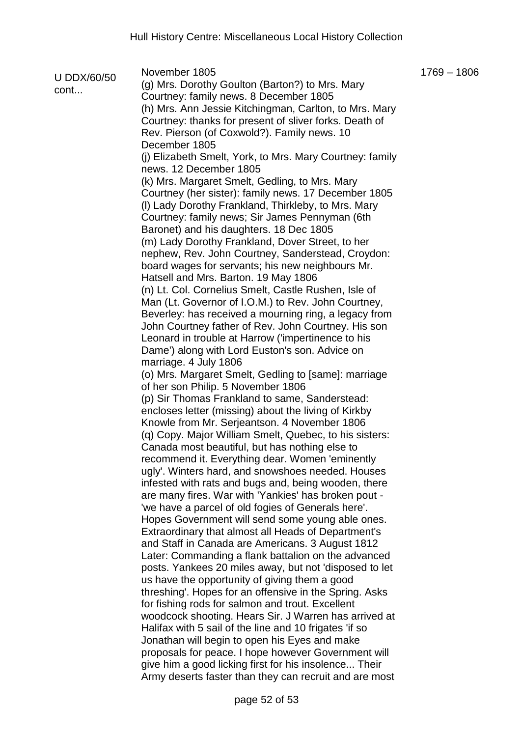| | | |
|---|---|---|
| U DDX/60/50 cont... | November 1805<br>(g) Mrs. Dorothy Goulton (Barton?) to Mrs. Mary Courtney: family news. 8 December 1805<br>(h) Mrs. Ann Jessie Kitchingman, Carlton, to Mrs. Mary Courtney: thanks for present of sliver forks. Death of Rev. Pierson (of Coxwold?). Family news. 10 December 1805<br>(j) Elizabeth Smelt, York, to Mrs. Mary Courtney: family news. 12 December 1805<br>(k) Mrs. Margaret Smelt, Gedling, to Mrs. Mary Courtney (her sister): family news. 17 December 1805<br>(l) Lady Dorothy Frankland, Thirkleby, to Mrs. Mary Courtney: family news; Sir James Pennyman (6th Baronet) and his daughters. 18 Dec 1805<br>(m) Lady Dorothy Frankland, Dover Street, to her nephew, Rev. John Courtney, Sanderstead, Croydon: board wages for servants; his new neighbours Mr. Hatsell and Mrs. Barton. 19 May 1806<br>(n) Lt. Col. Cornelius Smelt, Castle Rushen, Isle of Man (Lt. Governor of I.O.M.) to Rev. John Courtney, Beverley: has received a mourning ring, a legacy from John Courtney father of Rev. John Courtney. His son Leonard in trouble at Harrow ('impertinence to his Dame') along with Lord Euston's son. Advice on marriage. 4 July 1806<br>(o) Mrs. Margaret Smelt, Gedling to [same]: marriage of her son Philip. 5 November 1806<br>(p) Sir Thomas Frankland to same, Sanderstead: encloses letter (missing) about the living of Kirkby Knowle from Mr. Serjeantson. 4 November 1806<br>(q) Copy. Major William Smelt, Quebec, to his sisters: Canada most beautiful, but has nothing else to recommend it. Everything dear. Women 'eminently ugly'. Winters hard, and snowshoes needed. Houses infested with rats and bugs and, being wooden, there are many fires. War with 'Yankies' has broken pout - 'we have a parcel of old fogies of Generals here'. Hopes Government will send some young able ones. Extraordinary that almost all Heads of Department's and Staff in Canada are Americans. 3 August 1812<br>Later: Commanding a flank battalion on the advanced posts. Yankees 20 miles away, but not 'disposed to let us have the opportunity of giving them a good threshing'. Hopes for an offensive in the Spring. Asks for fishing rods for salmon and trout. Excellent woodcock shooting. Hears Sir. J Warren has arrived at Halifax with 5 sail of the line and 10 frigates 'if so Jonathan will begin to open his Eyes and make proposals for peace. I hope however Government will give him a good licking first for his insolence... Their Army deserts faster than they can recruit and are most | 1769 – 1806 |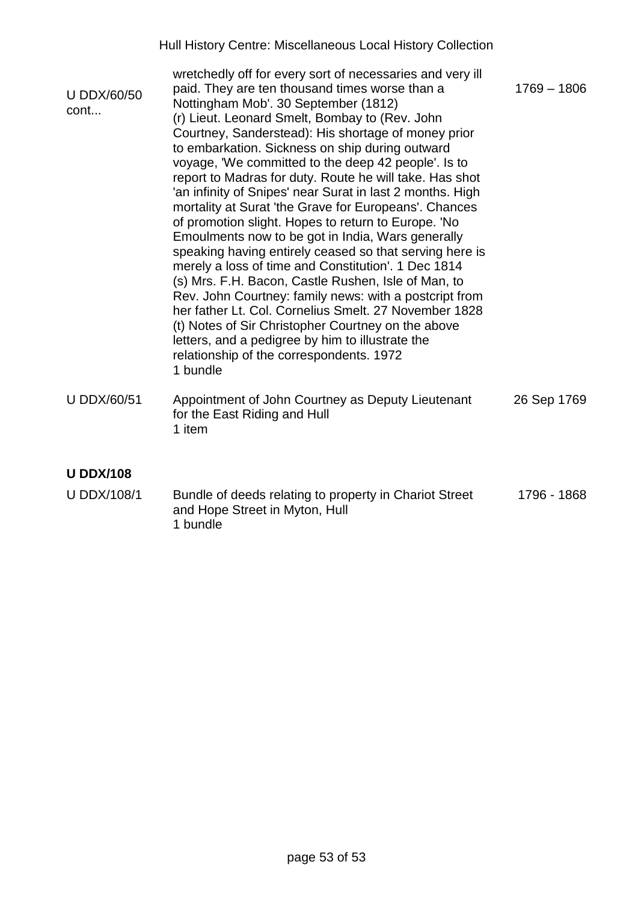| | | |
|---|---|---|
| U DDX/60/50 cont... | wretchedly off for every sort of necessaries and very ill paid. They are ten thousand times worse than a Nottingham Mob'. 30 September (1812)<br>(r) Lieut. Leonard Smelt, Bombay to (Rev. John Courtney, Sanderstead): His shortage of money prior to embarkation. Sickness on ship during outward voyage, 'We committed to the deep 42 people'. Is to report to Madras for duty. Route he will take. Has shot 'an infinity of Snipes' near Surat in last 2 months. High mortality at Surat 'the Grave for Europeans'. Chances of promotion slight. Hopes to return to Europe. 'No Emoulments now to be got in India, Wars generally speaking having entirely ceased so that serving here is merely a loss of time and Constitution'. 1 Dec 1814<br>(s) Mrs. F.H. Bacon, Castle Rushen, Isle of Man, to Rev. John Courtney: family news: with a postcript from her father Lt. Col. Cornelius Smelt. 27 November 1828<br>(t) Notes of Sir Christopher Courtney on the above letters, and a pedigree by him to illustrate the relationship of the correspondents. 1972<br>1 bundle | 1769 – 1806 |
| U DDX/60/51 | Appointment of John Courtney as Deputy Lieutenant for the East Riding and Hull<br>1 item | 26 Sep 1769 |

**U DDX/108**

| | | |
|---|---|---|
| U DDX/108/1 | Bundle of deeds relating to property in Chariot Street and Hope Street in Myton, Hull<br>1 bundle | 1796 - 1868 |